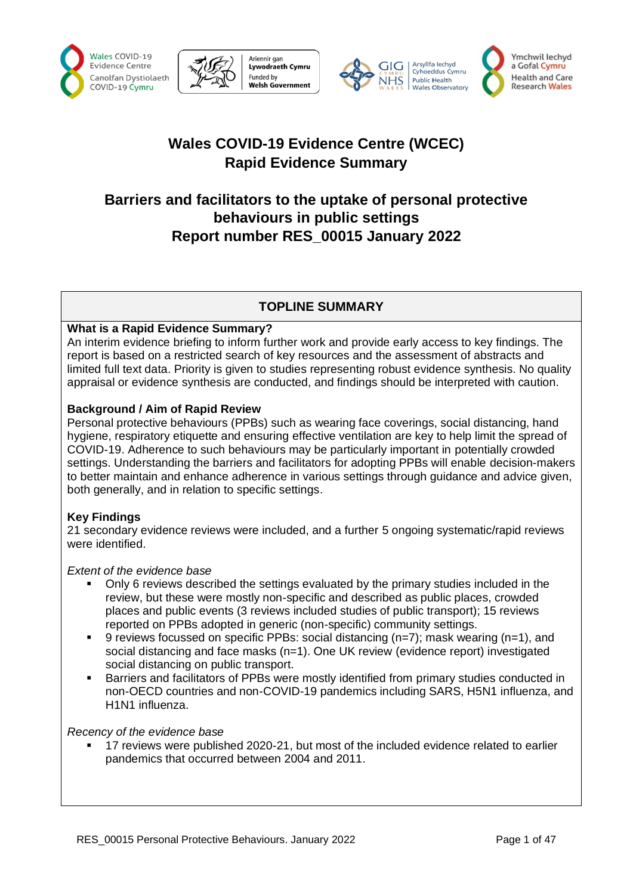Wales COVID-19 Evidence Centre / Canolfan Dystiolaeth COVID-19 Cymru

Ariennir gan Lywodraeth Cymru / Funded by Welsh Government

GIG Cymru NHS Wales | Arsyllfa Iechyd Cyhoeddus Cymru / Public Health Wales Observatory

Ymchwil Iechyd a Gofal Cymru / Health and Care Research Wales

# Wales COVID-19 Evidence Centre (WCEC) Rapid Evidence Summary

## Barriers and facilitators to the uptake of personal protective behaviours in public settings

## Report number RES_00015 January 2022

### TOPLINE SUMMARY

**What is a Rapid Evidence Summary?**

An interim evidence briefing to inform further work and provide early access to key findings. The report is based on a restricted search of key resources and the assessment of abstracts and limited full text data. Priority is given to studies representing robust evidence synthesis. No quality appraisal or evidence synthesis are conducted, and findings should be interpreted with caution.

**Background / Aim of Rapid Review**

Personal protective behaviours (PPBs) such as wearing face coverings, social distancing, hand hygiene, respiratory etiquette and ensuring effective ventilation are key to help limit the spread of COVID-19. Adherence to such behaviours may be particularly important in potentially crowded settings. Understanding the barriers and facilitators for adopting PPBs will enable decision-makers to better maintain and enhance adherence in various settings through guidance and advice given, both generally, and in relation to specific settings.

**Key Findings**

21 secondary evidence reviews were included, and a further 5 ongoing systematic/rapid reviews were identified.

*Extent of the evidence base*

- Only 6 reviews described the settings evaluated by the primary studies included in the review, but these were mostly non-specific and described as public places, crowded places and public events (3 reviews included studies of public transport); 15 reviews reported on PPBs adopted in generic (non-specific) community settings.
- 9 reviews focussed on specific PPBs: social distancing (n=7); mask wearing (n=1), and social distancing and face masks (n=1). One UK review (evidence report) investigated social distancing on public transport.
- Barriers and facilitators of PPBs were mostly identified from primary studies conducted in non-OECD countries and non-COVID-19 pandemics including SARS, H5N1 influenza, and H1N1 influenza.

*Recency of the evidence base*

- 17 reviews were published 2020-21, but most of the included evidence related to earlier pandemics that occurred between 2004 and 2011.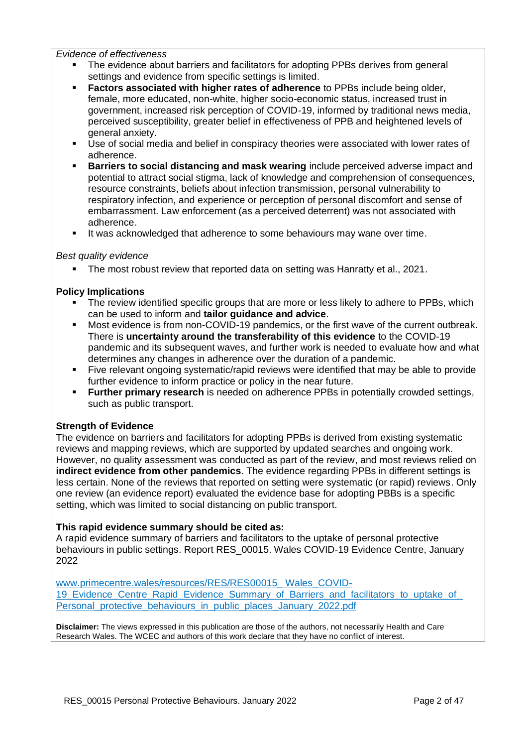*Evidence of effectiveness*

- The evidence about barriers and facilitators for adopting PPBs derives from general settings and evidence from specific settings is limited.
- **Factors associated with higher rates of adherence** to PPBs include being older, female, more educated, non-white, higher socio-economic status, increased trust in government, increased risk perception of COVID-19, informed by traditional news media, perceived susceptibility, greater belief in effectiveness of PPB and heightened levels of general anxiety.
- Use of social media and belief in conspiracy theories were associated with lower rates of adherence.
- **Barriers to social distancing and mask wearing** include perceived adverse impact and potential to attract social stigma, lack of knowledge and comprehension of consequences, resource constraints, beliefs about infection transmission, personal vulnerability to respiratory infection, and experience or perception of personal discomfort and sense of embarrassment. Law enforcement (as a perceived deterrent) was not associated with adherence.
- It was acknowledged that adherence to some behaviours may wane over time.

*Best quality evidence*

- The most robust review that reported data on setting was Hanratty et al., 2021.

**Policy Implications**

- The review identified specific groups that are more or less likely to adhere to PPBs, which can be used to inform and **tailor guidance and advice**.
- Most evidence is from non-COVID-19 pandemics, or the first wave of the current outbreak. There is **uncertainty around the transferability of this evidence** to the COVID-19 pandemic and its subsequent waves, and further work is needed to evaluate how and what determines any changes in adherence over the duration of a pandemic.
- Five relevant ongoing systematic/rapid reviews were identified that may be able to provide further evidence to inform practice or policy in the near future.
- **Further primary research** is needed on adherence PPBs in potentially crowded settings, such as public transport.

**Strength of Evidence**

The evidence on barriers and facilitators for adopting PPBs is derived from existing systematic reviews and mapping reviews, which are supported by updated searches and ongoing work. However, no quality assessment was conducted as part of the review, and most reviews relied on **indirect evidence from other pandemics**. The evidence regarding PPBs in different settings is less certain. None of the reviews that reported on setting were systematic (or rapid) reviews. Only one review (an evidence report) evaluated the evidence base for adopting PBBs is a specific setting, which was limited to social distancing on public transport.

**This rapid evidence summary should be cited as:**

A rapid evidence summary of barriers and facilitators to the uptake of personal protective behaviours in public settings. Report RES_00015. Wales COVID-19 Evidence Centre, January 2022

www.primecentre.wales/resources/RES/RES00015_Wales_COVID-19_Evidence_Centre_Rapid_Evidence_Summary_of_Barriers_and_facilitators_to_uptake_of_Personal_protective_behaviours_in_public_places_January_2022.pdf

**Disclaimer:** The views expressed in this publication are those of the authors, not necessarily Health and Care Research Wales. The WCEC and authors of this work declare that they have no conflict of interest.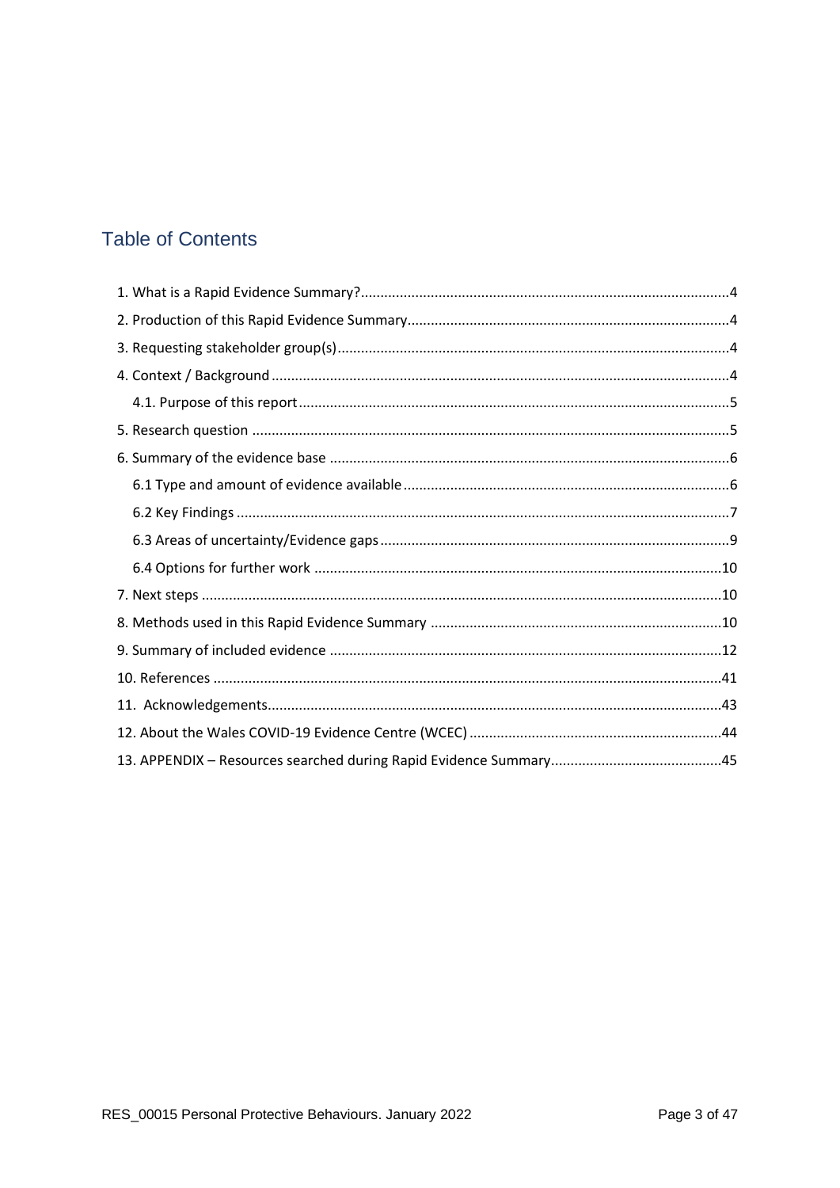## Table of Contents

1. What is a Rapid Evidence Summary? ..... 4
2. Production of this Rapid Evidence Summary ..... 4
3. Requesting stakeholder group(s) ..... 4
4. Context / Background ..... 4
   - 4.1. Purpose of this report ..... 5
5. Research question ..... 5
6. Summary of the evidence base ..... 6
   - 6.1 Type and amount of evidence available ..... 6
   - 6.2 Key Findings ..... 7
   - 6.3 Areas of uncertainty/Evidence gaps ..... 9
   - 6.4 Options for further work ..... 10
7. Next steps ..... 10
8. Methods used in this Rapid Evidence Summary ..... 10
9. Summary of included evidence ..... 12
10. References ..... 41
11. Acknowledgements ..... 43
12. About the Wales COVID-19 Evidence Centre (WCEC) ..... 44
13. APPENDIX – Resources searched during Rapid Evidence Summary ..... 45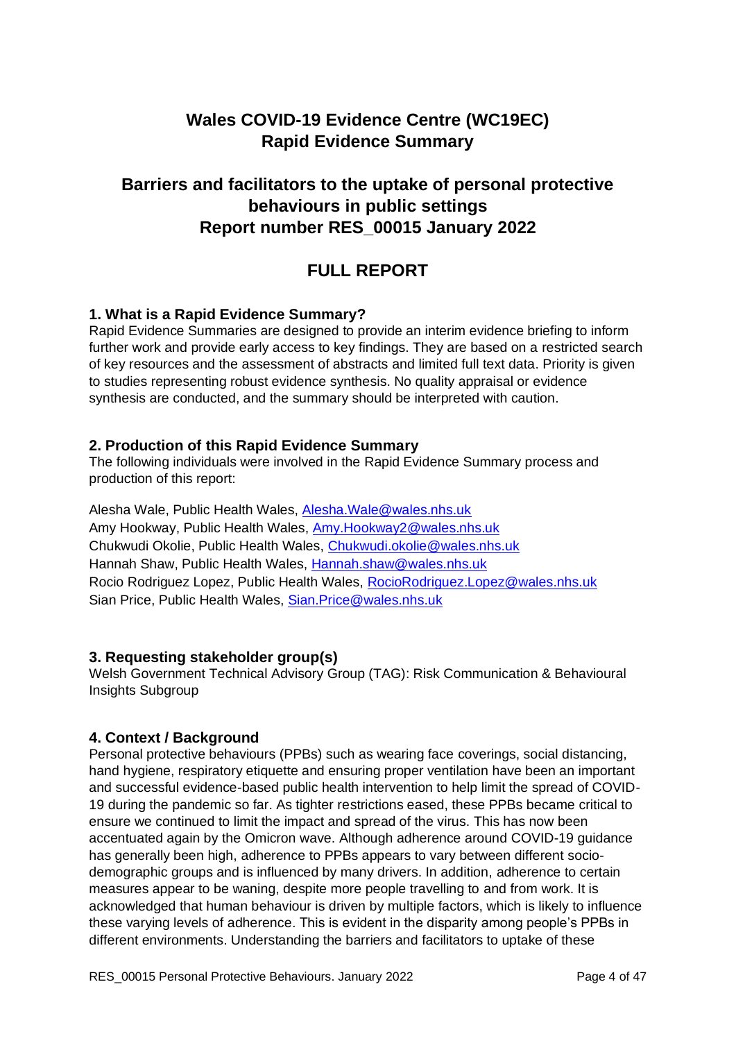# Wales COVID-19 Evidence Centre (WC19EC)
# Rapid Evidence Summary

## Barriers and facilitators to the uptake of personal protective behaviours in public settings
## Report number RES_00015 January 2022

## FULL REPORT

### 1. What is a Rapid Evidence Summary?

Rapid Evidence Summaries are designed to provide an interim evidence briefing to inform further work and provide early access to key findings. They are based on a restricted search of key resources and the assessment of abstracts and limited full text data. Priority is given to studies representing robust evidence synthesis. No quality appraisal or evidence synthesis are conducted, and the summary should be interpreted with caution.

### 2. Production of this Rapid Evidence Summary

The following individuals were involved in the Rapid Evidence Summary process and production of this report:

Alesha Wale, Public Health Wales, Alesha.Wale@wales.nhs.uk
Amy Hookway, Public Health Wales, Amy.Hookway2@wales.nhs.uk
Chukwudi Okolie, Public Health Wales, Chukwudi.okolie@wales.nhs.uk
Hannah Shaw, Public Health Wales, Hannah.shaw@wales.nhs.uk
Rocio Rodriguez Lopez, Public Health Wales, RocioRodriguez.Lopez@wales.nhs.uk
Sian Price, Public Health Wales, Sian.Price@wales.nhs.uk

### 3. Requesting stakeholder group(s)

Welsh Government Technical Advisory Group (TAG): Risk Communication & Behavioural Insights Subgroup

### 4. Context / Background

Personal protective behaviours (PPBs) such as wearing face coverings, social distancing, hand hygiene, respiratory etiquette and ensuring proper ventilation have been an important and successful evidence-based public health intervention to help limit the spread of COVID-19 during the pandemic so far. As tighter restrictions eased, these PPBs became critical to ensure we continued to limit the impact and spread of the virus. This has now been accentuated again by the Omicron wave. Although adherence around COVID-19 guidance has generally been high, adherence to PPBs appears to vary between different socio-demographic groups and is influenced by many drivers. In addition, adherence to certain measures appear to be waning, despite more people travelling to and from work. It is acknowledged that human behaviour is driven by multiple factors, which is likely to influence these varying levels of adherence. This is evident in the disparity among people's PPBs in different environments. Understanding the barriers and facilitators to uptake of these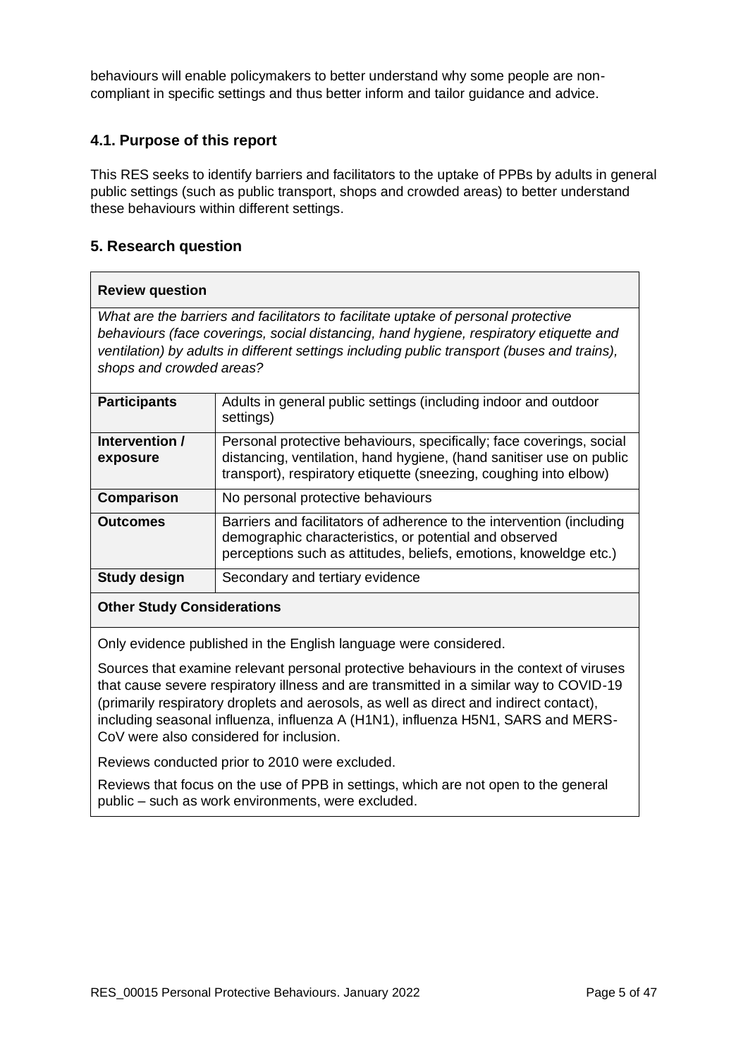behaviours will enable policymakers to better understand why some people are non-compliant in specific settings and thus better inform and tailor guidance and advice.

### 4.1. Purpose of this report

This RES seeks to identify barriers and facilitators to the uptake of PPBs by adults in general public settings (such as public transport, shops and crowded areas) to better understand these behaviours within different settings.

## 5. Research question

| **Review question** | |
|---|---|
| *What are the barriers and facilitators to facilitate uptake of personal protective behaviours (face coverings, social distancing, hand hygiene, respiratory etiquette and ventilation) by adults in different settings including public transport (buses and trains), shops and crowded areas?* | |
| **Participants** | Adults in general public settings (including indoor and outdoor settings) |
| **Intervention / exposure** | Personal protective behaviours, specifically; face coverings, social distancing, ventilation, hand hygiene, (hand sanitiser use on public transport), respiratory etiquette (sneezing, coughing into elbow) |
| **Comparison** | No personal protective behaviours |
| **Outcomes** | Barriers and facilitators of adherence to the intervention (including demographic characteristics, or potential and observed perceptions such as attitudes, beliefs, emotions, knoweldge etc.) |
| **Study design** | Secondary and tertiary evidence |
| **Other Study Considerations** | |
| Only evidence published in the English language were considered.<br><br>Sources that examine relevant personal protective behaviours in the context of viruses that cause severe respiratory illness and are transmitted in a similar way to COVID-19 (primarily respiratory droplets and aerosols, as well as direct and indirect contact), including seasonal influenza, influenza A (H1N1), influenza H5N1, SARS and MERS-CoV were also considered for inclusion.<br><br>Reviews conducted prior to 2010 were excluded.<br><br>Reviews that focus on the use of PPB in settings, which are not open to the general public – such as work environments, were excluded. | |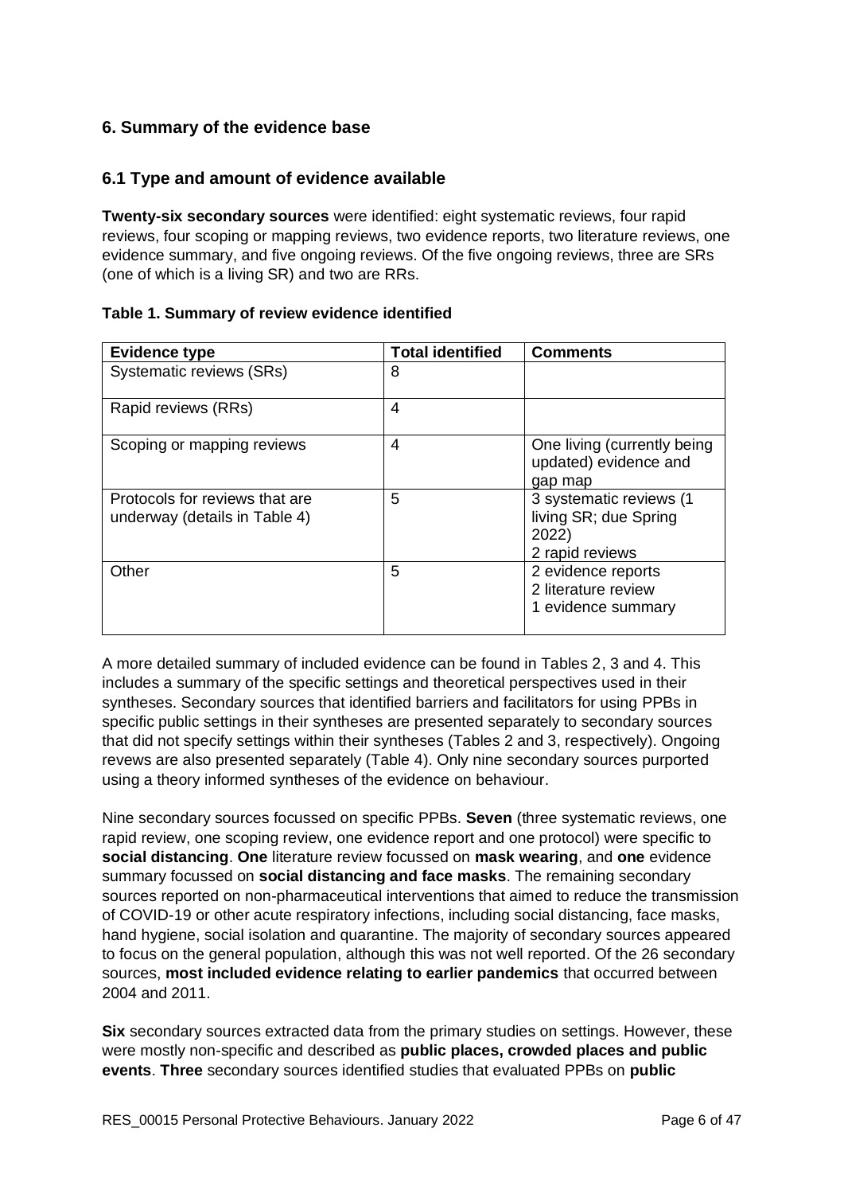## 6. Summary of the evidence base

### 6.1 Type and amount of evidence available

**Twenty-six secondary sources** were identified: eight systematic reviews, four rapid reviews, four scoping or mapping reviews, two evidence reports, two literature reviews, one evidence summary, and five ongoing reviews. Of the five ongoing reviews, three are SRs (one of which is a living SR) and two are RRs.

**Table 1. Summary of review evidence identified**

| Evidence type | Total identified | Comments |
| --- | --- | --- |
| Systematic reviews (SRs) | 8 | |
| Rapid reviews (RRs) | 4 | |
| Scoping or mapping reviews | 4 | One living (currently being updated) evidence and gap map |
| Protocols for reviews that are underway (details in Table 4) | 5 | 3 systematic reviews (1 living SR; due Spring 2022)<br>2 rapid reviews |
| Other | 5 | 2 evidence reports<br>2 literature review<br>1 evidence summary |

A more detailed summary of included evidence can be found in Tables 2, 3 and 4. This includes a summary of the specific settings and theoretical perspectives used in their syntheses. Secondary sources that identified barriers and facilitators for using PPBs in specific public settings in their syntheses are presented separately to secondary sources that did not specify settings within their syntheses (Tables 2 and 3, respectively). Ongoing revews are also presented separately (Table 4). Only nine secondary sources purported using a theory informed syntheses of the evidence on behaviour.

Nine secondary sources focussed on specific PPBs. **Seven** (three systematic reviews, one rapid review, one scoping review, one evidence report and one protocol) were specific to **social distancing**. **One** literature review focussed on **mask wearing**, and **one** evidence summary focussed on **social distancing and face masks**. The remaining secondary sources reported on non-pharmaceutical interventions that aimed to reduce the transmission of COVID-19 or other acute respiratory infections, including social distancing, face masks, hand hygiene, social isolation and quarantine. The majority of secondary sources appeared to focus on the general population, although this was not well reported. Of the 26 secondary sources, **most included evidence relating to earlier pandemics** that occurred between 2004 and 2011.

**Six** secondary sources extracted data from the primary studies on settings. However, these were mostly non-specific and described as **public places, crowded places and public events**. **Three** secondary sources identified studies that evaluated PPBs on **public**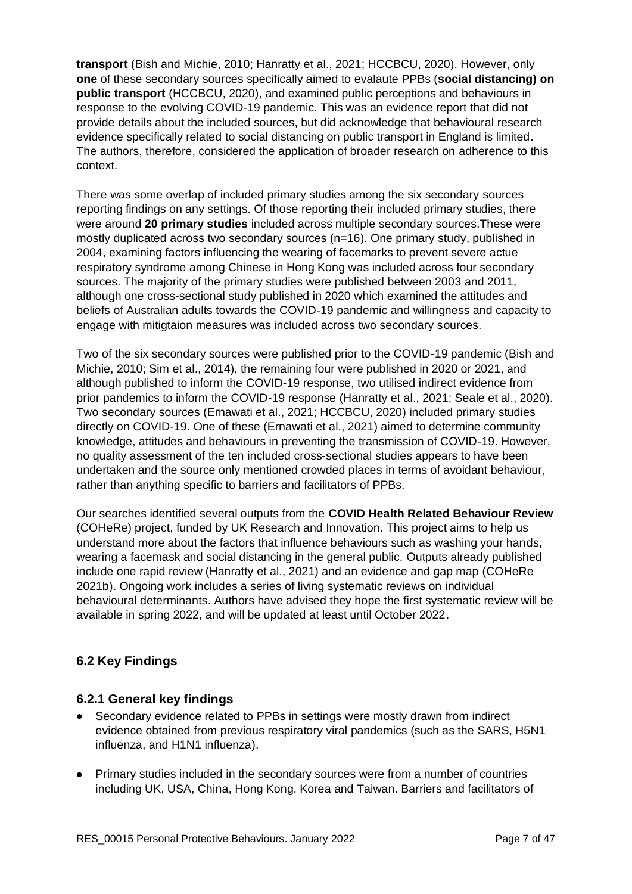**transport** (Bish and Michie, 2010; Hanratty et al., 2021; HCCBCU, 2020). However, only **one** of these secondary sources specifically aimed to evalaute PPBs (**social distancing) on public transport** (HCCBCU, 2020), and examined public perceptions and behaviours in response to the evolving COVID-19 pandemic. This was an evidence report that did not provide details about the included sources, but did acknowledge that behavioural research evidence specifically related to social distancing on public transport in England is limited. The authors, therefore, considered the application of broader research on adherence to this context.

There was some overlap of included primary studies among the six secondary sources reporting findings on any settings. Of those reporting their included primary studies, there were around **20 primary studies** included across multiple secondary sources.These were mostly duplicated across two secondary sources (n=16). One primary study, published in 2004, examining factors influencing the wearing of facemarks to prevent severe actue respiratory syndrome among Chinese in Hong Kong was included across four secondary sources. The majority of the primary studies were published between 2003 and 2011, although one cross-sectional study published in 2020 which examined the attitudes and beliefs of Australian adults towards the COVID-19 pandemic and willingness and capacity to engage with mitigtaion measures was included across two secondary sources.

Two of the six secondary sources were published prior to the COVID-19 pandemic (Bish and Michie, 2010; Sim et al., 2014), the remaining four were published in 2020 or 2021, and although published to inform the COVID-19 response, two utilised indirect evidence from prior pandemics to inform the COVID-19 response (Hanratty et al., 2021; Seale et al., 2020). Two secondary sources (Ernawati et al., 2021; HCCBCU, 2020) included primary studies directly on COVID-19. One of these (Ernawati et al., 2021) aimed to determine community knowledge, attitudes and behaviours in preventing the transmission of COVID-19. However, no quality assessment of the ten included cross-sectional studies appears to have been undertaken and the source only mentioned crowded places in terms of avoidant behaviour, rather than anything specific to barriers and facilitators of PPBs.

Our searches identified several outputs from the **COVID Health Related Behaviour Review** (COHeRe) project, funded by UK Research and Innovation. This project aims to help us understand more about the factors that influence behaviours such as washing your hands, wearing a facemask and social distancing in the general public. Outputs already published include one rapid review (Hanratty et al., 2021) and an evidence and gap map (COHeRe 2021b). Ongoing work includes a series of living systematic reviews on individual behavioural determinants. Authors have advised they hope the first systematic review will be available in spring 2022, and will be updated at least until October 2022.

## 6.2 Key Findings

### 6.2.1 General key findings

- Secondary evidence related to PPBs in settings were mostly drawn from indirect evidence obtained from previous respiratory viral pandemics (such as the SARS, H5N1 influenza, and H1N1 influenza).
- Primary studies included in the secondary sources were from a number of countries including UK, USA, China, Hong Kong, Korea and Taiwan. Barriers and facilitators of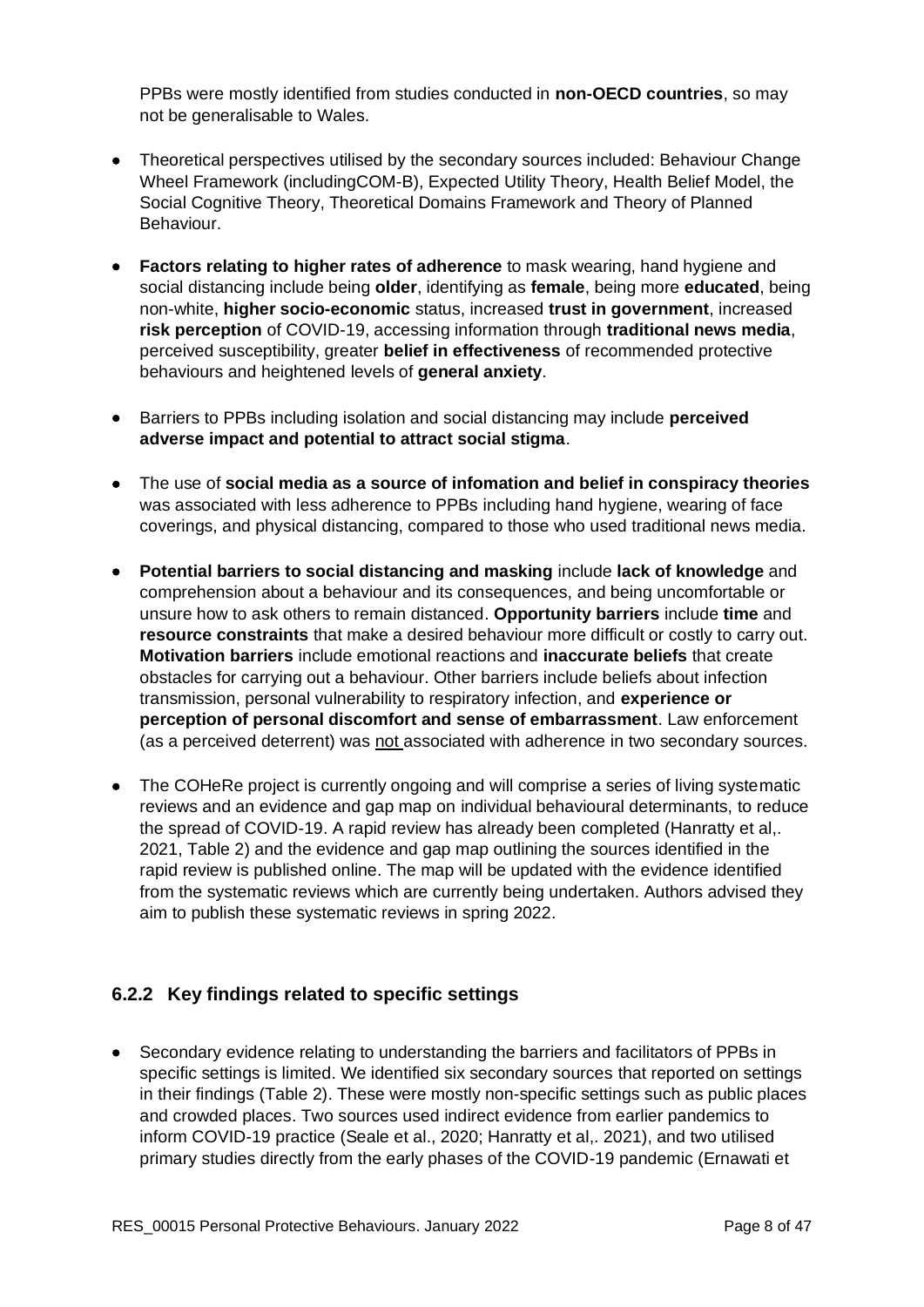PPBs were mostly identified from studies conducted in **non-OECD countries**, so may not be generalisable to Wales.

- Theoretical perspectives utilised by the secondary sources included: Behaviour Change Wheel Framework (includingCOM-B), Expected Utility Theory, Health Belief Model, the Social Cognitive Theory, Theoretical Domains Framework and Theory of Planned Behaviour.

- **Factors relating to higher rates of adherence** to mask wearing, hand hygiene and social distancing include being **older**, identifying as **female**, being more **educated**, being non-white, **higher socio-economic** status, increased **trust in government**, increased **risk perception** of COVID-19, accessing information through **traditional news media**, perceived susceptibility, greater **belief in effectiveness** of recommended protective behaviours and heightened levels of **general anxiety**.

- Barriers to PPBs including isolation and social distancing may include **perceived adverse impact and potential to attract social stigma**.

- The use of **social media as a source of infomation and belief in conspiracy theories** was associated with less adherence to PPBs including hand hygiene, wearing of face coverings, and physical distancing, compared to those who used traditional news media.

- **Potential barriers to social distancing and masking** include **lack of knowledge** and comprehension about a behaviour and its consequences, and being uncomfortable or unsure how to ask others to remain distanced. **Opportunity barriers** include **time** and **resource constraints** that make a desired behaviour more difficult or costly to carry out. **Motivation barriers** include emotional reactions and **inaccurate beliefs** that create obstacles for carrying out a behaviour. Other barriers include beliefs about infection transmission, personal vulnerability to respiratory infection, and **experience or perception of personal discomfort and sense of embarrassment**. Law enforcement (as a perceived deterrent) was not associated with adherence in two secondary sources.

- The COHeRe project is currently ongoing and will comprise a series of living systematic reviews and an evidence and gap map on individual behavioural determinants, to reduce the spread of COVID-19. A rapid review has already been completed (Hanratty et al,. 2021, Table 2) and the evidence and gap map outlining the sources identified in the rapid review is published online. The map will be updated with the evidence identified from the systematic reviews which are currently being undertaken. Authors advised they aim to publish these systematic reviews in spring 2022.

### 6.2.2 Key findings related to specific settings

- Secondary evidence relating to understanding the barriers and facilitators of PPBs in specific settings is limited. We identified six secondary sources that reported on settings in their findings (Table 2). These were mostly non-specific settings such as public places and crowded places. Two sources used indirect evidence from earlier pandemics to inform COVID-19 practice (Seale et al., 2020; Hanratty et al,. 2021), and two utilised primary studies directly from the early phases of the COVID-19 pandemic (Ernawati et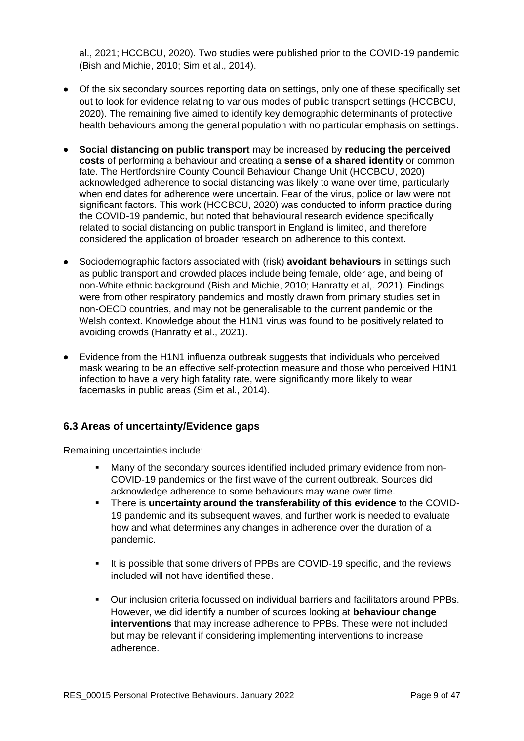al., 2021; HCCBCU, 2020). Two studies were published prior to the COVID-19 pandemic (Bish and Michie, 2010; Sim et al., 2014).

- Of the six secondary sources reporting data on settings, only one of these specifically set out to look for evidence relating to various modes of public transport settings (HCCBCU, 2020). The remaining five aimed to identify key demographic determinants of protective health behaviours among the general population with no particular emphasis on settings.
- **Social distancing on public transport** may be increased by **reducing the perceived costs** of performing a behaviour and creating a **sense of a shared identity** or common fate. The Hertfordshire County Council Behaviour Change Unit (HCCBCU, 2020) acknowledged adherence to social distancing was likely to wane over time, particularly when end dates for adherence were uncertain. Fear of the virus, police or law were not significant factors. This work (HCCBCU, 2020) was conducted to inform practice during the COVID-19 pandemic, but noted that behavioural research evidence specifically related to social distancing on public transport in England is limited, and therefore considered the application of broader research on adherence to this context.
- Sociodemographic factors associated with (risk) **avoidant behaviours** in settings such as public transport and crowded places include being female, older age, and being of non-White ethnic background (Bish and Michie, 2010; Hanratty et al,. 2021). Findings were from other respiratory pandemics and mostly drawn from primary studies set in non-OECD countries, and may not be generalisable to the current pandemic or the Welsh context. Knowledge about the H1N1 virus was found to be positively related to avoiding crowds (Hanratty et al., 2021).
- Evidence from the H1N1 influenza outbreak suggests that individuals who perceived mask wearing to be an effective self-protection measure and those who perceived H1N1 infection to have a very high fatality rate, were significantly more likely to wear facemasks in public areas (Sim et al., 2014).

### 6.3 Areas of uncertainty/Evidence gaps

Remaining uncertainties include:

- Many of the secondary sources identified included primary evidence from non-COVID-19 pandemics or the first wave of the current outbreak. Sources did acknowledge adherence to some behaviours may wane over time.
- There is **uncertainty around the transferability of this evidence** to the COVID-19 pandemic and its subsequent waves, and further work is needed to evaluate how and what determines any changes in adherence over the duration of a pandemic.
- It is possible that some drivers of PPBs are COVID-19 specific, and the reviews included will not have identified these.
- Our inclusion criteria focussed on individual barriers and facilitators around PPBs. However, we did identify a number of sources looking at **behaviour change interventions** that may increase adherence to PPBs. These were not included but may be relevant if considering implementing interventions to increase adherence.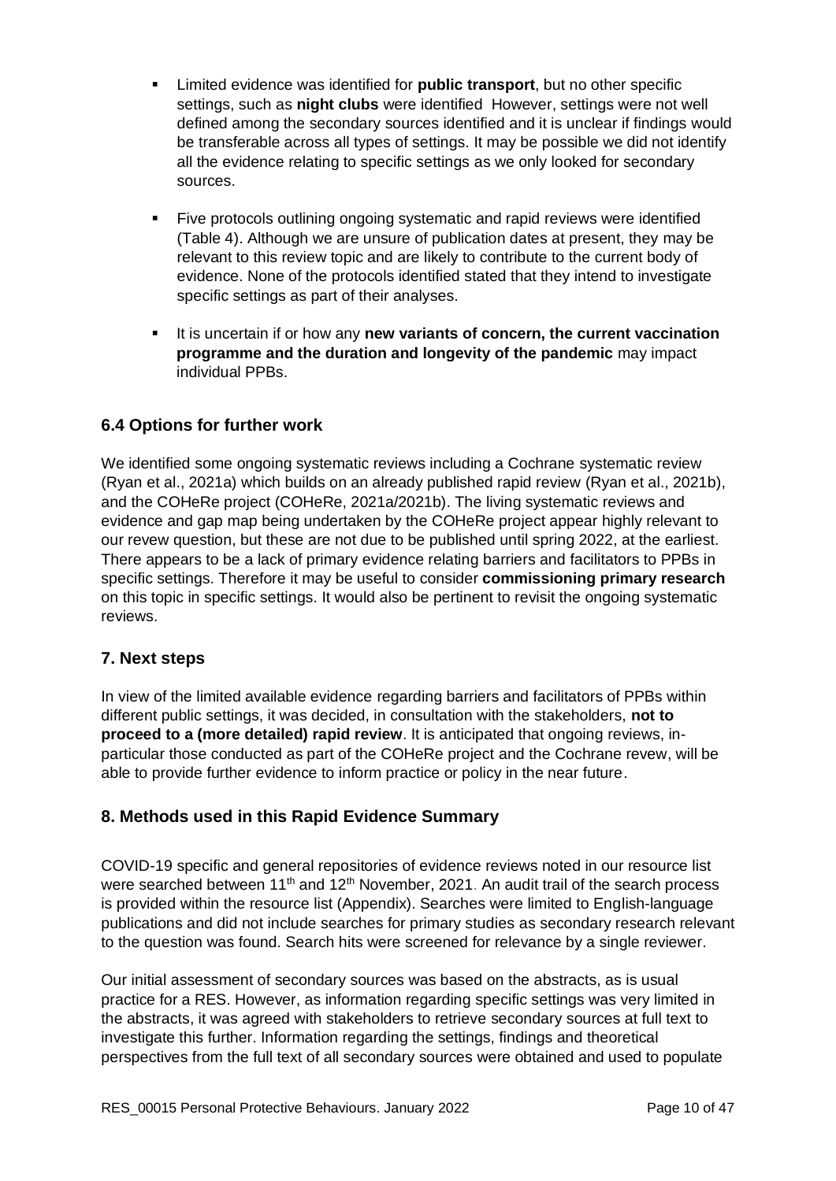- Limited evidence was identified for **public transport**, but no other specific settings, such as **night clubs** were identified However, settings were not well defined among the secondary sources identified and it is unclear if findings would be transferable across all types of settings. It may be possible we did not identify all the evidence relating to specific settings as we only looked for secondary sources.

- Five protocols outlining ongoing systematic and rapid reviews were identified (Table 4). Although we are unsure of publication dates at present, they may be relevant to this review topic and are likely to contribute to the current body of evidence. None of the protocols identified stated that they intend to investigate specific settings as part of their analyses.

- It is uncertain if or how any **new variants of concern, the current vaccination programme and the duration and longevity of the pandemic** may impact individual PPBs.

## 6.4 Options for further work

We identified some ongoing systematic reviews including a Cochrane systematic review (Ryan et al., 2021a) which builds on an already published rapid review (Ryan et al., 2021b), and the COHeRe project (COHeRe, 2021a/2021b). The living systematic reviews and evidence and gap map being undertaken by the COHeRe project appear highly relevant to our revew question, but these are not due to be published until spring 2022, at the earliest. There appears to be a lack of primary evidence relating barriers and facilitators to PPBs in specific settings. Therefore it may be useful to consider **commissioning primary research** on this topic in specific settings. It would also be pertinent to revisit the ongoing systematic reviews.

## 7. Next steps

In view of the limited available evidence regarding barriers and facilitators of PPBs within different public settings, it was decided, in consultation with the stakeholders, **not to proceed to a (more detailed) rapid review**. It is anticipated that ongoing reviews, in-particular those conducted as part of the COHeRe project and the Cochrane revew, will be able to provide further evidence to inform practice or policy in the near future.

## 8. Methods used in this Rapid Evidence Summary

COVID-19 specific and general repositories of evidence reviews noted in our resource list were searched between 11th and 12th November, 2021. An audit trail of the search process is provided within the resource list (Appendix). Searches were limited to English-language publications and did not include searches for primary studies as secondary research relevant to the question was found. Search hits were screened for relevance by a single reviewer.

Our initial assessment of secondary sources was based on the abstracts, as is usual practice for a RES. However, as information regarding specific settings was very limited in the abstracts, it was agreed with stakeholders to retrieve secondary sources at full text to investigate this further. Information regarding the settings, findings and theoretical perspectives from the full text of all secondary sources were obtained and used to populate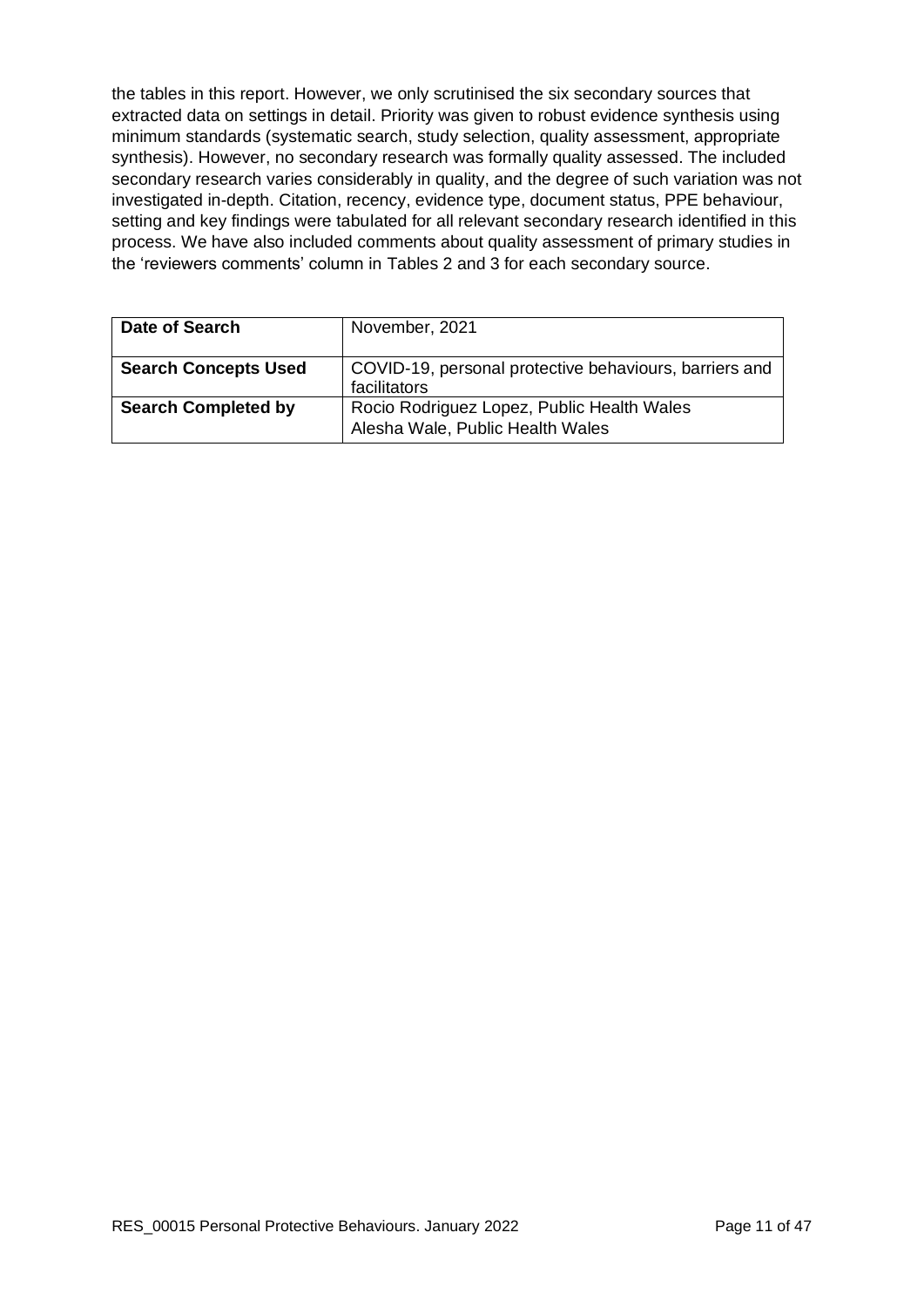the tables in this report. However, we only scrutinised the six secondary sources that extracted data on settings in detail. Priority was given to robust evidence synthesis using minimum standards (systematic search, study selection, quality assessment, appropriate synthesis). However, no secondary research was formally quality assessed. The included secondary research varies considerably in quality, and the degree of such variation was not investigated in-depth. Citation, recency, evidence type, document status, PPE behaviour, setting and key findings were tabulated for all relevant secondary research identified in this process. We have also included comments about quality assessment of primary studies in the 'reviewers comments' column in Tables 2 and 3 for each secondary source.

| **Date of Search** | November, 2021 |
|---|---|
| **Search Concepts Used** | COVID-19, personal protective behaviours, barriers and facilitators |
| **Search Completed by** | Rocio Rodriguez Lopez, Public Health Wales<br>Alesha Wale, Public Health Wales |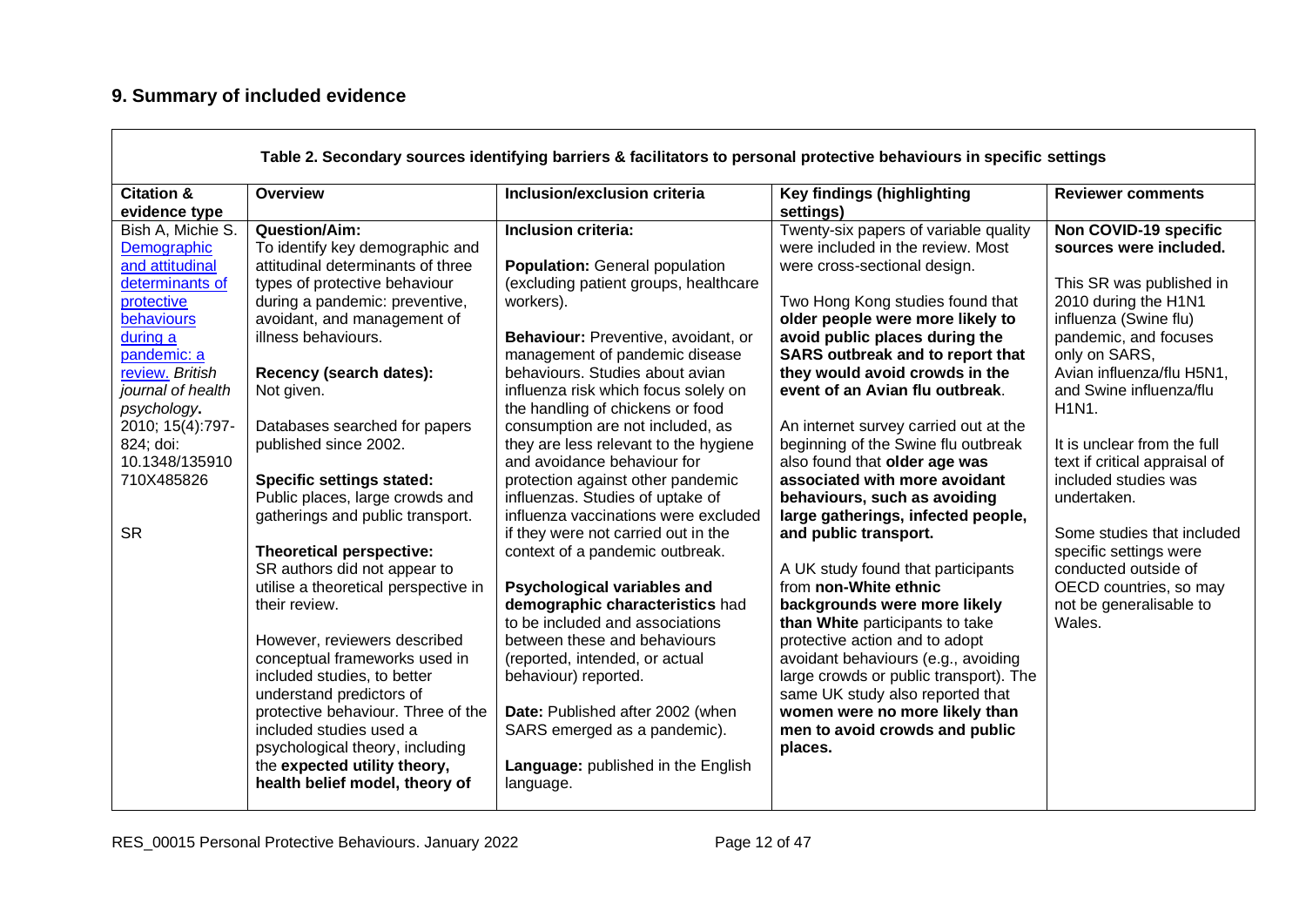## 9. Summary of included evidence

| Table 2. Secondary sources identifying barriers & facilitators to personal protective behaviours in specific settings | | | | |
|---|---|---|---|---|
| **Citation & evidence type** | **Overview** | **Inclusion/exclusion criteria** | **Key findings (highlighting settings)** | **Reviewer comments** |
| Bish A, Michie S. [Demographic and attitudinal determinants of protective behaviours during a pandemic: a review.](https://doi.org/10.1348/135910710X485826) *British journal of health psychology*. 2010; 15(4):797-824; doi: 10.1348/135910710X485826<br><br>SR | **Question/Aim:**<br>To identify key demographic and attitudinal determinants of three types of protective behaviour during a pandemic: preventive, avoidant, and management of illness behaviours.<br><br>**Recency (search dates):**<br>Not given.<br><br>Databases searched for papers published since 2002.<br><br>**Specific settings stated:**<br>Public places, large crowds and gatherings and public transport.<br><br>**Theoretical perspective:**<br>SR authors did not appear to utilise a theoretical perspective in their review.<br><br>However, reviewers described conceptual frameworks used in included studies, to better understand predictors of protective behaviour. Three of the included studies used a psychological theory, including the **expected utility theory, health belief model, theory of** | **Inclusion criteria:**<br><br>**Population:** General population (excluding patient groups, healthcare workers).<br><br>**Behaviour:** Preventive, avoidant, or management of pandemic disease behaviours. Studies about avian influenza risk which focus solely on the handling of chickens or food consumption are not included, as they are less relevant to the hygiene and avoidance behaviour for protection against other pandemic influenzas. Studies of uptake of influenza vaccinations were excluded if they were not carried out in the context of a pandemic outbreak.<br><br>**Psychological variables and demographic characteristics** had to be included and associations between these and behaviours (reported, intended, or actual behaviour) reported.<br><br>**Date:** Published after 2002 (when SARS emerged as a pandemic).<br><br>**Language:** published in the English language. | Twenty-six papers of variable quality were included in the review. Most were cross-sectional design.<br><br>Two Hong Kong studies found that **older people were more likely to avoid public places during the SARS outbreak and to report that they would avoid crowds in the event of an Avian flu outbreak**.<br><br>An internet survey carried out at the beginning of the Swine flu outbreak also found that **older age was associated with more avoidant behaviours, such as avoiding large gatherings, infected people, and public transport.**<br><br>A UK study found that participants from **non-White ethnic backgrounds were more likely than White** participants to take protective action and to adopt avoidant behaviours (e.g., avoiding large crowds or public transport). The same UK study also reported that **women were no more likely than men to avoid crowds and public places.** | **Non COVID-19 specific sources were included.**<br><br>This SR was published in 2010 during the H1N1 influenza (Swine flu) pandemic, and focuses only on SARS, Avian influenza/flu H5N1, and Swine influenza/flu H1N1.<br><br>It is unclear from the full text if critical appraisal of included studies was undertaken.<br><br>Some studies that included specific settings were conducted outside of OECD countries, so may not be generalisable to Wales. |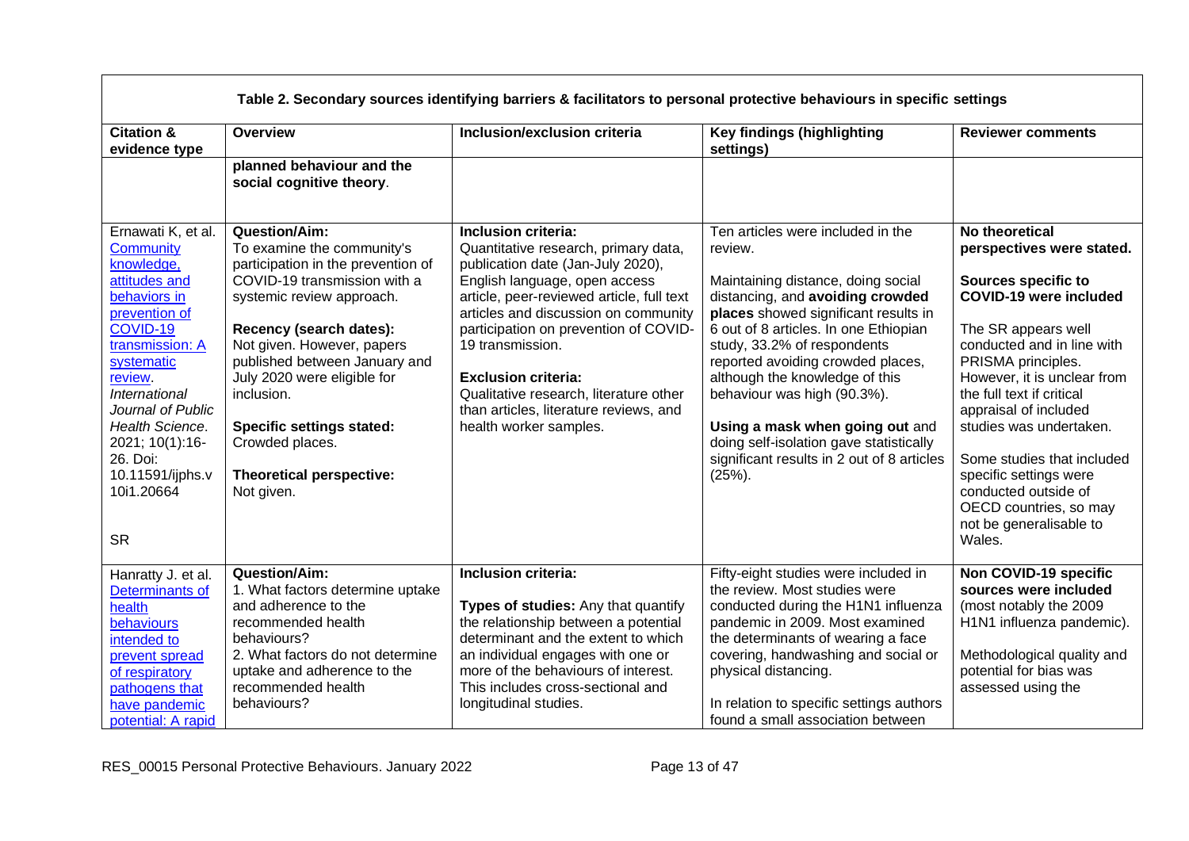**Table 2. Secondary sources identifying barriers & facilitators to personal protective behaviours in specific settings**

| Citation & evidence type | Overview | Inclusion/exclusion criteria | Key findings (highlighting settings) | Reviewer comments |
|---|---|---|---|---|
| | **planned behaviour and the social cognitive theory**. | | | |
| Ernawati K, et al. Community knowledge, attitudes and behaviors in prevention of COVID-19 transmission: A systematic review. *International Journal of Public Health Science*. 2021; 10(1):16-26. Doi: 10.11591/ijphs.v10i1.20664<br><br>SR | **Question/Aim:**<br>To examine the community's participation in the prevention of COVID-19 transmission with a systemic review approach.<br><br>**Recency (search dates):**<br>Not given. However, papers published between January and July 2020 were eligible for inclusion.<br><br>**Specific settings stated:**<br>Crowded places.<br><br>**Theoretical perspective:**<br>Not given. | **Inclusion criteria:**<br>Quantitative research, primary data, publication date (Jan-July 2020), English language, open access article, peer-reviewed article, full text articles and discussion on community participation on prevention of COVID-19 transmission.<br><br>**Exclusion criteria:**<br>Qualitative research, literature other than articles, literature reviews, and health worker samples. | Ten articles were included in the review.<br><br>Maintaining distance, doing social distancing, and **avoiding crowded places** showed significant results in 6 out of 8 articles. In one Ethiopian study, 33.2% of respondents reported avoiding crowded places, although the knowledge of this behaviour was high (90.3%).<br><br>**Using a mask when going out** and doing self-isolation gave statistically significant results in 2 out of 8 articles (25%). | **No theoretical perspectives were stated.**<br><br>**Sources specific to COVID-19 were included**<br><br>The SR appears well conducted and in line with PRISMA principles. However, it is unclear from the full text if critical appraisal of included studies was undertaken.<br><br>Some studies that included specific settings were conducted outside of OECD countries, so may not be generalisable to Wales. |
| Hanratty J. et al. Determinants of health behaviours intended to prevent spread of respiratory pathogens that have pandemic potential: A rapid | **Question/Aim:**<br>1. What factors determine uptake and adherence to the recommended health behaviours?<br>2. What factors do not determine uptake and adherence to the recommended health behaviours? | **Inclusion criteria:**<br><br>**Types of studies:** Any that quantify the relationship between a potential determinant and the extent to which an individual engages with one or more of the behaviours of interest. This includes cross-sectional and longitudinal studies. | Fifty-eight studies were included in the review. Most studies were conducted during the H1N1 influenza pandemic in 2009. Most examined the determinants of wearing a face covering, handwashing and social or physical distancing.<br><br>In relation to specific settings authors found a small association between | **Non COVID-19 specific sources were included** (most notably the 2009 H1N1 influenza pandemic).<br><br>Methodological quality and potential for bias was assessed using the |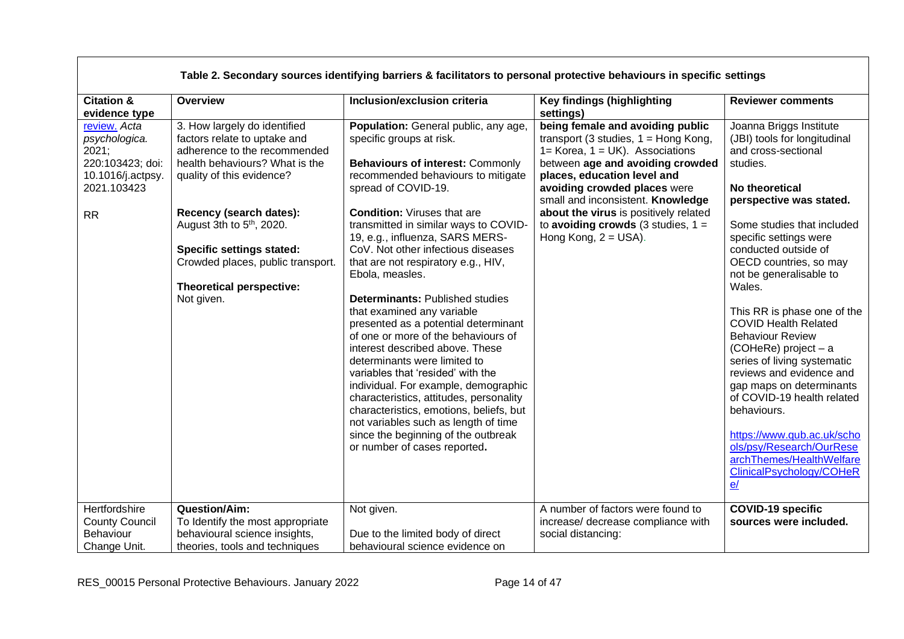**Table 2. Secondary sources identifying barriers & facilitators to personal protective behaviours in specific settings**

| Citation & evidence type | Overview | Inclusion/exclusion criteria | Key findings (highlighting settings) | Reviewer comments |
|---|---|---|---|---|
| review. *Acta psychologica.* 2021; 220:103423; doi: 10.1016/j.actpsy. 2021.103423<br><br>RR | 3. How largely do identified factors relate to uptake and adherence to the recommended health behaviours? What is the quality of this evidence?<br><br>**Recency (search dates):** August 3th to 5th, 2020.<br><br>**Specific settings stated:** Crowded places, public transport.<br><br>**Theoretical perspective:** Not given. | **Population:** General public, any age, specific groups at risk.<br><br>**Behaviours of interest:** Commonly recommended behaviours to mitigate spread of COVID-19.<br><br>**Condition:** Viruses that are transmitted in similar ways to COVID-19, e.g., influenza, SARS MERS-CoV. Not other infectious diseases that are not respiratory e.g., HIV, Ebola, measles.<br><br>**Determinants:** Published studies that examined any variable presented as a potential determinant of one or more of the behaviours of interest described above. These determinants were limited to variables that 'resided' with the individual. For example, demographic characteristics, attitudes, personality characteristics, emotions, beliefs, but not variables such as length of time since the beginning of the outbreak or number of cases reported**.** | **being female and avoiding public** transport (3 studies, 1 = Hong Kong, 1= Korea, 1 = UK). Associations between **age and avoiding crowded places, education level and avoiding crowded places** were small and inconsistent. **Knowledge about the virus** is positively related to **avoiding crowds** (3 studies, 1 = Hong Kong, 2 = USA). | Joanna Briggs Institute (JBI) tools for longitudinal and cross-sectional studies.<br><br>**No theoretical perspective was stated.**<br><br>Some studies that included specific settings were conducted outside of OECD countries, so may not be generalisable to Wales.<br><br>This RR is phase one of the COVID Health Related Behaviour Review (COHeRe) project – a series of living systematic reviews and evidence and gap maps on determinants of COVID-19 health related behaviours.<br><br>https://www.qub.ac.uk/schools/psy/Research/OurResearchThemes/HealthWelfareClinicalPsychology/COHeRe/ |
| Hertfordshire County Council Behaviour Change Unit. | **Question/Aim:** To Identify the most appropriate behavioural science insights, theories, tools and techniques | Not given.<br><br>Due to the limited body of direct behavioural science evidence on | A number of factors were found to increase/ decrease compliance with social distancing: | **COVID-19 specific sources were included.** |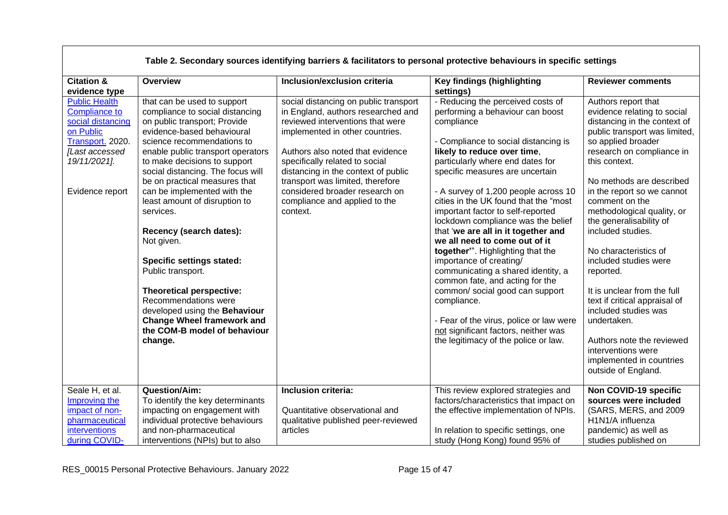| Table 2. Secondary sources identifying barriers & facilitators to personal protective behaviours in specific settings | | | | |
|---|---|---|---|---|
| **Citation & evidence type** | **Overview** | **Inclusion/exclusion criteria** | **Key findings (highlighting settings)** | **Reviewer comments** |
| Public Health Compliance to social distancing on Public Transport. 2020. *[Last accessed 19/11/2021].*<br><br>Evidence report | that can be used to support compliance to social distancing on public transport; Provide evidence-based behavioural science recommendations to enable public transport operators to make decisions to support social distancing. The focus will be on practical measures that can be implemented with the least amount of disruption to services.<br><br>**Recency (search dates):**<br>Not given.<br><br>**Specific settings stated:**<br>Public transport.<br><br>**Theoretical perspective:**<br>Recommendations were developed using the **Behaviour Change Wheel framework and the COM-B model of behaviour change.** | social distancing on public transport in England, authors researched and reviewed interventions that were implemented in other countries.<br><br>Authors also noted that evidence specifically related to social distancing in the context of public transport was limited, therefore considered broader research on compliance and applied to the context. | - Reducing the perceived costs of performing a behaviour can boost compliance<br><br>- Compliance to social distancing is **likely to reduce over time**, particularly where end dates for specific measures are uncertain<br><br>- A survey of 1,200 people across 10 cities in the UK found that the "most important factor to self-reported lockdown compliance was the belief that '**we are all in it together and we all need to come out of it together'**". Highlighting that the importance of creating/ communicating a shared identity, a common fate, and acting for the common/ social good can support compliance.<br><br>- Fear of the virus, police or law were not significant factors, neither was the legitimacy of the police or law. | Authors report that evidence relating to social distancing in the context of public transport was limited, so applied broader research on compliance in this context.<br><br>No methods are described in the report so we cannot comment on the methodological quality, or the generalisability of included studies.<br><br>No characteristics of included studies were reported.<br><br>It is unclear from the full text if critical appraisal of included studies was undertaken.<br><br>Authors note the reviewed interventions were implemented in countries outside of England. |
| Seale H, et al. Improving the impact of non-pharmaceutical interventions during COVID- | **Question/Aim:**<br>To identify the key determinants impacting on engagement with individual protective behaviours and non-pharmaceutical interventions (NPIs) but to also | **Inclusion criteria:**<br><br>Quantitative observational and qualitative published peer-reviewed articles | This review explored strategies and factors/characteristics that impact on the effective implementation of NPIs.<br><br>In relation to specific settings, one study (Hong Kong) found 95% of | **Non COVID-19 specific sources were included** (SARS, MERS, and 2009 H1N1/A influenza pandemic) as well as studies published on |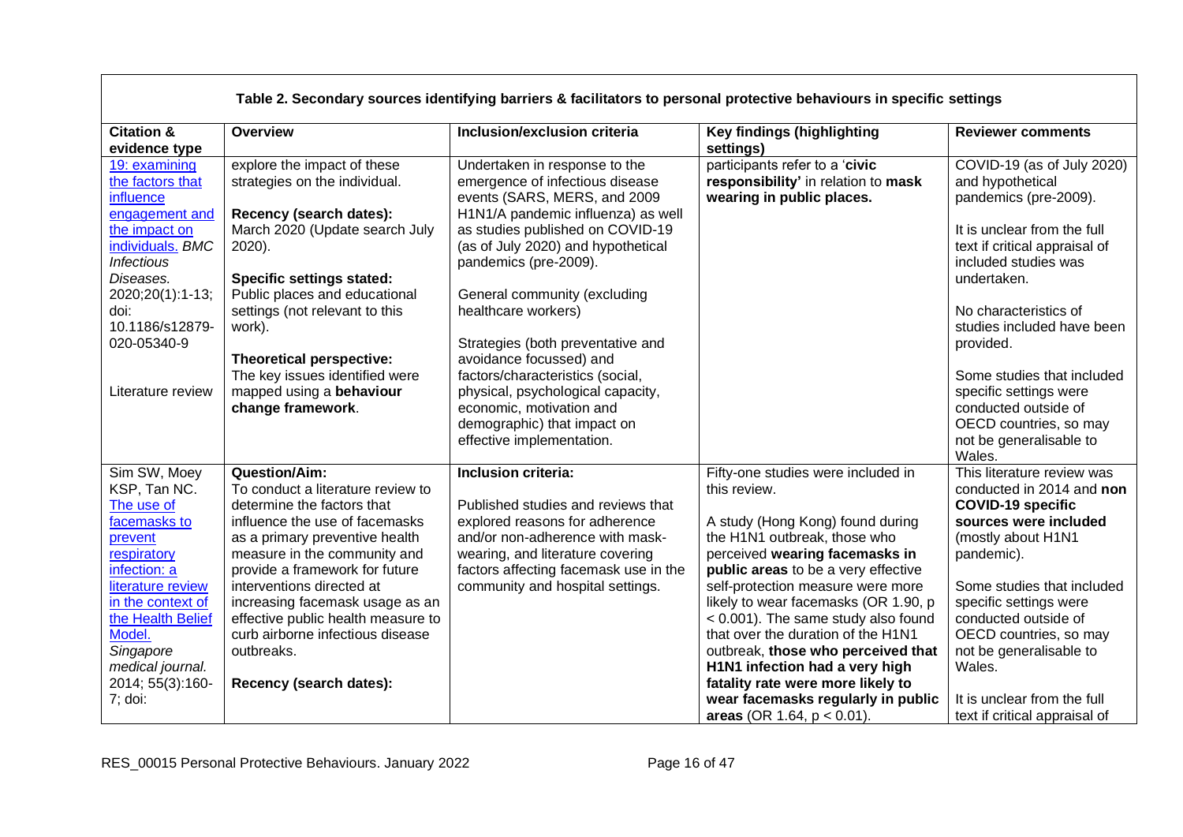**Table 2. Secondary sources identifying barriers & facilitators to personal protective behaviours in specific settings**

| Citation & evidence type | Overview | Inclusion/exclusion criteria | Key findings (highlighting settings) | Reviewer comments |
|---|---|---|---|---|
| 19: examining the factors that influence engagement and the impact on individuals. *BMC Infectious Diseases.* 2020;20(1):1-13; doi: 10.1186/s12879-020-05340-9<br><br>Literature review | explore the impact of these strategies on the individual.<br><br>**Recency (search dates):**<br>March 2020 (Update search July 2020).<br><br>**Specific settings stated:**<br>Public places and educational settings (not relevant to this work).<br><br>**Theoretical perspective:**<br>The key issues identified were mapped using a **behaviour change framework**. | Undertaken in response to the emergence of infectious disease events (SARS, MERS, and 2009 H1N1/A pandemic influenza) as well as studies published on COVID-19 (as of July 2020) and hypothetical pandemics (pre-2009).<br><br>General community (excluding healthcare workers)<br><br>Strategies (both preventative and avoidance focussed) and factors/characteristics (social, physical, psychological capacity, economic, motivation and demographic) that impact on effective implementation. | participants refer to a '**civic responsibility'** in relation to **mask wearing in public places.** | COVID-19 (as of July 2020) and hypothetical pandemics (pre-2009).<br><br>It is unclear from the full text if critical appraisal of included studies was undertaken.<br><br>No characteristics of studies included have been provided.<br><br>Some studies that included specific settings were conducted outside of OECD countries, so may not be generalisable to Wales. |
| Sim SW, Moey KSP, Tan NC. The use of facemasks to prevent respiratory infection: a literature review in the context of the Health Belief Model. *Singapore medical journal.* 2014; 55(3):160-7; doi: | **Question/Aim:**<br>To conduct a literature review to determine the factors that influence the use of facemasks as a primary preventive health measure in the community and provide a framework for future interventions directed at increasing facemask usage as an effective public health measure to curb airborne infectious disease outbreaks.<br><br>**Recency (search dates):** | **Inclusion criteria:**<br><br>Published studies and reviews that explored reasons for adherence and/or non-adherence with mask-wearing, and literature covering factors affecting facemask use in the community and hospital settings. | Fifty-one studies were included in this review.<br><br>A study (Hong Kong) found during the H1N1 outbreak, those who perceived **wearing facemasks in public areas** to be a very effective self-protection measure were more likely to wear facemasks (OR 1.90, $p < 0.001$). The same study also found that over the duration of the H1N1 outbreak, **those who perceived that H1N1 infection had a very high fatality rate were more likely to wear facemasks regularly in public areas** (OR 1.64, $p < 0.01$). | This literature review was conducted in 2014 and **non COVID-19 specific sources were included** (mostly about H1N1 pandemic).<br><br>Some studies that included specific settings were conducted outside of OECD countries, so may not be generalisable to Wales.<br><br>It is unclear from the full text if critical appraisal of |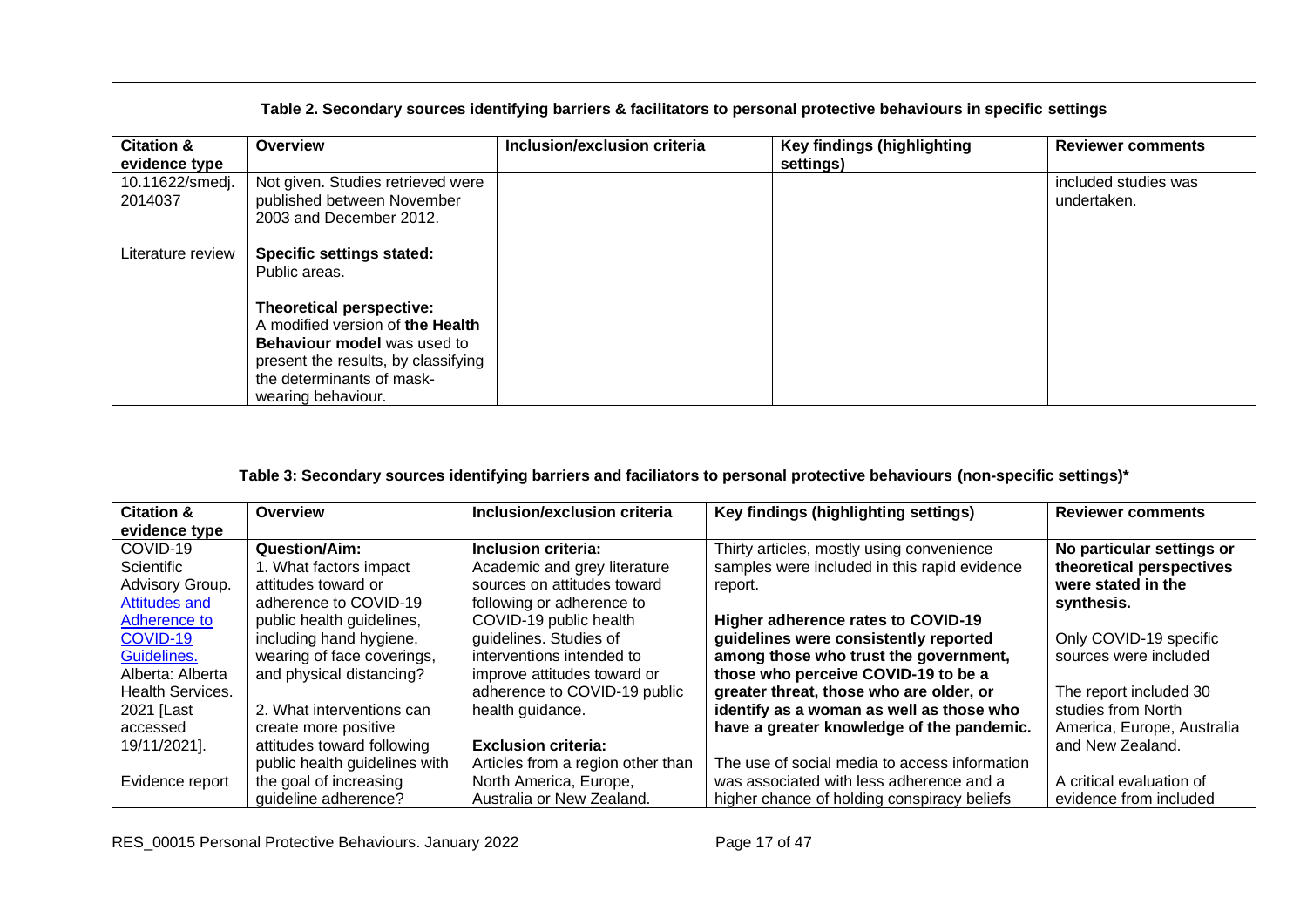**Table 2. Secondary sources identifying barriers & facilitators to personal protective behaviours in specific settings**

| Citation & evidence type | Overview | Inclusion/exclusion criteria | Key findings (highlighting settings) | Reviewer comments |
|---|---|---|---|---|
| 10.11622/smedj.2014037<br><br>Literature review | Not given. Studies retrieved were published between November 2003 and December 2012.<br><br>**Specific settings stated:**<br>Public areas.<br><br>**Theoretical perspective:**<br>A modified version of **the Health Behaviour model** was used to present the results, by classifying the determinants of mask-wearing behaviour. | | | included studies was undertaken. |

**Table 3: Secondary sources identifying barriers and faciliators to personal protective behaviours (non-specific settings)***

| Citation & evidence type | Overview | Inclusion/exclusion criteria | Key findings (highlighting settings) | Reviewer comments |
|---|---|---|---|---|
| COVID-19 Scientific Advisory Group. [Attitudes and Adherence to COVID-19 Guidelines.](#) Alberta: Alberta Health Services. 2021 [Last accessed 19/11/2021].<br><br>Evidence report | **Question/Aim:**<br>1. What factors impact attitudes toward or adherence to COVID-19 public health guidelines, including hand hygiene, wearing of face coverings, and physical distancing?<br><br>2. What interventions can create more positive attitudes toward following public health guidelines with the goal of increasing guideline adherence? | **Inclusion criteria:**<br>Academic and grey literature sources on attitudes toward following or adherence to COVID-19 public health guidelines. Studies of interventions intended to improve attitudes toward or adherence to COVID-19 public health guidance.<br><br>**Exclusion criteria:**<br>Articles from a region other than North America, Europe, Australia or New Zealand. | Thirty articles, mostly using convenience samples were included in this rapid evidence report.<br><br>**Higher adherence rates to COVID-19 guidelines were consistently reported among those who trust the government, those who perceive COVID-19 to be a greater threat, those who are older, or identify as a woman as well as those who have a greater knowledge of the pandemic.**<br><br>The use of social media to access information was associated with less adherence and a higher chance of holding conspiracy beliefs | **No particular settings or theoretical perspectives were stated in the synthesis.**<br><br>Only COVID-19 specific sources were included<br><br>The report included 30 studies from North America, Europe, Australia and New Zealand.<br><br>A critical evaluation of evidence from included |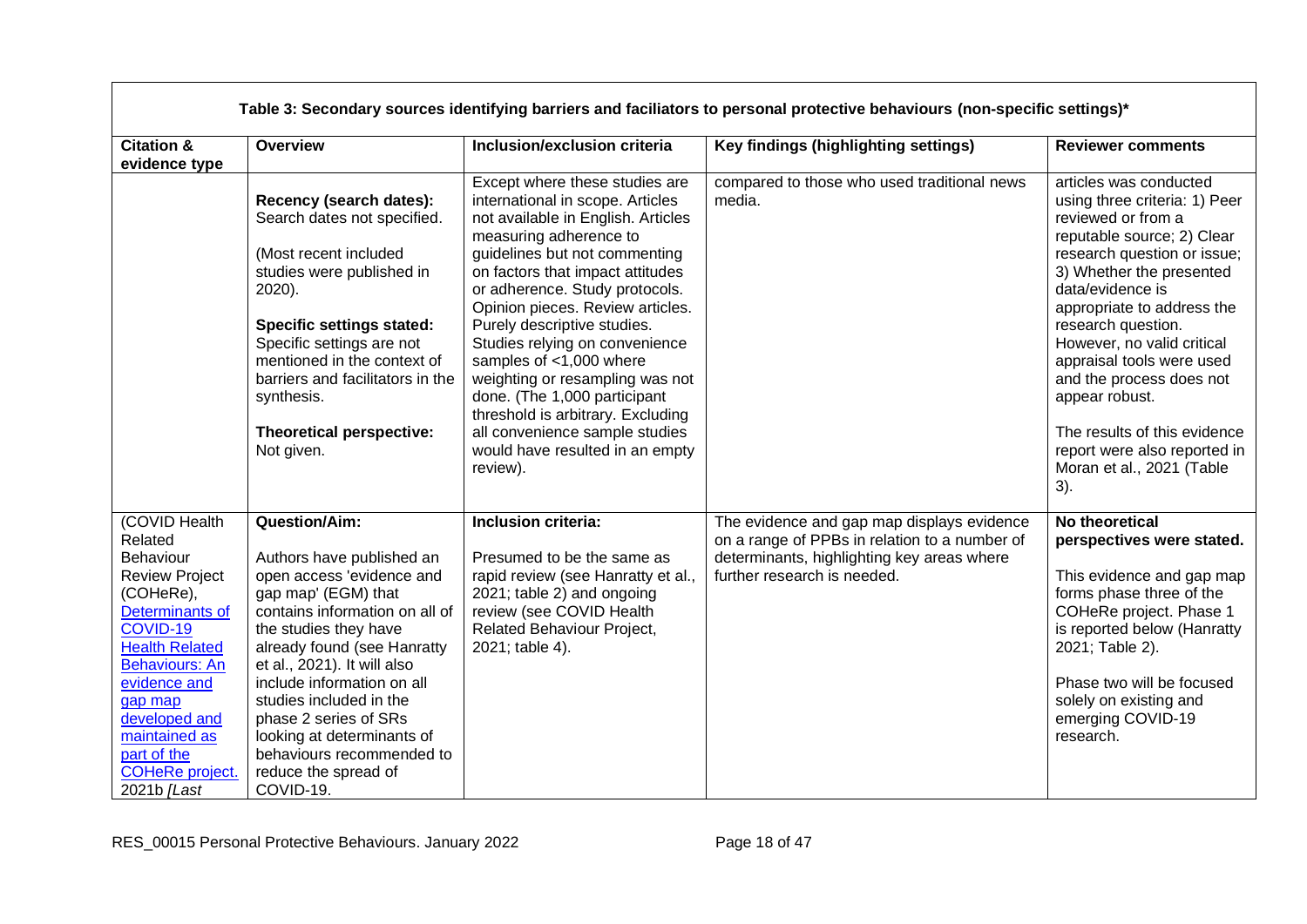| Table 3: Secondary sources identifying barriers and faciliators to personal protective behaviours (non-specific settings)* | | | | |
|---|---|---|---|---|
| **Citation & evidence type** | **Overview** | **Inclusion/exclusion criteria** | **Key findings (highlighting settings)** | **Reviewer comments** |
| | **Recency (search dates):** Search dates not specified.<br><br>(Most recent included studies were published in 2020).<br><br>**Specific settings stated:** Specific settings are not mentioned in the context of barriers and facilitators in the synthesis.<br><br>**Theoretical perspective:** Not given. | Except where these studies are international in scope. Articles not available in English. Articles measuring adherence to guidelines but not commenting on factors that impact attitudes or adherence. Study protocols. Opinion pieces. Review articles. Purely descriptive studies. Studies relying on convenience samples of <1,000 where weighting or resampling was not done. (The 1,000 participant threshold is arbitrary. Excluding all convenience sample studies would have resulted in an empty review). | compared to those who used traditional news media. | articles was conducted using three criteria: 1) Peer reviewed or from a reputable source; 2) Clear research question or issue; 3) Whether the presented data/evidence is appropriate to address the research question. However, no valid critical appraisal tools were used and the process does not appear robust.<br><br>The results of this evidence report were also reported in Moran et al., 2021 (Table 3). |
| (COVID Health Related Behaviour Review Project (COHeRe), Determinants of COVID-19 Health Related Behaviours: An evidence and gap map developed and maintained as part of the COHeRe project. 2021b *[Last* | **Question/Aim:**<br><br>Authors have published an open access 'evidence and gap map' (EGM) that contains information on all of the studies they have already found (see Hanratty et al., 2021). It will also include information on all studies included in the phase 2 series of SRs looking at determinants of behaviours recommended to reduce the spread of COVID-19. | **Inclusion criteria:**<br><br>Presumed to be the same as rapid review (see Hanratty et al., 2021; table 2) and ongoing review (see COVID Health Related Behaviour Project, 2021; table 4). | The evidence and gap map displays evidence on a range of PPBs in relation to a number of determinants, highlighting key areas where further research is needed. | **No theoretical perspectives were stated.**<br><br>This evidence and gap map forms phase three of the COHeRe project. Phase 1 is reported below (Hanratty 2021; Table 2).<br><br>Phase two will be focused solely on existing and emerging COVID-19 research. |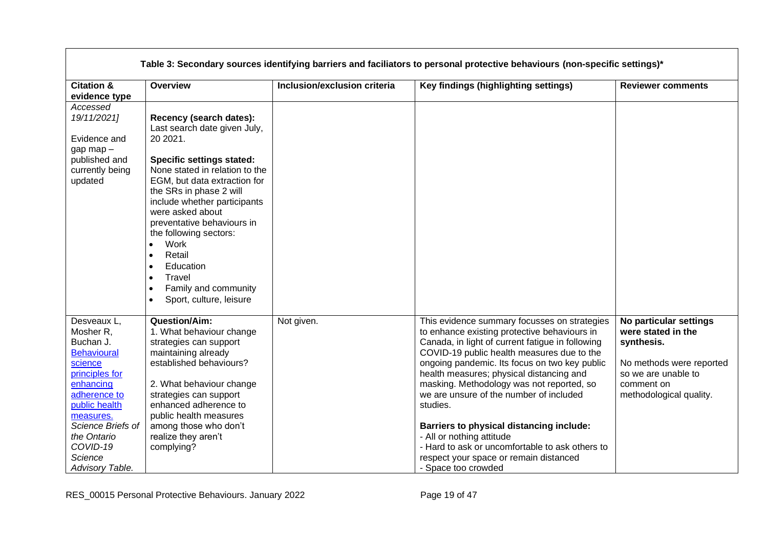| Table 3: Secondary sources identifying barriers and faciliators to personal protective behaviours (non-specific settings)* | | | | |
|---|---|---|---|---|
| **Citation & evidence type** | **Overview** | **Inclusion/exclusion criteria** | **Key findings (highlighting settings)** | **Reviewer comments** |
| *Accessed 19/11/2021]*<br><br>Evidence and gap map – published and currently being updated | **Recency (search dates):** Last search date given July, 20 2021.<br><br>**Specific settings stated:** None stated in relation to the EGM, but data extraction for the SRs in phase 2 will include whether participants were asked about preventative behaviours in the following sectors:<br>• Work<br>• Retail<br>• Education<br>• Travel<br>• Family and community<br>• Sport, culture, leisure | | | |
| Desveaux L, Mosher R, Buchan J. [Behavioural science principles for enhancing adherence to public health measures.]() *Science Briefs of the Ontario COVID-19 Science Advisory Table.* | **Question/Aim:**<br>1. What behaviour change strategies can support maintaining already established behaviours?<br><br>2. What behaviour change strategies can support enhanced adherence to public health measures among those who don't realize they aren't complying? | Not given. | This evidence summary focusses on strategies to enhance existing protective behaviours in Canada, in light of current fatigue in following COVID-19 public health measures due to the ongoing pandemic. Its focus on two key public health measures; physical distancing and masking. Methodology was not reported, so we are unsure of the number of included studies.<br><br>**Barriers to physical distancing include:**<br>- All or nothing attitude<br>- Hard to ask or uncomfortable to ask others to respect your space or remain distanced<br>- Space too crowded | **No particular settings were stated in the synthesis.**<br><br>No methods were reported so we are unable to comment on methodological quality. |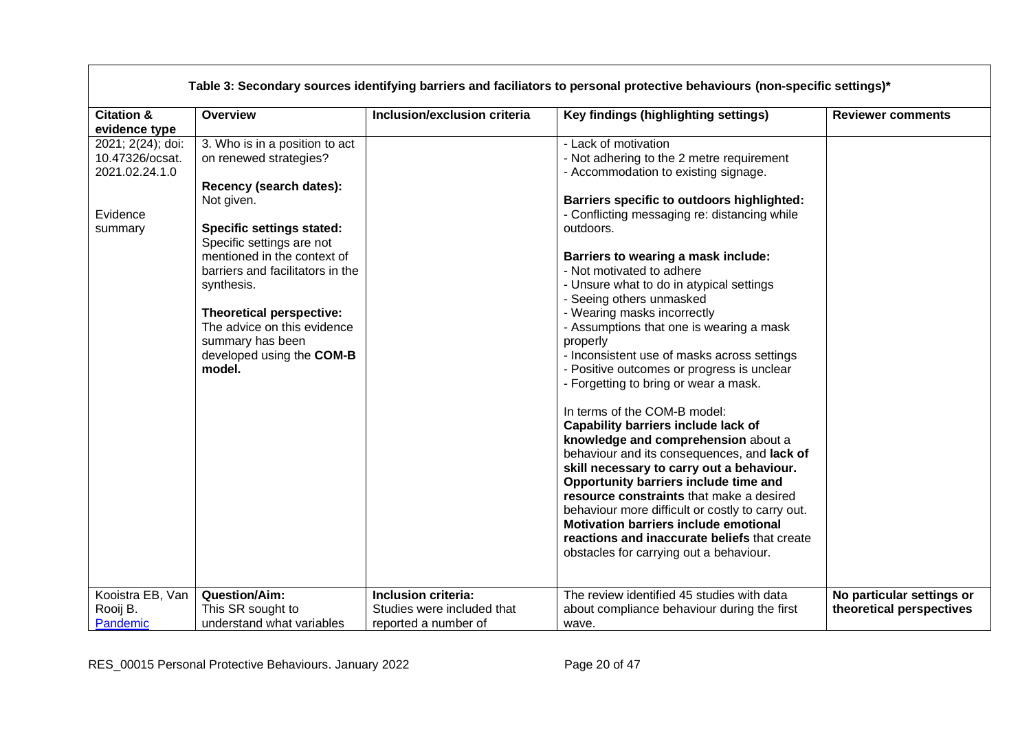| Table 3: Secondary sources identifying barriers and faciliators to personal protective behaviours (non-specific settings)* | | | | |
|---|---|---|---|---|
| **Citation & evidence type** | **Overview** | **Inclusion/exclusion criteria** | **Key findings (highlighting settings)** | **Reviewer comments** |
| 2021; 2(24); doi: 10.47326/ocsat. 2021.02.24.1.0<br><br>Evidence summary | 3. Who is in a position to act on renewed strategies?<br><br>**Recency (search dates):**<br>Not given.<br><br>**Specific settings stated:**<br>Specific settings are not mentioned in the context of barriers and facilitators in the synthesis.<br><br>**Theoretical perspective:**<br>The advice on this evidence summary has been developed using the **COM-B model.** | | - Lack of motivation<br>- Not adhering to the 2 metre requirement<br>- Accommodation to existing signage.<br><br>**Barriers specific to outdoors highlighted:**<br>- Conflicting messaging re: distancing while outdoors.<br><br>**Barriers to wearing a mask include:**<br>- Not motivated to adhere<br>- Unsure what to do in atypical settings<br>- Seeing others unmasked<br>- Wearing masks incorrectly<br>- Assumptions that one is wearing a mask properly<br>- Inconsistent use of masks across settings<br>- Positive outcomes or progress is unclear<br>- Forgetting to bring or wear a mask.<br><br>In terms of the COM-B model:<br>**Capability barriers include lack of knowledge and comprehension** about a behaviour and its consequences, and **lack of skill necessary to carry out a behaviour. Opportunity barriers include time and resource constraints** that make a desired behaviour more difficult or costly to carry out. **Motivation barriers include emotional reactions and inaccurate beliefs** that create obstacles for carrying out a behaviour. | |
| Kooistra EB, Van Rooij B.<br>Pandemic | **Question/Aim:**<br>This SR sought to understand what variables | **Inclusion criteria:**<br>Studies were included that reported a number of | The review identified 45 studies with data about compliance behaviour during the first wave. | **No particular settings or theoretical perspectives** |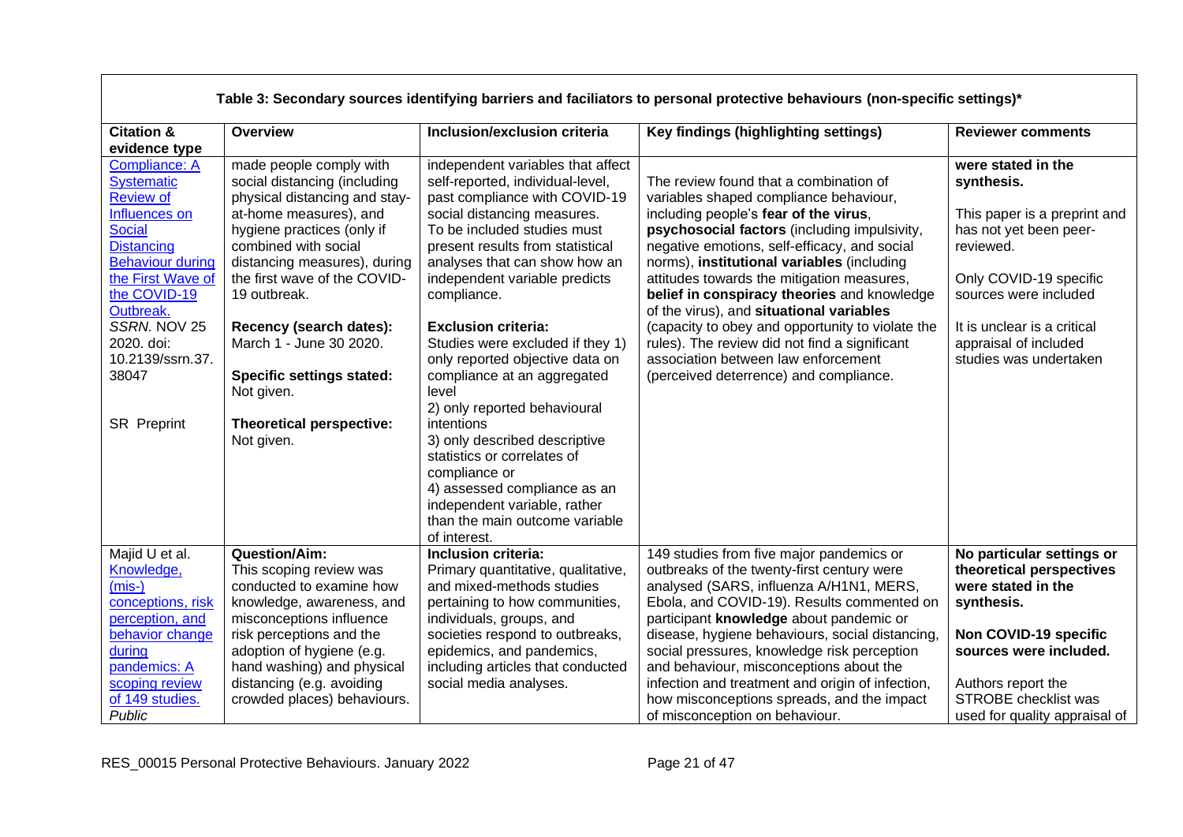**Table 3: Secondary sources identifying barriers and faciliators to personal protective behaviours (non-specific settings)***

| Citation & evidence type | Overview | Inclusion/exclusion criteria | Key findings (highlighting settings) | Reviewer comments |
|---|---|---|---|---|
| Compliance: A Systematic Review of Influences on Social Distancing Behaviour during the First Wave of the COVID-19 Outbreak. *SSRN.* NOV 25 2020. doi: 10.2139/ssrn.37. 38047<br><br>SR Preprint | made people comply with social distancing (including physical distancing and stay-at-home measures), and hygiene practices (only if combined with social distancing measures), during the first wave of the COVID-19 outbreak.<br><br>**Recency (search dates):** March 1 - June 30 2020.<br><br>**Specific settings stated:** Not given.<br><br>**Theoretical perspective:** Not given. | independent variables that affect self-reported, individual-level, past compliance with COVID-19 social distancing measures. To be included studies must present results from statistical analyses that can show how an independent variable predicts compliance.<br><br>**Exclusion criteria:** Studies were excluded if they 1) only reported objective data on compliance at an aggregated level 2) only reported behavioural intentions 3) only described descriptive statistics or correlates of compliance or 4) assessed compliance as an independent variable, rather than the main outcome variable of interest. | The review found that a combination of variables shaped compliance behaviour, including people's **fear of the virus**, **psychosocial factors** (including impulsivity, negative emotions, self-efficacy, and social norms), **institutional variables** (including attitudes towards the mitigation measures, **belief in conspiracy theories** and knowledge of the virus), and **situational variables** (capacity to obey and opportunity to violate the rules). The review did not find a significant association between law enforcement (perceived deterrence) and compliance. | **were stated in the synthesis.**<br><br>This paper is a preprint and has not yet been peer-reviewed.<br><br>Only COVID-19 specific sources were included<br><br>It is unclear is a critical appraisal of included studies was undertaken |
| Majid U et al. Knowledge, (mis-) conceptions, risk perception, and behavior change during pandemics: A scoping review of 149 studies. *Public* | **Question/Aim:** This scoping review was conducted to examine how knowledge, awareness, and misconceptions influence risk perceptions and the adoption of hygiene (e.g. hand washing) and physical distancing (e.g. avoiding crowded places) behaviours. | **Inclusion criteria:** Primary quantitative, qualitative, and mixed-methods studies pertaining to how communities, individuals, groups, and societies respond to outbreaks, epidemics, and pandemics, including articles that conducted social media analyses. | 149 studies from five major pandemics or outbreaks of the twenty-first century were analysed (SARS, influenza A/H1N1, MERS, Ebola, and COVID-19). Results commented on participant **knowledge** about pandemic or disease, hygiene behaviours, social distancing, social pressures, knowledge risk perception and behaviour, misconceptions about the infection and treatment and origin of infection, how misconceptions spreads, and the impact of misconception on behaviour. | **No particular settings or theoretical perspectives were stated in the synthesis.**<br><br>**Non COVID-19 specific sources were included.**<br><br>Authors report the STROBE checklist was used for quality appraisal of |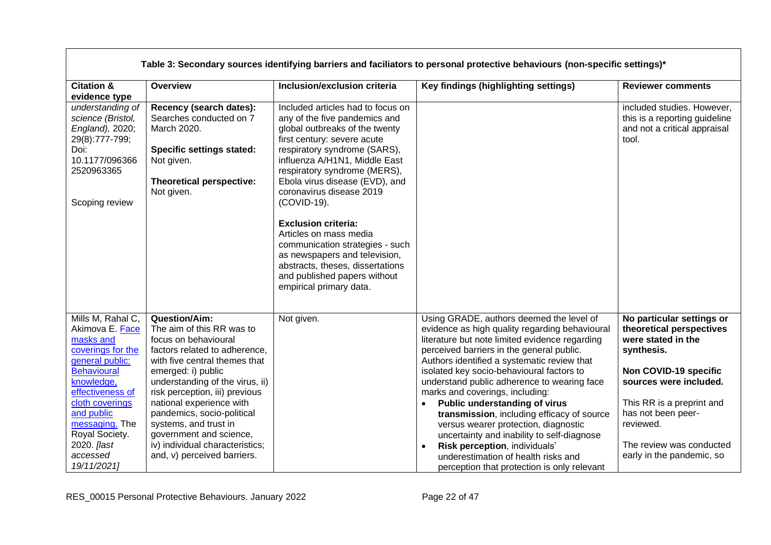| Table 3: Secondary sources identifying barriers and faciliators to personal protective behaviours (non-specific settings)* | | | | |
|---|---|---|---|---|
| **Citation & evidence type** | **Overview** | **Inclusion/exclusion criteria** | **Key findings (highlighting settings)** | **Reviewer comments** |
| *understanding of science (Bristol, England),* 2020; 29(8):777-799; Doi: 10.1177/096366 2520963365<br><br>Scoping review | **Recency (search dates):** Searches conducted on 7 March 2020.<br><br>**Specific settings stated:** Not given.<br><br>**Theoretical perspective:** Not given. | Included articles had to focus on any of the five pandemics and global outbreaks of the twenty first century: severe acute respiratory syndrome (SARS), influenza A/H1N1, Middle East respiratory syndrome (MERS), Ebola virus disease (EVD), and coronavirus disease 2019 (COVID-19).<br><br>**Exclusion criteria:** Articles on mass media communication strategies - such as newspapers and television, abstracts, theses, dissertations and published papers without empirical primary data. | | included studies. However, this is a reporting guideline and not a critical appraisal tool. |
| Mills M, Rahal C, Akimova E. Face masks and coverings for the general public: Behavioural knowledge, effectiveness of cloth coverings and public messaging. The Royal Society. 2020. *[last accessed 19/11/2021]* | **Question/Aim:** The aim of this RR was to focus on behavioural factors related to adherence, with five central themes that emerged: i) public understanding of the virus, ii) risk perception, iii) previous national experience with pandemics, socio-political systems, and trust in government and science, iv) individual characteristics; and, v) perceived barriers. | Not given. | Using GRADE, authors deemed the level of evidence as high quality regarding behavioural literature but note limited evidence regarding perceived barriers in the general public. Authors identified a systematic review that isolated key socio-behavioural factors to understand public adherence to wearing face marks and coverings, including:<br>• **Public understanding of virus transmission**, including efficacy of source versus wearer protection, diagnostic uncertainty and inability to self-diagnose<br>• **Risk perception**, individuals' underestimation of health risks and perception that protection is only relevant | **No particular settings or theoretical perspectives were stated in the synthesis.**<br><br>**Non COVID-19 specific sources were included.**<br><br>This RR is a preprint and has not been peer-reviewed.<br><br>The review was conducted early in the pandemic, so |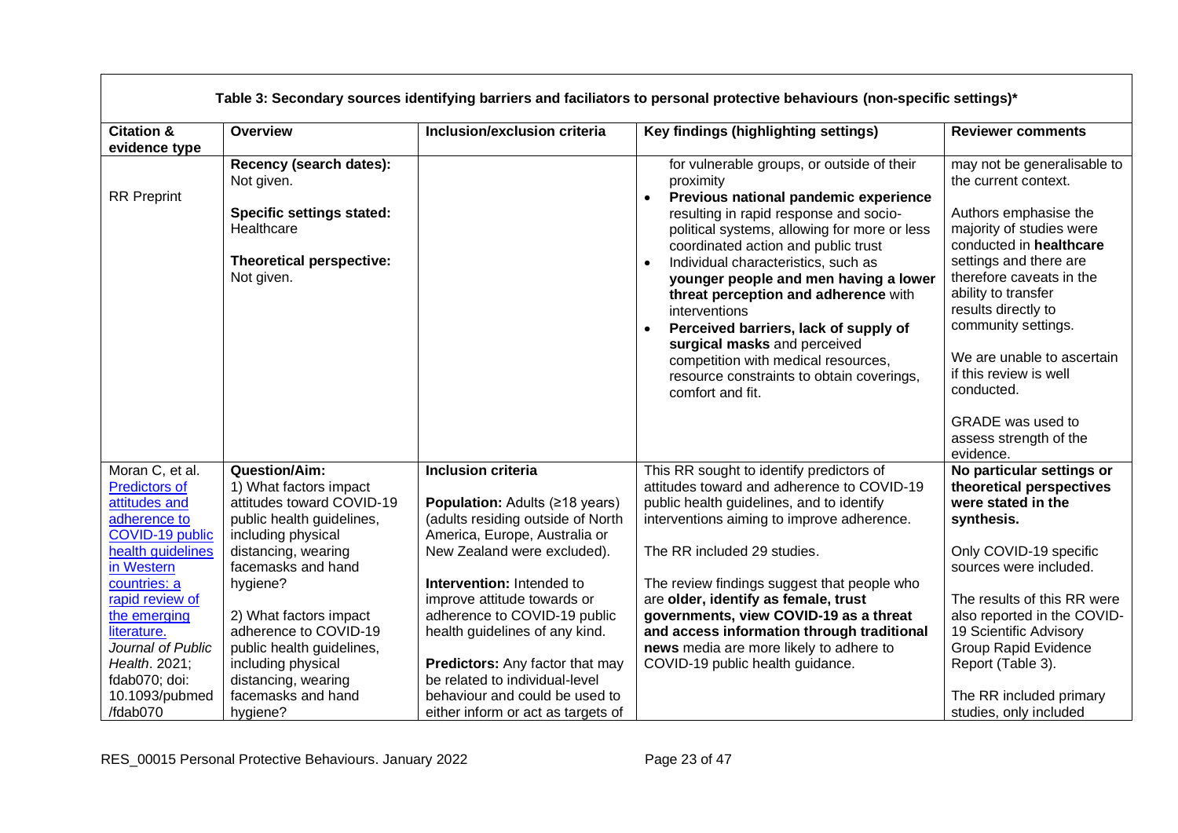**Table 3: Secondary sources identifying barriers and faciliators to personal protective behaviours (non-specific settings)***

| Citation & evidence type | Overview | Inclusion/exclusion criteria | Key findings (highlighting settings) | Reviewer comments |
|---|---|---|---|---|
| RR Preprint | **Recency (search dates):** Not given.<br><br>**Specific settings stated:** Healthcare<br><br>**Theoretical perspective:** Not given. | | for vulnerable groups, or outside of their proximity<br>• **Previous national pandemic experience** resulting in rapid response and socio-political systems, allowing for more or less coordinated action and public trust<br>• Individual characteristics, such as **younger people and men having a lower threat perception and adherence** with interventions<br>• **Perceived barriers, lack of supply of surgical masks** and perceived competition with medical resources, resource constraints to obtain coverings, comfort and fit. | may not be generalisable to the current context.<br><br>Authors emphasise the majority of studies were conducted in **healthcare** settings and there are therefore caveats in the ability to transfer results directly to community settings.<br><br>We are unable to ascertain if this review is well conducted.<br><br>GRADE was used to assess strength of the evidence. |
| Moran C, et al. [Predictors of attitudes and adherence to COVID-19 public health guidelines in Western countries: a rapid review of the emerging literature.](https://doi.org/10.1093/pubmed/fdab070) *Journal of Public Health*. 2021; fdab070; doi: 10.1093/pubmed/fdab070 | **Question/Aim:**<br>1) What factors impact attitudes toward COVID-19 public health guidelines, including physical distancing, wearing facemasks and hand hygiene?<br><br>2) What factors impact adherence to COVID-19 public health guidelines, including physical distancing, wearing facemasks and hand hygiene? | **Inclusion criteria**<br><br>**Population:** Adults (≥18 years) (adults residing outside of North America, Europe, Australia or New Zealand were excluded).<br><br>**Intervention:** Intended to improve attitude towards or adherence to COVID-19 public health guidelines of any kind.<br><br>**Predictors:** Any factor that may be related to individual-level behaviour and could be used to either inform or act as targets of | This RR sought to identify predictors of attitudes toward and adherence to COVID-19 public health guidelines, and to identify interventions aiming to improve adherence.<br><br>The RR included 29 studies.<br><br>The review findings suggest that people who are **older, identify as female, trust governments, view COVID-19 as a threat and access information through traditional news** media are more likely to adhere to COVID-19 public health guidance. | **No particular settings or theoretical perspectives were stated in the synthesis.**<br><br>Only COVID-19 specific sources were included.<br><br>The results of this RR were also reported in the COVID-19 Scientific Advisory Group Rapid Evidence Report (Table 3).<br><br>The RR included primary studies, only included |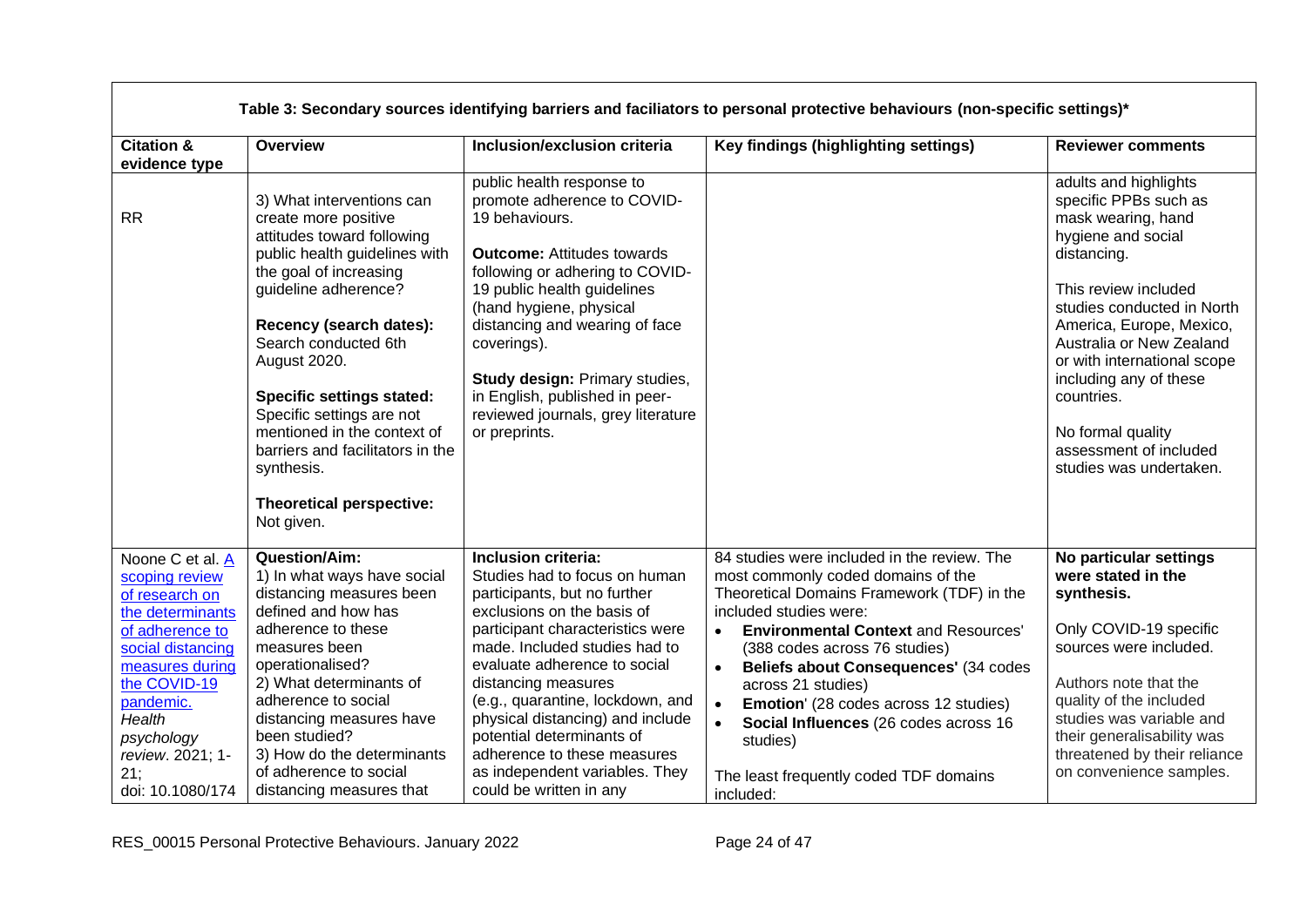**Table 3: Secondary sources identifying barriers and faciliators to personal protective behaviours (non-specific settings)***

| Citation & evidence type | Overview | Inclusion/exclusion criteria | Key findings (highlighting settings) | Reviewer comments |
|---|---|---|---|---|
| RR | 3) What interventions can create more positive attitudes toward following public health guidelines with the goal of increasing guideline adherence?<br><br>**Recency (search dates):** Search conducted 6th August 2020.<br><br>**Specific settings stated:** Specific settings are not mentioned in the context of barriers and facilitators in the synthesis.<br><br>**Theoretical perspective:** Not given. | public health response to promote adherence to COVID-19 behaviours.<br><br>**Outcome:** Attitudes towards following or adhering to COVID-19 public health guidelines (hand hygiene, physical distancing and wearing of face coverings).<br><br>**Study design:** Primary studies, in English, published in peer-reviewed journals, grey literature or preprints. | | adults and highlights specific PPBs such as mask wearing, hand hygiene and social distancing.<br><br>This review included studies conducted in North America, Europe, Mexico, Australia or New Zealand or with international scope including any of these countries.<br><br>No formal quality assessment of included studies was undertaken. |
| Noone C et al. [A scoping review of research on the determinants of adherence to social distancing measures during the COVID-19 pandemic.]() *Health psychology review*. 2021; 1-21; doi: 10.1080/174 | **Question/Aim:**<br>1) In what ways have social distancing measures been defined and how has adherence to these measures been operationalised?<br>2) What determinants of adherence to social distancing measures have been studied?<br>3) How do the determinants of adherence to social distancing measures that | **Inclusion criteria:**<br>Studies had to focus on human participants, but no further exclusions on the basis of participant characteristics were made. Included studies had to evaluate adherence to social distancing measures (e.g., quarantine, lockdown, and physical distancing) and include potential determinants of adherence to these measures as independent variables. They could be written in any | 84 studies were included in the review. The most commonly coded domains of the Theoretical Domains Framework (TDF) in the included studies were:<br>• **Environmental Context** and Resources' (388 codes across 76 studies)<br>• **Beliefs about Consequences'** (34 codes across 21 studies)<br>• **Emotion**' (28 codes across 12 studies)<br>• **Social Influences** (26 codes across 16 studies)<br><br>The least frequently coded TDF domains included: | **No particular settings were stated in the synthesis.**<br><br>Only COVID-19 specific sources were included.<br><br>Authors note that the quality of the included studies was variable and their generalisability was threatened by their reliance on convenience samples. |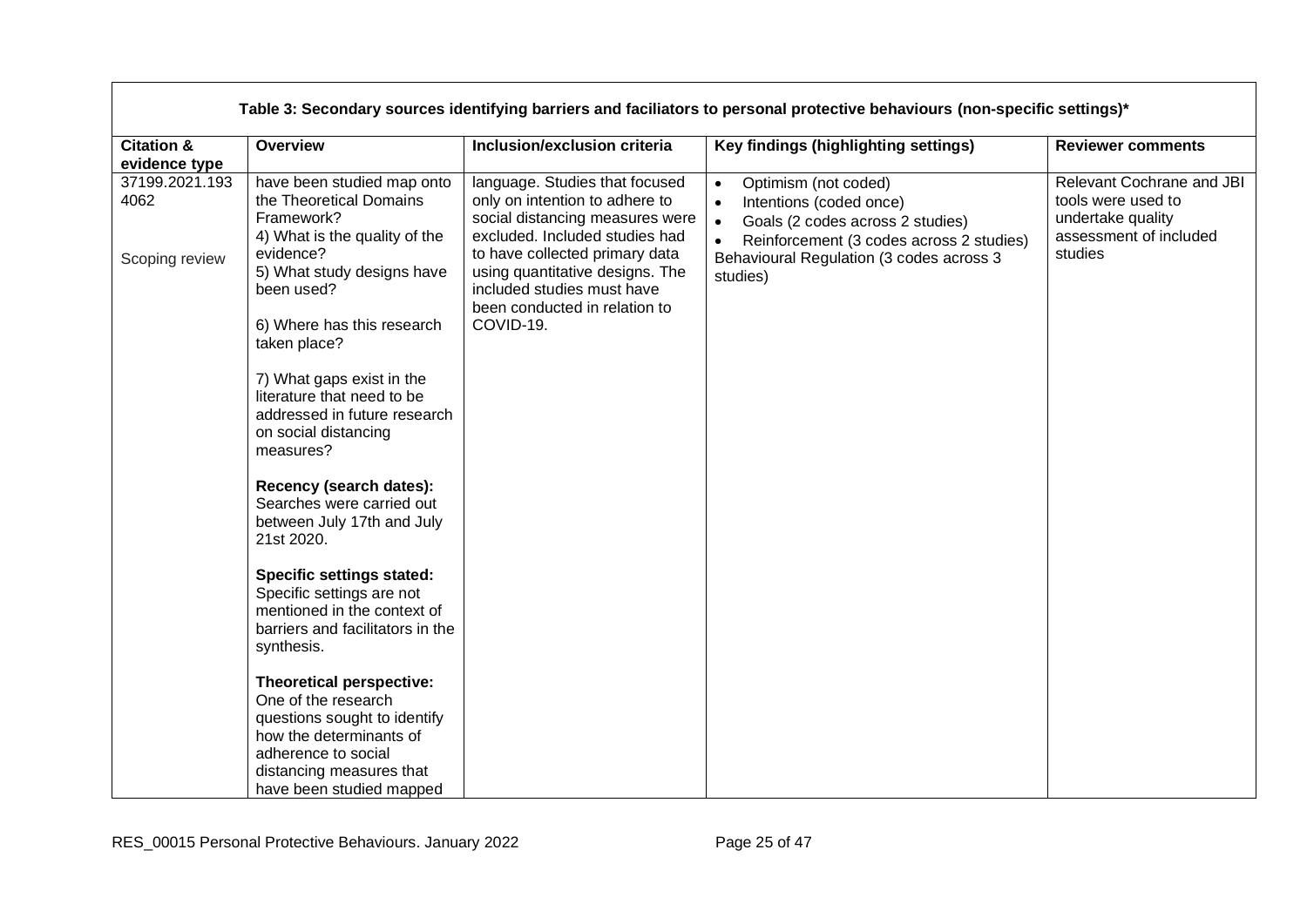**Table 3: Secondary sources identifying barriers and faciliators to personal protective behaviours (non-specific settings)***

| Citation & evidence type | Overview | Inclusion/exclusion criteria | Key findings (highlighting settings) | Reviewer comments |
|---|---|---|---|---|
| 37199.2021.1934062<br><br>Scoping review | have been studied map onto the Theoretical Domains Framework?<br>4) What is the quality of the evidence?<br>5) What study designs have been used?<br><br>6) Where has this research taken place?<br><br>7) What gaps exist in the literature that need to be addressed in future research on social distancing measures?<br><br>**Recency (search dates):** Searches were carried out between July 17th and July 21st 2020.<br><br>**Specific settings stated:** Specific settings are not mentioned in the context of barriers and facilitators in the synthesis.<br><br>**Theoretical perspective:** One of the research questions sought to identify how the determinants of adherence to social distancing measures that have been studied mapped | language. Studies that focused only on intention to adhere to social distancing measures were excluded. Included studies had to have collected primary data using quantitative designs. The included studies must have been conducted in relation to COVID-19. | • Optimism (not coded)<br>• Intentions (coded once)<br>• Goals (2 codes across 2 studies)<br>• Reinforcement (3 codes across 2 studies)<br>Behavioural Regulation (3 codes across 3 studies) | Relevant Cochrane and JBI tools were used to undertake quality assessment of included studies |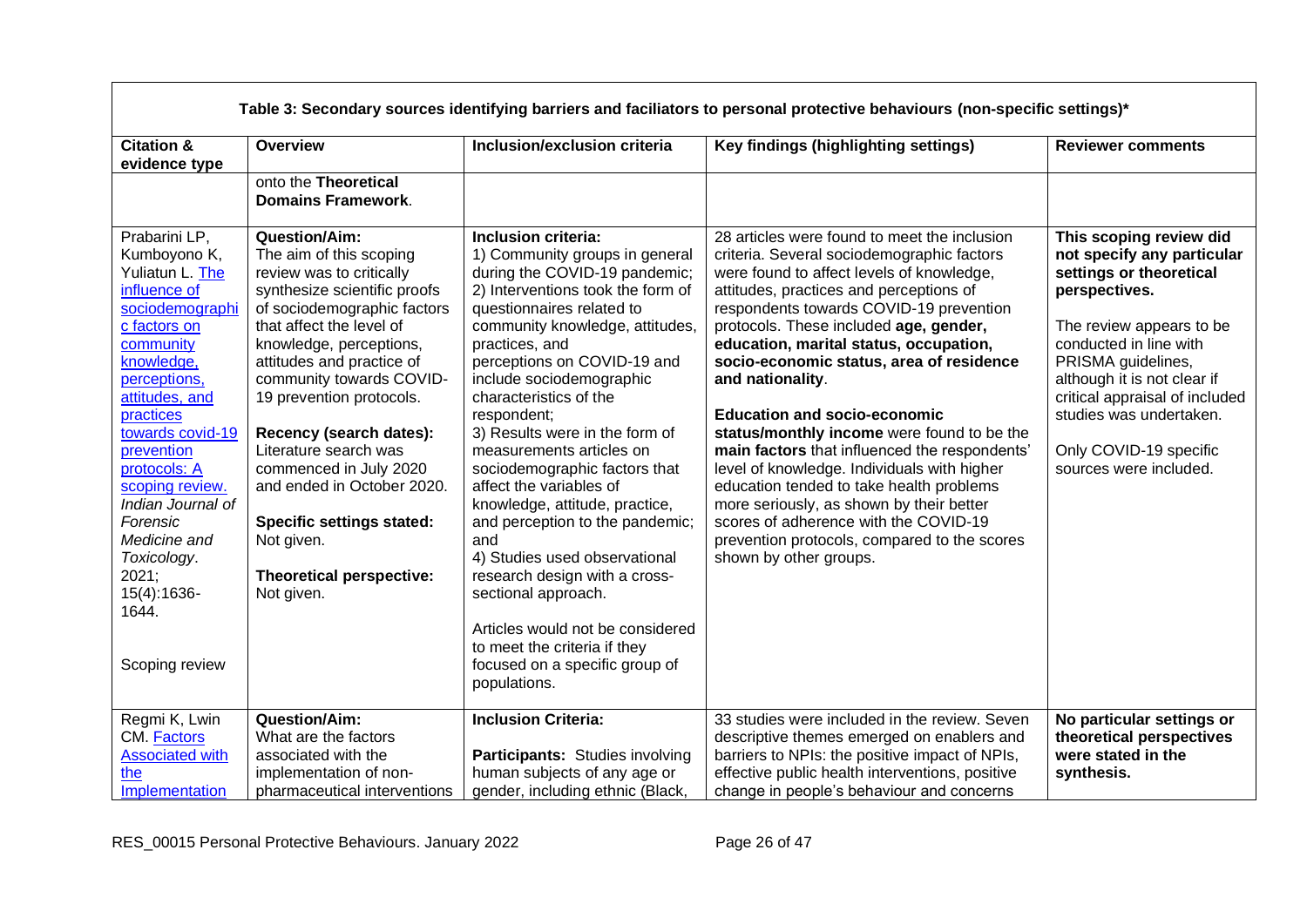**Table 3: Secondary sources identifying barriers and faciliators to personal protective behaviours (non-specific settings)***

| Citation & evidence type | Overview | Inclusion/exclusion criteria | Key findings (highlighting settings) | Reviewer comments |
|---|---|---|---|---|
| | onto the **Theoretical Domains Framework**. | | | |
| Prabarini LP, Kumboyono K, Yuliatun L. [The influence of sociodemographic factors on community knowledge, perceptions, attitudes, and practices towards covid-19 prevention protocols: A scoping review.](#) *Indian Journal of Forensic Medicine and Toxicology*. 2021; 15(4):1636-1644.<br><br>Scoping review | **Question/Aim:**<br>The aim of this scoping review was to critically synthesize scientific proofs of sociodemographic factors that affect the level of knowledge, perceptions, attitudes and practice of community towards COVID-19 prevention protocols.<br><br>**Recency (search dates):**<br>Literature search was commenced in July 2020 and ended in October 2020.<br><br>**Specific settings stated:**<br>Not given.<br><br>**Theoretical perspective:**<br>Not given. | **Inclusion criteria:**<br>1) Community groups in general during the COVID-19 pandemic;<br>2) Interventions took the form of questionnaires related to community knowledge, attitudes, practices, and perceptions on COVID-19 and include sociodemographic characteristics of the respondent;<br>3) Results were in the form of measurements articles on sociodemographic factors that affect the variables of knowledge, attitude, practice, and perception to the pandemic; and<br>4) Studies used observational research design with a cross-sectional approach.<br><br>Articles would not be considered to meet the criteria if they focused on a specific group of populations. | 28 articles were found to meet the inclusion criteria. Several sociodemographic factors were found to affect levels of knowledge, attitudes, practices and perceptions of respondents towards COVID-19 prevention protocols. These included **age, gender, education, marital status, occupation, socio-economic status, area of residence and nationality**.<br><br>**Education and socio-economic status/monthly income** were found to be the **main factors** that influenced the respondents' level of knowledge. Individuals with higher education tended to take health problems more seriously, as shown by their better scores of adherence with the COVID-19 prevention protocols, compared to the scores shown by other groups. | **This scoping review did not specify any particular settings or theoretical perspectives.**<br><br>The review appears to be conducted in line with PRISMA guidelines, although it is not clear if critical appraisal of included studies was undertaken.<br><br>Only COVID-19 specific sources were included. |
| Regmi K, Lwin CM. [Factors Associated with the Implementation](#) | **Question/Aim:**<br>What are the factors associated with the implementation of non-pharmaceutical interventions | **Inclusion Criteria:**<br><br>**Participants:** Studies involving human subjects of any age or gender, including ethnic (Black, | 33 studies were included in the review. Seven descriptive themes emerged on enablers and barriers to NPIs: the positive impact of NPIs, effective public health interventions, positive change in people's behaviour and concerns | **No particular settings or theoretical perspectives were stated in the synthesis.** |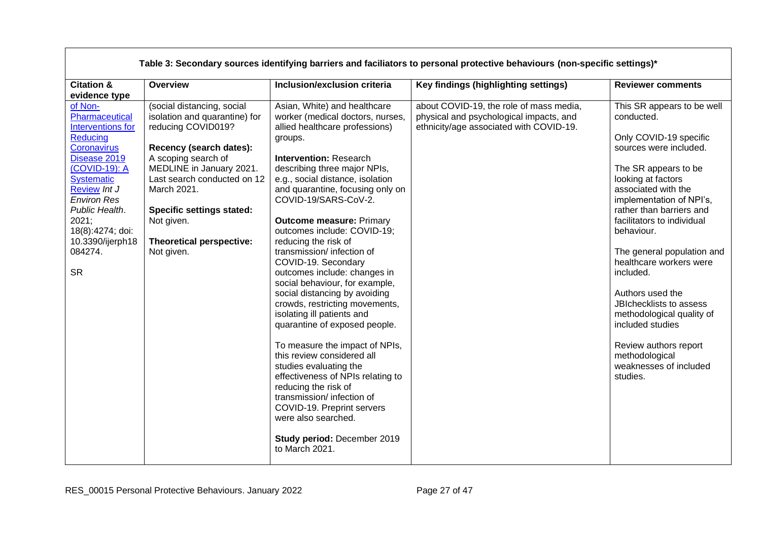**Table 3: Secondary sources identifying barriers and faciliators to personal protective behaviours (non-specific settings)***

| Citation & evidence type | Overview | Inclusion/exclusion criteria | Key findings (highlighting settings) | Reviewer comments |
|---|---|---|---|---|
| of Non-Pharmaceutical Interventions for Reducing Coronavirus Disease 2019 (COVID-19): A Systematic Review *Int J Environ Res Public Health*. 2021; 18(8):4274; doi: 10.3390/ijerph18 084274.<br><br>SR | (social distancing, social isolation and quarantine) for reducing COVID019?<br><br>**Recency (search dates):** A scoping search of MEDLINE in January 2021. Last search conducted on 12 March 2021.<br><br>**Specific settings stated:** Not given.<br><br>**Theoretical perspective:** Not given. | Asian, White) and healthcare worker (medical doctors, nurses, allied healthcare professions) groups.<br><br>**Intervention:** Research describing three major NPIs, e.g., social distance, isolation and quarantine, focusing only on COVID-19/SARS-CoV-2.<br><br>**Outcome measure:** Primary outcomes include: COVID-19; reducing the risk of transmission/ infection of COVID-19. Secondary outcomes include: changes in social behaviour, for example, social distancing by avoiding crowds, restricting movements, isolating ill patients and quarantine of exposed people.<br><br>To measure the impact of NPIs, this review considered all studies evaluating the effectiveness of NPIs relating to reducing the risk of transmission/ infection of COVID-19. Preprint servers were also searched.<br><br>**Study period:** December 2019 to March 2021. | about COVID-19, the role of mass media, physical and psychological impacts, and ethnicity/age associated with COVID-19. | This SR appears to be well conducted.<br><br>Only COVID-19 specific sources were included.<br><br>The SR appears to be looking at factors associated with the implementation of NPI's, rather than barriers and facilitators to individual behaviour.<br><br>The general population and healthcare workers were included.<br><br>Authors used the JBIchecklists to assess methodological quality of included studies<br><br>Review authors report methodological weaknesses of included studies. |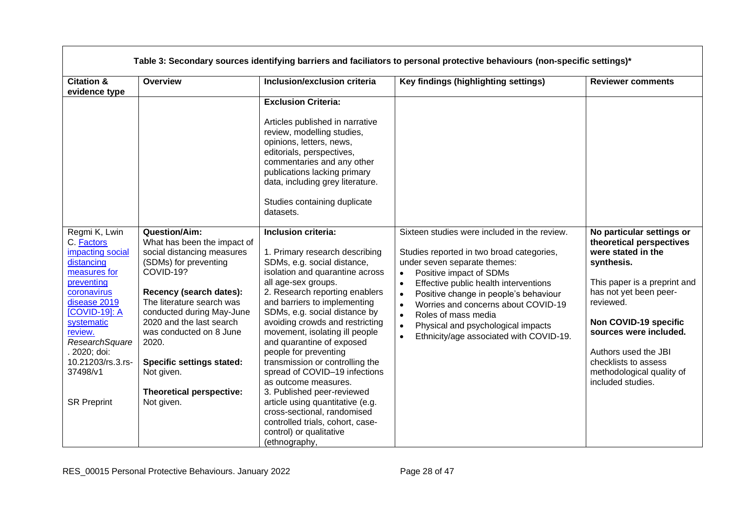**Table 3: Secondary sources identifying barriers and faciliators to personal protective behaviours (non-specific settings)***

| Citation & evidence type | Overview | Inclusion/exclusion criteria | Key findings (highlighting settings) | Reviewer comments |
|---|---|---|---|---|
| | | **Exclusion Criteria:**<br><br>Articles published in narrative review, modelling studies, opinions, letters, news, editorials, perspectives, commentaries and any other publications lacking primary data, including grey literature.<br><br>Studies containing duplicate datasets. | | |
| Regmi K, Lwin C. [Factors impacting social distancing measures for preventing coronavirus disease 2019 [COVID-19]: A systematic review.](#) *ResearchSquare*. 2020; doi: 10.21203/rs.3.rs-37498/v1<br><br>SR Preprint | **Question/Aim:**<br>What has been the impact of social distancing measures (SDMs) for preventing COVID-19?<br><br>**Recency (search dates):**<br>The literature search was conducted during May-June 2020 and the last search was conducted on 8 June 2020.<br><br>**Specific settings stated:**<br>Not given.<br><br>**Theoretical perspective:**<br>Not given. | **Inclusion criteria:**<br><br>1. Primary research describing SDMs, e.g. social distance, isolation and quarantine across all age-sex groups.<br>2. Research reporting enablers and barriers to implementing SDMs, e.g. social distance by avoiding crowds and restricting movement, isolating ill people and quarantine of exposed people for preventing transmission or controlling the spread of COVID–19 infections as outcome measures.<br>3. Published peer-reviewed article using quantitative (e.g. cross-sectional, randomised controlled trials, cohort, case-control) or qualitative (ethnography, | Sixteen studies were included in the review.<br><br>Studies reported in two broad categories, under seven separate themes:<br>• Positive impact of SDMs<br>• Effective public health interventions<br>• Positive change in people's behaviour<br>• Worries and concerns about COVID-19<br>• Roles of mass media<br>• Physical and psychological impacts<br>• Ethnicity/age associated with COVID-19. | **No particular settings or theoretical perspectives were stated in the synthesis.**<br><br>This paper is a preprint and has not yet been peer-reviewed.<br><br>**Non COVID-19 specific sources were included.**<br><br>Authors used the JBI checklists to assess methodological quality of included studies. |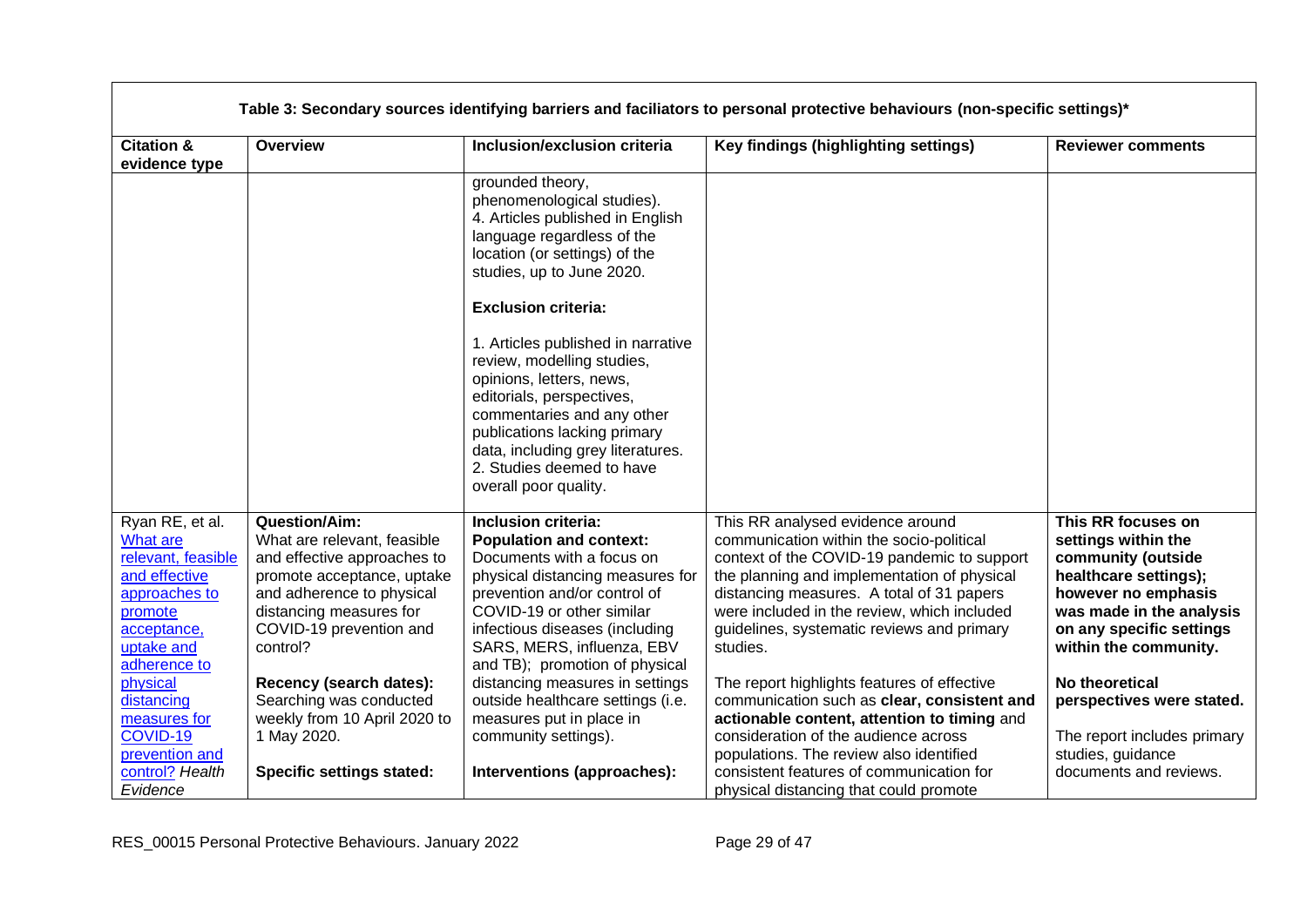**Table 3: Secondary sources identifying barriers and faciliators to personal protective behaviours (non-specific settings)***

| Citation & evidence type | Overview | Inclusion/exclusion criteria | Key findings (highlighting settings) | Reviewer comments |
|---|---|---|---|---|
| | | grounded theory, phenomenological studies).<br>4. Articles published in English language regardless of the location (or settings) of the studies, up to June 2020.<br><br>**Exclusion criteria:**<br><br>1. Articles published in narrative review, modelling studies, opinions, letters, news, editorials, perspectives, commentaries and any other publications lacking primary data, including grey literatures.<br>2. Studies deemed to have overall poor quality. | | |
| Ryan RE, et al. [What are relevant, feasible and effective approaches to promote acceptance, uptake and adherence to physical distancing measures for COVID-19 prevention and control?]() *Health Evidence* | **Question/Aim:**<br>What are relevant, feasible and effective approaches to promote acceptance, uptake and adherence to physical distancing measures for COVID-19 prevention and control?<br><br>**Recency (search dates):**<br>Searching was conducted weekly from 10 April 2020 to 1 May 2020.<br><br>**Specific settings stated:** | **Inclusion criteria:**<br>**Population and context:**<br>Documents with a focus on physical distancing measures for prevention and/or control of COVID-19 or other similar infectious diseases (including SARS, MERS, influenza, EBV and TB); promotion of physical distancing measures in settings outside healthcare settings (i.e. measures put in place in community settings).<br><br>**Interventions (approaches):** | This RR analysed evidence around communication within the socio-political context of the COVID-19 pandemic to support the planning and implementation of physical distancing measures. A total of 31 papers were included in the review, which included guidelines, systematic reviews and primary studies.<br><br>The report highlights features of effective communication such as **clear, consistent and actionable content, attention to timing** and consideration of the audience across populations. The review also identified consistent features of communication for physical distancing that could promote | **This RR focuses on settings within the community (outside healthcare settings); however no emphasis was made in the analysis on any specific settings within the community.**<br><br>**No theoretical perspectives were stated.**<br><br>The report includes primary studies, guidance documents and reviews. |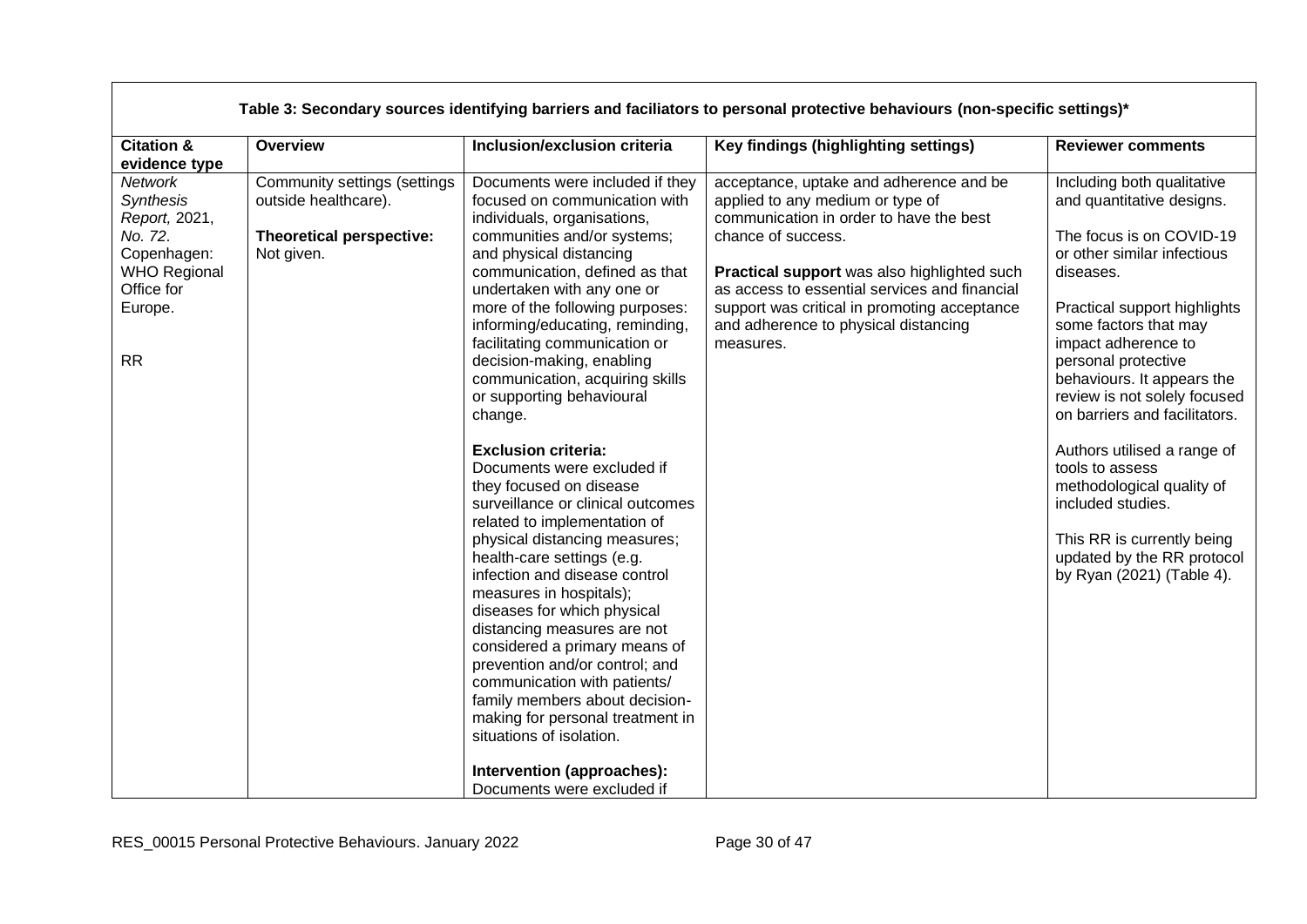| Table 3: Secondary sources identifying barriers and faciliators to personal protective behaviours (non-specific settings)* | | | | |
|---|---|---|---|---|
| **Citation & evidence type** | **Overview** | **Inclusion/exclusion criteria** | **Key findings (highlighting settings)** | **Reviewer comments** |
| *Network Synthesis Report,* 2021, *No. 72*. Copenhagen: WHO Regional Office for Europe.<br><br>RR | Community settings (settings outside healthcare).<br><br>**Theoretical perspective:** Not given. | Documents were included if they focused on communication with individuals, organisations, communities and/or systems; and physical distancing communication, defined as that undertaken with any one or more of the following purposes: informing/educating, reminding, facilitating communication or decision-making, enabling communication, acquiring skills or supporting behavioural change.<br><br>**Exclusion criteria:**<br>Documents were excluded if they focused on disease surveillance or clinical outcomes related to implementation of physical distancing measures; health-care settings (e.g. infection and disease control measures in hospitals); diseases for which physical distancing measures are not considered a primary means of prevention and/or control; and communication with patients/ family members about decision-making for personal treatment in situations of isolation.<br><br>**Intervention (approaches):**<br>Documents were excluded if | acceptance, uptake and adherence and be applied to any medium or type of communication in order to have the best chance of success.<br><br>**Practical support** was also highlighted such as access to essential services and financial support was critical in promoting acceptance and adherence to physical distancing measures. | Including both qualitative and quantitative designs.<br><br>The focus is on COVID-19 or other similar infectious diseases.<br><br>Practical support highlights some factors that may impact adherence to personal protective behaviours. It appears the review is not solely focused on barriers and facilitators.<br><br>Authors utilised a range of tools to assess methodological quality of included studies.<br><br>This RR is currently being updated by the RR protocol by Ryan (2021) (Table 4). |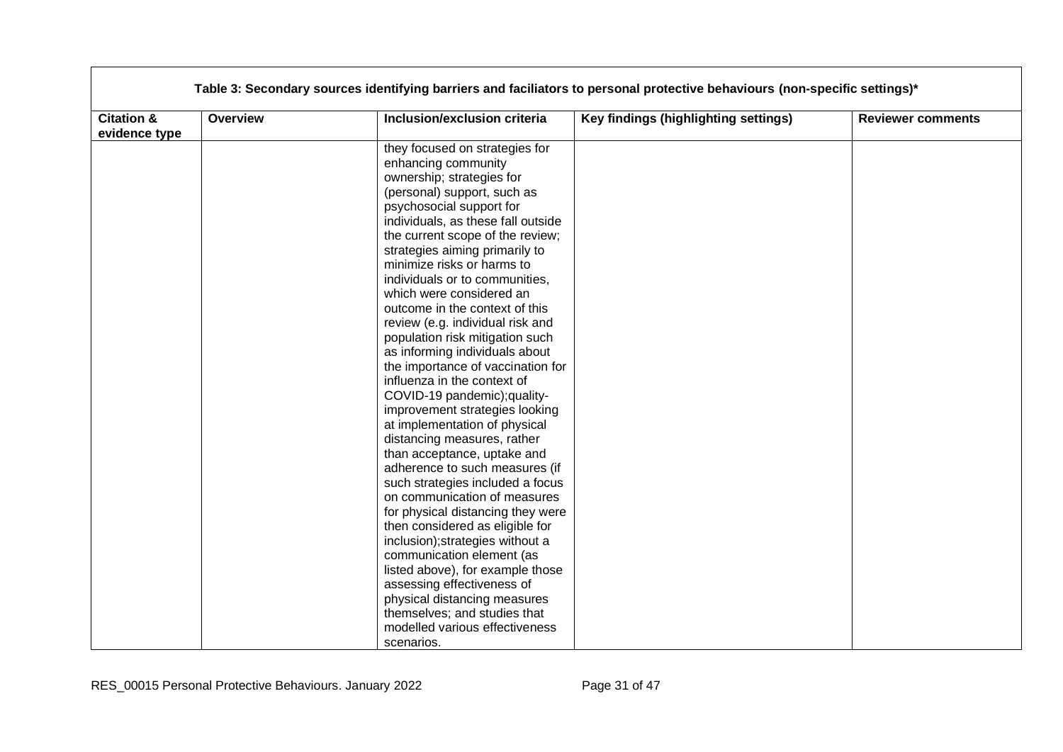**Table 3: Secondary sources identifying barriers and faciliators to personal protective behaviours (non-specific settings)***

| Citation & evidence type | Overview | Inclusion/exclusion criteria | Key findings (highlighting settings) | Reviewer comments |
|---|---|---|---|---|
| | | they focused on strategies for enhancing community ownership; strategies for (personal) support, such as psychosocial support for individuals, as these fall outside the current scope of the review; strategies aiming primarily to minimize risks or harms to individuals or to communities, which were considered an outcome in the context of this review (e.g. individual risk and population risk mitigation such as informing individuals about the importance of vaccination for influenza in the context of COVID-19 pandemic);quality-improvement strategies looking at implementation of physical distancing measures, rather than acceptance, uptake and adherence to such measures (if such strategies included a focus on communication of measures for physical distancing they were then considered as eligible for inclusion);strategies without a communication element (as listed above), for example those assessing effectiveness of physical distancing measures themselves; and studies that modelled various effectiveness scenarios. | | |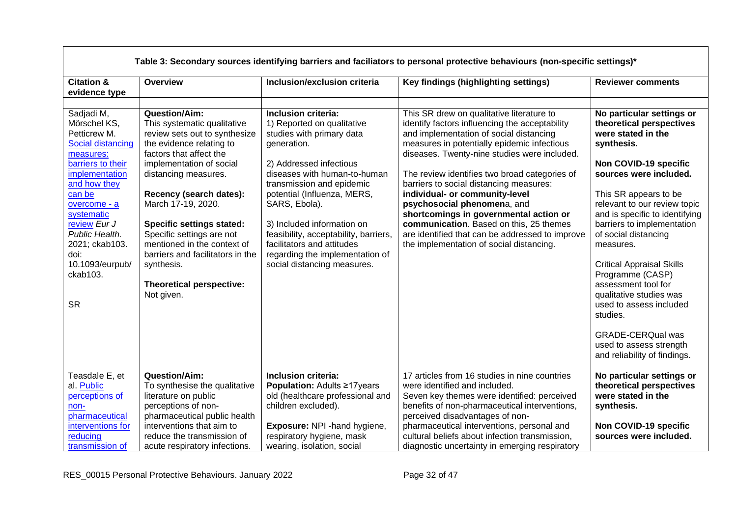| Table 3: Secondary sources identifying barriers and faciliators to personal protective behaviours (non-specific settings)* | | | | |
|---|---|---|---|---|
| **Citation & evidence type** | **Overview** | **Inclusion/exclusion criteria** | **Key findings (highlighting settings)** | **Reviewer comments** |
| Sadjadi M, Mörschel KS, Petticrew M. [Social distancing measures: barriers to their implementation and how they can be overcome - a systematic review]() *Eur J Public Health.* 2021; ckab103. doi: 10.1093/eurpub/ ckab103.<br><br>SR | **Question/Aim:**<br>This systematic qualitative review sets out to synthesize the evidence relating to factors that affect the implementation of social distancing measures.<br><br>**Recency (search dates):** March 17-19, 2020.<br><br>**Specific settings stated:** Specific settings are not mentioned in the context of barriers and facilitators in the synthesis.<br><br>**Theoretical perspective:** Not given. | **Inclusion criteria:**<br>1) Reported on qualitative studies with primary data generation.<br><br>2) Addressed infectious diseases with human-to-human transmission and epidemic potential (Influenza, MERS, SARS, Ebola).<br><br>3) Included information on feasibility, acceptability, barriers, facilitators and attitudes regarding the implementation of social distancing measures. | This SR drew on qualitative literature to identify factors influencing the acceptability and implementation of social distancing measures in potentially epidemic infectious diseases. Twenty-nine studies were included.<br><br>The review identifies two broad categories of barriers to social distancing measures: **individual- or community-level psychosocial phenomen**a, and **shortcomings in governmental action or communication**. Based on this, 25 themes are identified that can be addressed to improve the implementation of social distancing. | **No particular settings or theoretical perspectives were stated in the synthesis.**<br><br>**Non COVID-19 specific sources were included.**<br><br>This SR appears to be relevant to our review topic and is specific to identifying barriers to implementation of social distancing measures.<br><br>Critical Appraisal Skills Programme (CASP) assessment tool for qualitative studies was used to assess included studies.<br><br>GRADE-CERQual was used to assess strength and reliability of findings. |
| Teasdale E, et al. [Public perceptions of non-pharmaceutical interventions for reducing transmission of]() | **Question/Aim:**<br>To synthesise the qualitative literature on public perceptions of non-pharmaceutical public health interventions that aim to reduce the transmission of acute respiratory infections. | **Inclusion criteria:**<br>**Population:** Adults ≥17years old (healthcare professional and children excluded).<br><br>**Exposure:** NPI -hand hygiene, respiratory hygiene, mask wearing, isolation, social | 17 articles from 16 studies in nine countries were identified and included.<br>Seven key themes were identified: perceived benefits of non-pharmaceutical interventions, perceived disadvantages of non-pharmaceutical interventions, personal and cultural beliefs about infection transmission, diagnostic uncertainty in emerging respiratory | **No particular settings or theoretical perspectives were stated in the synthesis.**<br><br>**Non COVID-19 specific sources were included.** |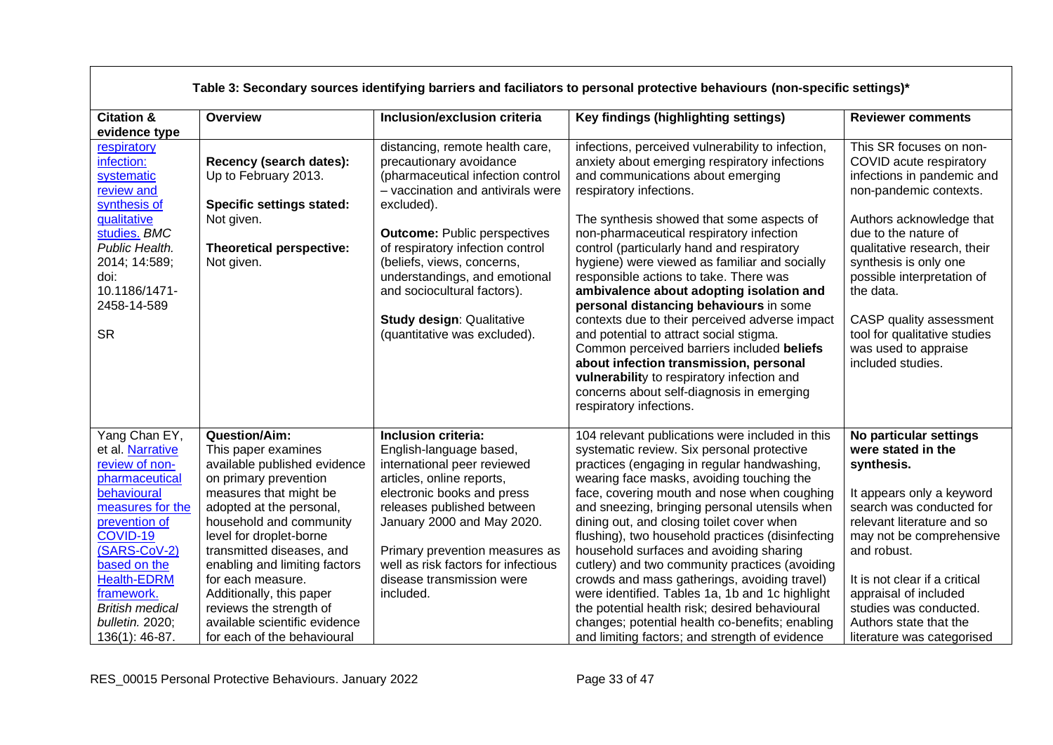**Table 3: Secondary sources identifying barriers and faciliators to personal protective behaviours (non-specific settings)***

| Citation & evidence type | Overview | Inclusion/exclusion criteria | Key findings (highlighting settings) | Reviewer comments |
|---|---|---|---|---|
| respiratory infection: systematic review and synthesis of qualitative studies. *BMC Public Health.* 2014; 14:589; doi: 10.1186/1471-2458-14-589<br><br>SR | **Recency (search dates):** Up to February 2013.<br><br>**Specific settings stated:** Not given.<br><br>**Theoretical perspective:** Not given. | distancing, remote health care, precautionary avoidance (pharmaceutical infection control – vaccination and antivirals were excluded).<br><br>**Outcome:** Public perspectives of respiratory infection control (beliefs, views, concerns, understandings, and emotional and sociocultural factors).<br><br>**Study design**: Qualitative (quantitative was excluded). | infections, perceived vulnerability to infection, anxiety about emerging respiratory infections and communications about emerging respiratory infections.<br><br>The synthesis showed that some aspects of non-pharmaceutical respiratory infection control (particularly hand and respiratory hygiene) were viewed as familiar and socially responsible actions to take. There was **ambivalence about adopting isolation and personal distancing behaviours** in some contexts due to their perceived adverse impact and potential to attract social stigma. Common perceived barriers included **beliefs about infection transmission, personal vulnerabilit**y to respiratory infection and concerns about self-diagnosis in emerging respiratory infections. | This SR focuses on non-COVID acute respiratory infections in pandemic and non-pandemic contexts.<br><br>Authors acknowledge that due to the nature of qualitative research, their synthesis is only one possible interpretation of the data.<br><br>CASP quality assessment tool for qualitative studies was used to appraise included studies. |
| Yang Chan EY, et al. Narrative review of non-pharmaceutical behavioural measures for the prevention of COVID-19 (SARS-CoV-2) based on the Health-EDRM framework. *British medical bulletin.* 2020; 136(1): 46-87. | **Question/Aim:** This paper examines available published evidence on primary prevention measures that might be adopted at the personal, household and community level for droplet-borne transmitted diseases, and enabling and limiting factors for each measure. Additionally, this paper reviews the strength of available scientific evidence for each of the behavioural | **Inclusion criteria:** English-language based, international peer reviewed articles, online reports, electronic books and press releases published between January 2000 and May 2020.<br><br>Primary prevention measures as well as risk factors for infectious disease transmission were included. | 104 relevant publications were included in this systematic review. Six personal protective practices (engaging in regular handwashing, wearing face masks, avoiding touching the face, covering mouth and nose when coughing and sneezing, bringing personal utensils when dining out, and closing toilet cover when flushing), two household practices (disinfecting household surfaces and avoiding sharing cutlery) and two community practices (avoiding crowds and mass gatherings, avoiding travel) were identified. Tables 1a, 1b and 1c highlight the potential health risk; desired behavioural changes; potential health co-benefits; enabling and limiting factors; and strength of evidence | **No particular settings were stated in the synthesis.**<br><br>It appears only a keyword search was conducted for relevant literature and so may not be comprehensive and robust.<br><br>It is not clear if a critical appraisal of included studies was conducted. Authors state that the literature was categorised |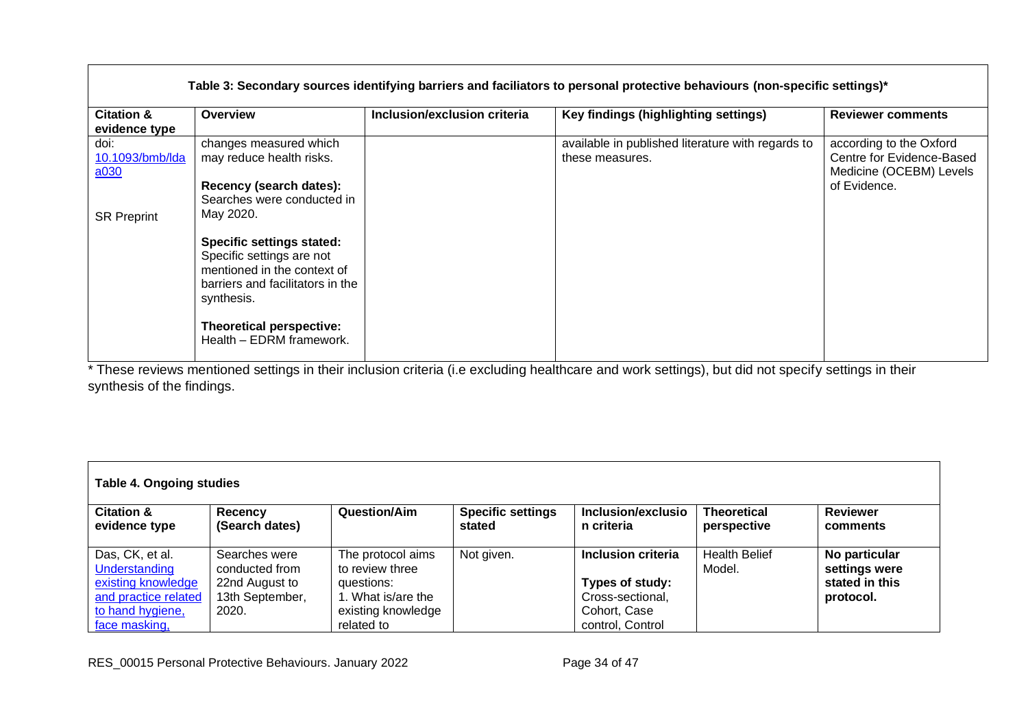**Table 3: Secondary sources identifying barriers and faciliators to personal protective behaviours (non-specific settings)***

| Citation & evidence type | Overview | Inclusion/exclusion criteria | Key findings (highlighting settings) | Reviewer comments |
|---|---|---|---|---|
| doi: [10.1093/bmb/ldaa030](10.1093/bmb/ldaa030)<br><br>SR Preprint | changes measured which may reduce health risks.<br><br>**Recency (search dates):** Searches were conducted in May 2020.<br><br>**Specific settings stated:** Specific settings are not mentioned in the context of barriers and facilitators in the synthesis.<br><br>**Theoretical perspective:** Health – EDRM framework. | | available in published literature with regards to these measures. | according to the Oxford Centre for Evidence-Based Medicine (OCEBM) Levels of Evidence. |

\* These reviews mentioned settings in their inclusion criteria (i.e excluding healthcare and work settings), but did not specify settings in their synthesis of the findings.

**Table 4. Ongoing studies**

| Citation & evidence type | Recency (Search dates) | Question/Aim | Specific settings stated | Inclusion/exclusion criteria | Theoretical perspective | Reviewer comments |
|---|---|---|---|---|---|---|
| Das, CK, et al. Understanding existing knowledge and practice related to hand hygiene, face masking, | Searches were conducted from 22nd August to 13th September, 2020. | The protocol aims to review three questions:<br>1. What is/are the existing knowledge related to | Not given. | **Inclusion criteria**<br><br>**Types of study:** Cross-sectional, Cohort, Case control, Control | Health Belief Model. | **No particular settings were stated in this protocol.** |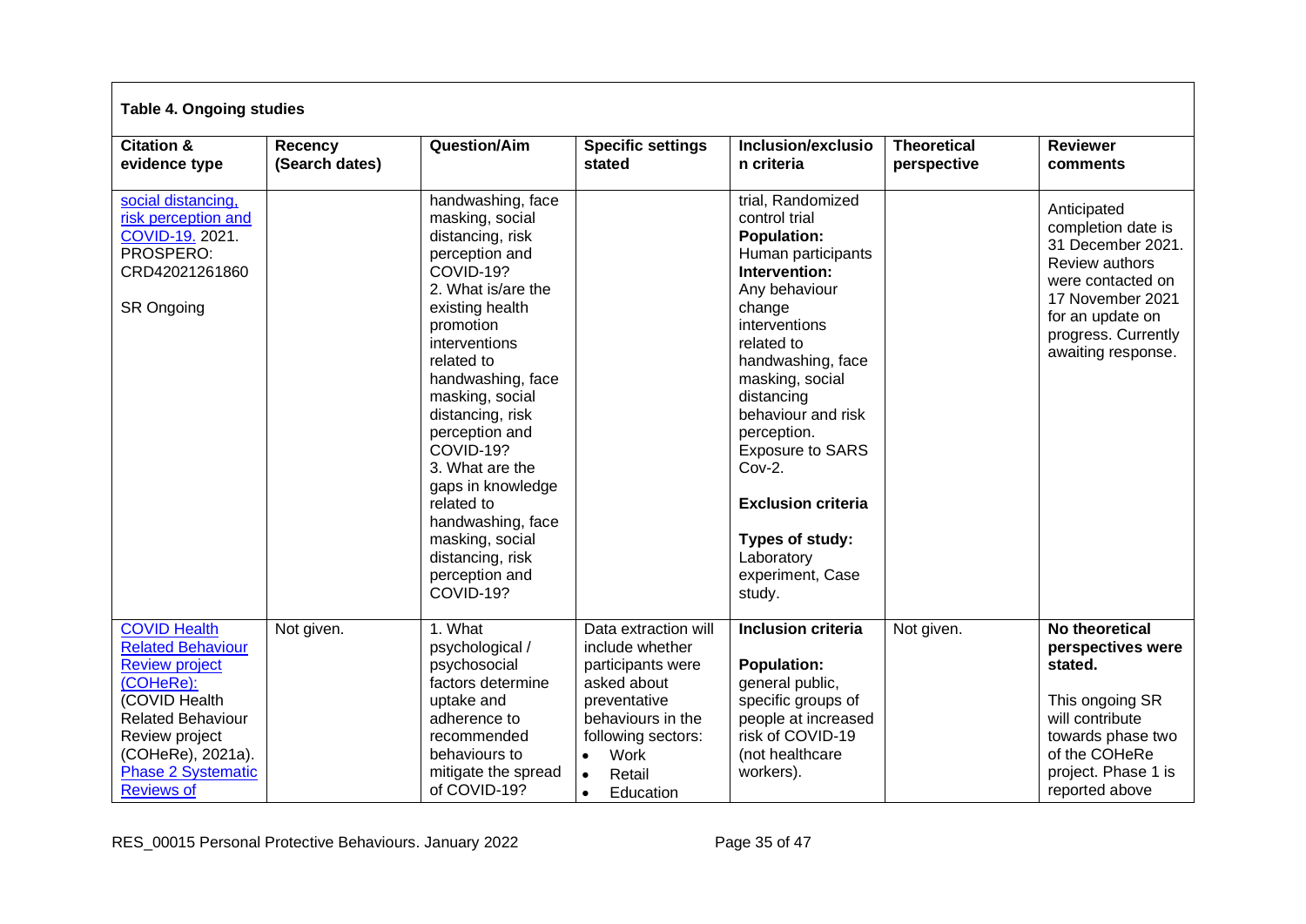**Table 4. Ongoing studies**

| Citation & evidence type | Recency (Search dates) | Question/Aim | Specific settings stated | Inclusion/exclusion criteria | Theoretical perspective | Reviewer comments |
|---|---|---|---|---|---|---|
| social distancing, risk perception and COVID-19. 2021. PROSPERO: CRD42021261860<br><br>SR Ongoing | | handwashing, face masking, social distancing, risk perception and COVID-19?<br>2. What is/are the existing health promotion interventions related to handwashing, face masking, social distancing, risk perception and COVID-19?<br>3. What are the gaps in knowledge related to handwashing, face masking, social distancing, risk perception and COVID-19? | | trial, Randomized control trial<br>**Population:** Human participants<br>**Intervention:** Any behaviour change interventions related to handwashing, face masking, social distancing behaviour and risk perception. Exposure to SARS Cov-2.<br><br>**Exclusion criteria**<br><br>**Types of study:** Laboratory experiment, Case study. | | Anticipated completion date is 31 December 2021. Review authors were contacted on 17 November 2021 for an update on progress. Currently awaiting response. |
| COVID Health Related Behaviour Review project (COHeRe): (COVID Health Related Behaviour Review project (COHeRe), 2021a). Phase 2 Systematic Reviews of | Not given. | 1. What psychological / psychosocial factors determine uptake and adherence to recommended behaviours to mitigate the spread of COVID-19? | Data extraction will include whether participants were asked about preventative behaviours in the following sectors:<br>• Work<br>• Retail<br>• Education | **Inclusion criteria**<br><br>**Population:** general public, specific groups of people at increased risk of COVID-19 (not healthcare workers). | Not given. | **No theoretical perspectives were stated.**<br><br>This ongoing SR will contribute towards phase two of the COHeRe project. Phase 1 is reported above |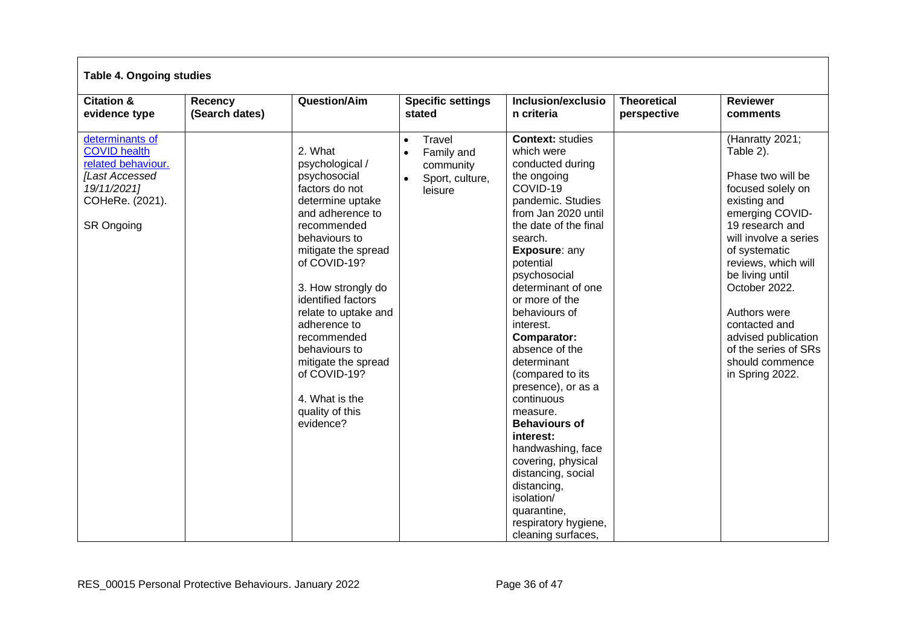**Table 4. Ongoing studies**

| Citation & evidence type | Recency (Search dates) | Question/Aim | Specific settings stated | Inclusion/exclusion criteria | Theoretical perspective | Reviewer comments |
|---|---|---|---|---|---|---|
| determinants of COVID health related behaviour. *[Last Accessed 19/11/2021]* COHeRe. (2021).<br><br>SR Ongoing | | 2. What psychological / psychosocial factors do not determine uptake and adherence to recommended behaviours to mitigate the spread of COVID-19?<br><br>3. How strongly do identified factors relate to uptake and adherence to recommended behaviours to mitigate the spread of COVID-19?<br><br>4. What is the quality of this evidence? | • Travel<br>• Family and community<br>• Sport, culture, leisure | **Context:** studies which were conducted during the ongoing COVID-19 pandemic. Studies from Jan 2020 until the date of the final search.<br>**Exposure**: any potential psychosocial determinant of one or more of the behaviours of interest.<br>**Comparator:** absence of the determinant (compared to its presence), or as a continuous measure.<br>**Behaviours of interest:** handwashing, face covering, physical distancing, social distancing, isolation/ quarantine, respiratory hygiene, cleaning surfaces, | | (Hanratty 2021; Table 2).<br><br>Phase two will be focused solely on existing and emerging COVID-19 research and will involve a series of systematic reviews, which will be living until October 2022.<br><br>Authors were contacted and advised publication of the series of SRs should commence in Spring 2022. |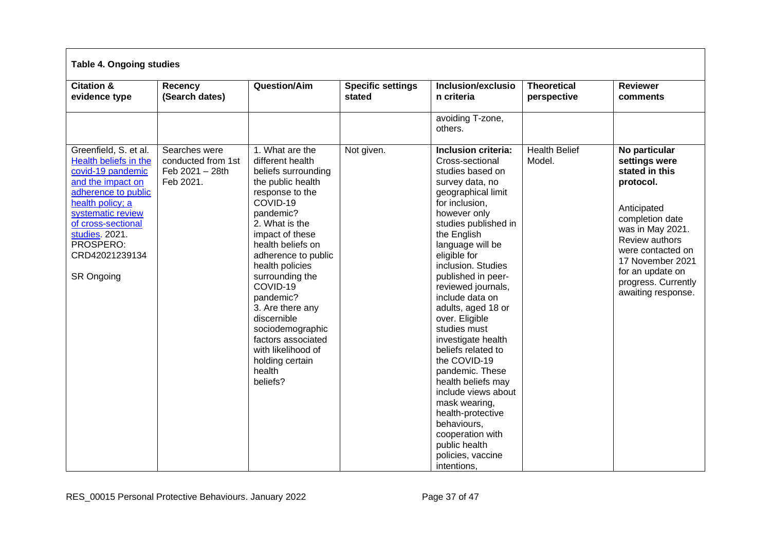**Table 4. Ongoing studies**

| Citation & evidence type | Recency (Search dates) | Question/Aim | Specific settings stated | Inclusion/exclusion criteria | Theoretical perspective | Reviewer comments |
|---|---|---|---|---|---|---|
| | | | | avoiding T-zone, others. | | |
| Greenfield, S. et al. [Health beliefs in the covid-19 pandemic and the impact on adherence to public health policy; a systematic review of cross-sectional studies]. 2021. PROSPERO: CRD42021239134<br><br>SR Ongoing | Searches were conducted from 1st Feb 2021 – 28th Feb 2021. | 1. What are the different health beliefs surrounding the public health response to the COVID-19 pandemic?<br>2. What is the impact of these health beliefs on adherence to public health policies surrounding the COVID-19 pandemic?<br>3. Are there any discernible sociodemographic factors associated with likelihood of holding certain health beliefs? | Not given. | **Inclusion criteria:** Cross-sectional studies based on survey data, no geographical limit for inclusion, however only studies published in the English language will be eligible for inclusion. Studies published in peer-reviewed journals, include data on adults, aged 18 or over. Eligible studies must investigate health beliefs related to the COVID-19 pandemic. These health beliefs may include views about mask wearing, health-protective behaviours, cooperation with public health policies, vaccine intentions, | Health Belief Model. | **No particular settings were stated in this protocol.**<br><br>Anticipated completion date was in May 2021. Review authors were contacted on 17 November 2021 for an update on progress. Currently awaiting response. |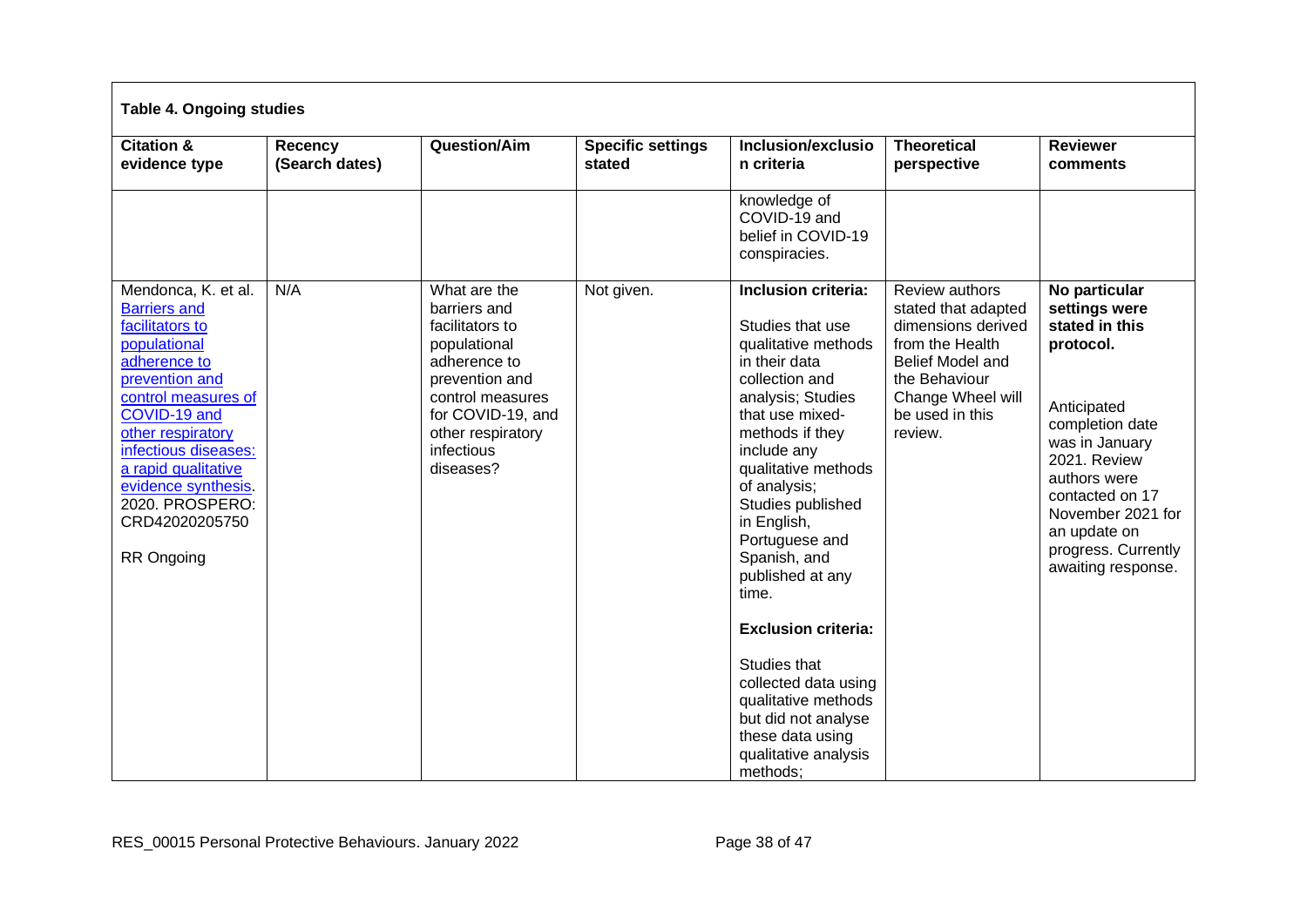**Table 4. Ongoing studies**

| Citation & evidence type | Recency (Search dates) | Question/Aim | Specific settings stated | Inclusion/exclusion criteria | Theoretical perspective | Reviewer comments |
|---|---|---|---|---|---|---|
| | | | | knowledge of COVID-19 and belief in COVID-19 conspiracies. | | |
| Mendonca, K. et al. Barriers and facilitators to populational adherence to prevention and control measures of COVID-19 and other respiratory infectious diseases: a rapid qualitative evidence synthesis. 2020. PROSPERO: CRD42020205750<br><br>RR Ongoing | N/A | What are the barriers and facilitators to populational adherence to prevention and control measures for COVID-19, and other respiratory infectious diseases? | Not given. | **Inclusion criteria:**<br><br>Studies that use qualitative methods in their data collection and analysis; Studies that use mixed-methods if they include any qualitative methods of analysis; Studies published in English, Portuguese and Spanish, and published at any time.<br><br>**Exclusion criteria:**<br><br>Studies that collected data using qualitative methods but did not analyse these data using qualitative analysis methods; | Review authors stated that adapted dimensions derived from the Health Belief Model and the Behaviour Change Wheel will be used in this review. | **No particular settings were stated in this protocol.**<br><br>Anticipated completion date was in January 2021. Review authors were contacted on 17 November 2021 for an update on progress. Currently awaiting response. |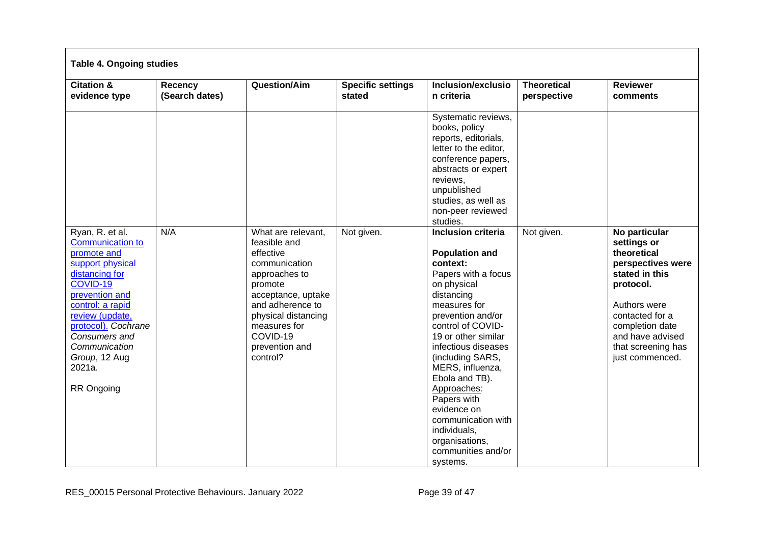**Table 4. Ongoing studies**

| Citation & evidence type | Recency (Search dates) | Question/Aim | Specific settings stated | Inclusion/exclusion criteria | Theoretical perspective | Reviewer comments |
|---|---|---|---|---|---|---|
| | | | | Systematic reviews, books, policy reports, editorials, letter to the editor, conference papers, abstracts or expert reviews, unpublished studies, as well as non-peer reviewed studies. | | |
| Ryan, R. et al. Communication to promote and support physical distancing for COVID-19 prevention and control: a rapid review (update, protocol). *Cochrane Consumers and Communication Group*, 12 Aug 2021a.<br><br>RR Ongoing | N/A | What are relevant, feasible and effective communication approaches to promote acceptance, uptake and adherence to physical distancing measures for COVID-19 prevention and control? | Not given. | **Inclusion criteria**<br><br>**Population and context:** Papers with a focus on physical distancing measures for prevention and/or control of COVID-19 or other similar infectious diseases (including SARS, MERS, influenza, Ebola and TB).<br>Approaches: Papers with evidence on communication with individuals, organisations, communities and/or systems. | Not given. | **No particular settings or theoretical perspectives were stated in this protocol.**<br><br>Authors were contacted for a completion date and have advised that screening has just commenced. |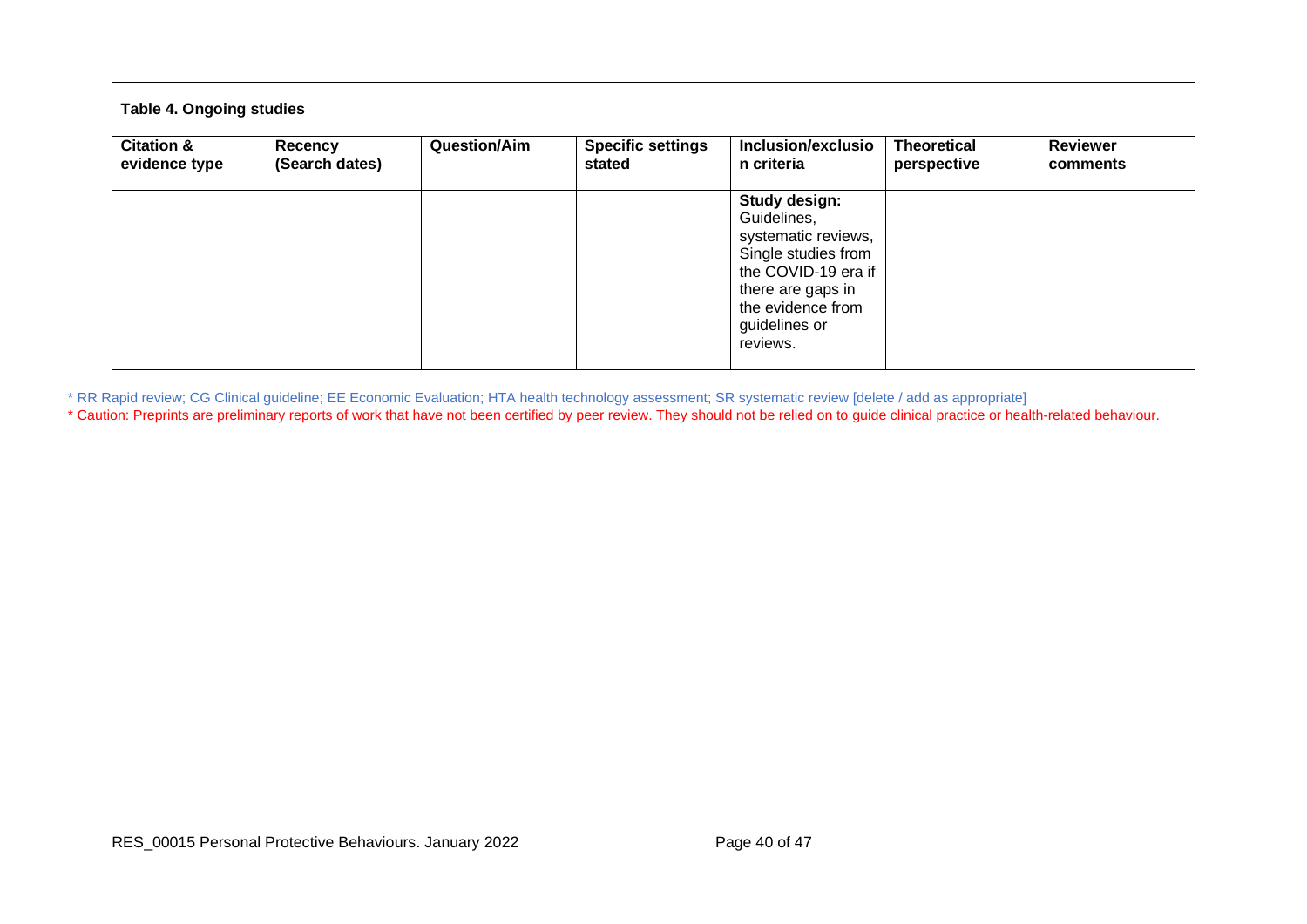| Table 4. Ongoing studies | | | | | | |
|---|---|---|---|---|---|---|
| **Citation & evidence type** | **Recency (Search dates)** | **Question/Aim** | **Specific settings stated** | **Inclusion/exclusion criteria** | **Theoretical perspective** | **Reviewer comments** |
| | | | | **Study design:** Guidelines, systematic reviews, Single studies from the COVID-19 era if there are gaps in the evidence from guidelines or reviews. | | |

* RR Rapid review; CG Clinical guideline; EE Economic Evaluation; HTA health technology assessment; SR systematic review [delete / add as appropriate]

* Caution: Preprints are preliminary reports of work that have not been certified by peer review. They should not be relied on to guide clinical practice or health-related behaviour.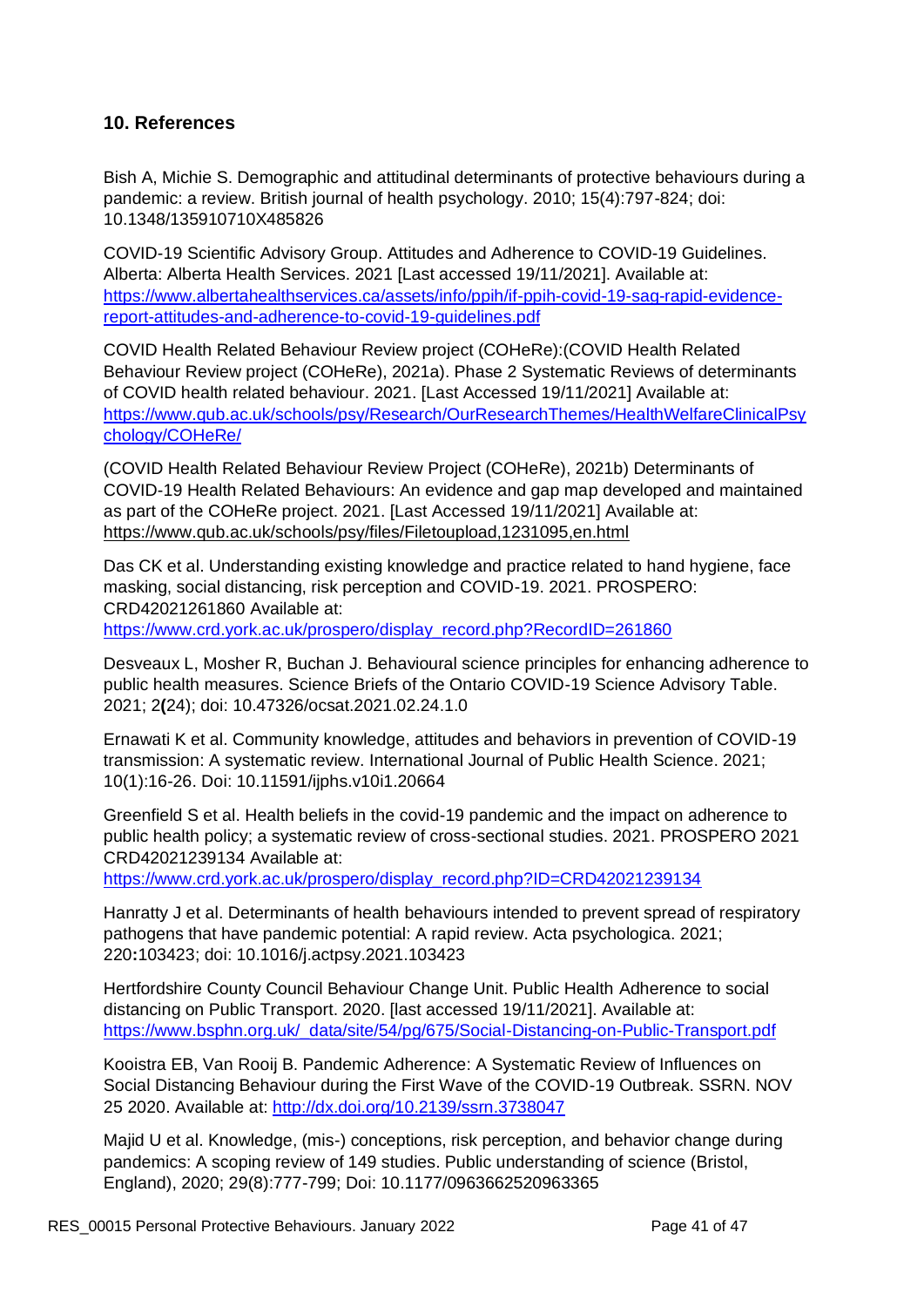## 10. References

Bish A, Michie S. Demographic and attitudinal determinants of protective behaviours during a pandemic: a review. British journal of health psychology. 2010; 15(4):797-824; doi: 10.1348/135910710X485826

COVID-19 Scientific Advisory Group. Attitudes and Adherence to COVID-19 Guidelines. Alberta: Alberta Health Services. 2021 [Last accessed 19/11/2021]. Available at: https://www.albertahealthservices.ca/assets/info/ppih/if-ppih-covid-19-sag-rapid-evidence-report-attitudes-and-adherence-to-covid-19-guidelines.pdf

COVID Health Related Behaviour Review project (COHeRe):(COVID Health Related Behaviour Review project (COHeRe), 2021a). Phase 2 Systematic Reviews of determinants of COVID health related behaviour. 2021. [Last Accessed 19/11/2021] Available at: https://www.qub.ac.uk/schools/psy/Research/OurResearchThemes/HealthWelfareClinicalPsychology/COHeRe/

(COVID Health Related Behaviour Review Project (COHeRe), 2021b) Determinants of COVID-19 Health Related Behaviours: An evidence and gap map developed and maintained as part of the COHeRe project. 2021. [Last Accessed 19/11/2021] Available at: https://www.qub.ac.uk/schools/psy/files/Filetoupload,1231095,en.html

Das CK et al. Understanding existing knowledge and practice related to hand hygiene, face masking, social distancing, risk perception and COVID-19. 2021. PROSPERO: CRD42021261860 Available at: https://www.crd.york.ac.uk/prospero/display_record.php?RecordID=261860

Desveaux L, Mosher R, Buchan J. Behavioural science principles for enhancing adherence to public health measures. Science Briefs of the Ontario COVID-19 Science Advisory Table. 2021; 2**(**24); doi: 10.47326/ocsat.2021.02.24.1.0

Ernawati K et al. Community knowledge, attitudes and behaviors in prevention of COVID-19 transmission: A systematic review. International Journal of Public Health Science. 2021; 10(1):16-26. Doi: 10.11591/ijphs.v10i1.20664

Greenfield S et al. Health beliefs in the covid-19 pandemic and the impact on adherence to public health policy; a systematic review of cross-sectional studies. 2021. PROSPERO 2021 CRD42021239134 Available at: https://www.crd.york.ac.uk/prospero/display_record.php?ID=CRD42021239134

Hanratty J et al. Determinants of health behaviours intended to prevent spread of respiratory pathogens that have pandemic potential: A rapid review. Acta psychologica. 2021; 220**:**103423; doi: 10.1016/j.actpsy.2021.103423

Hertfordshire County Council Behaviour Change Unit. Public Health Adherence to social distancing on Public Transport. 2020. [last accessed 19/11/2021]. Available at: https://www.bsphn.org.uk/_data/site/54/pg/675/Social-Distancing-on-Public-Transport.pdf

Kooistra EB, Van Rooij B. Pandemic Adherence: A Systematic Review of Influences on Social Distancing Behaviour during the First Wave of the COVID-19 Outbreak. SSRN. NOV 25 2020. Available at: http://dx.doi.org/10.2139/ssrn.3738047

Majid U et al. Knowledge, (mis-) conceptions, risk perception, and behavior change during pandemics: A scoping review of 149 studies. Public understanding of science (Bristol, England), 2020; 29(8):777-799; Doi: 10.1177/0963662520963365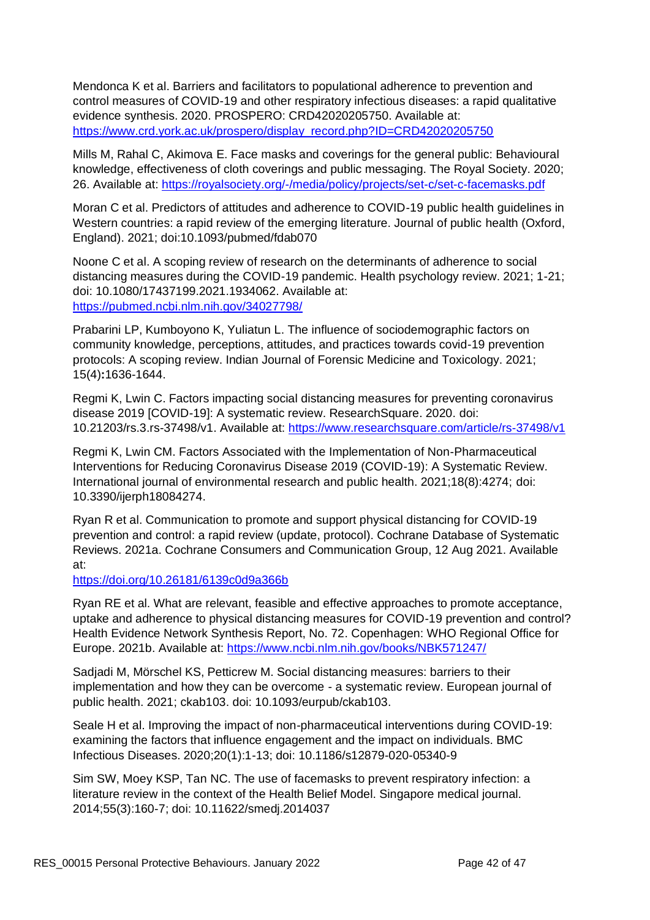Mendonca K et al. Barriers and facilitators to populational adherence to prevention and control measures of COVID-19 and other respiratory infectious diseases: a rapid qualitative evidence synthesis. 2020. PROSPERO: CRD42020205750. Available at: https://www.crd.york.ac.uk/prospero/display_record.php?ID=CRD42020205750

Mills M, Rahal C, Akimova E. Face masks and coverings for the general public: Behavioural knowledge, effectiveness of cloth coverings and public messaging. The Royal Society. 2020; 26. Available at: https://royalsociety.org/-/media/policy/projects/set-c/set-c-facemasks.pdf

Moran C et al. Predictors of attitudes and adherence to COVID-19 public health guidelines in Western countries: a rapid review of the emerging literature. Journal of public health (Oxford, England). 2021; doi:10.1093/pubmed/fdab070

Noone C et al. A scoping review of research on the determinants of adherence to social distancing measures during the COVID-19 pandemic. Health psychology review. 2021; 1-21; doi: 10.1080/17437199.2021.1934062. Available at: https://pubmed.ncbi.nlm.nih.gov/34027798/

Prabarini LP, Kumboyono K, Yuliatun L. The influence of sociodemographic factors on community knowledge, perceptions, attitudes, and practices towards covid-19 prevention protocols: A scoping review. Indian Journal of Forensic Medicine and Toxicology. 2021; 15(4)**:**1636-1644.

Regmi K, Lwin C. Factors impacting social distancing measures for preventing coronavirus disease 2019 [COVID-19]: A systematic review. ResearchSquare. 2020. doi: 10.21203/rs.3.rs-37498/v1. Available at: https://www.researchsquare.com/article/rs-37498/v1

Regmi K, Lwin CM. Factors Associated with the Implementation of Non-Pharmaceutical Interventions for Reducing Coronavirus Disease 2019 (COVID-19): A Systematic Review. International journal of environmental research and public health. 2021;18(8):4274; doi: 10.3390/ijerph18084274.

Ryan R et al. Communication to promote and support physical distancing for COVID-19 prevention and control: a rapid review (update, protocol). Cochrane Database of Systematic Reviews. 2021a. Cochrane Consumers and Communication Group, 12 Aug 2021. Available at: https://doi.org/10.26181/6139c0d9a366b

Ryan RE et al. What are relevant, feasible and effective approaches to promote acceptance, uptake and adherence to physical distancing measures for COVID-19 prevention and control? Health Evidence Network Synthesis Report, No. 72. Copenhagen: WHO Regional Office for Europe. 2021b. Available at: https://www.ncbi.nlm.nih.gov/books/NBK571247/

Sadjadi M, Mörschel KS, Petticrew M. Social distancing measures: barriers to their implementation and how they can be overcome - a systematic review. European journal of public health. 2021; ckab103. doi: 10.1093/eurpub/ckab103.

Seale H et al. Improving the impact of non-pharmaceutical interventions during COVID-19: examining the factors that influence engagement and the impact on individuals. BMC Infectious Diseases. 2020;20(1):1-13; doi: 10.1186/s12879-020-05340-9

Sim SW, Moey KSP, Tan NC. The use of facemasks to prevent respiratory infection: a literature review in the context of the Health Belief Model. Singapore medical journal. 2014;55(3):160-7; doi: 10.11622/smedj.2014037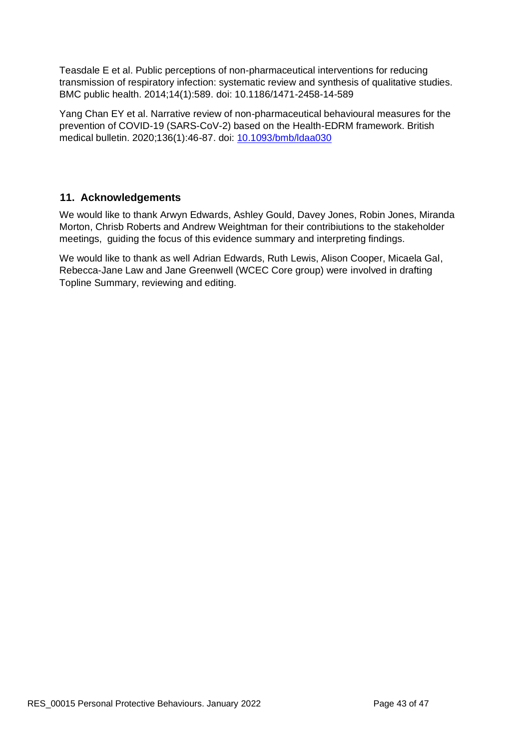Teasdale E et al. Public perceptions of non-pharmaceutical interventions for reducing transmission of respiratory infection: systematic review and synthesis of qualitative studies. BMC public health. 2014;14(1):589. doi: 10.1186/1471-2458-14-589

Yang Chan EY et al. Narrative review of non-pharmaceutical behavioural measures for the prevention of COVID-19 (SARS-CoV-2) based on the Health-EDRM framework. British medical bulletin. 2020;136(1):46-87. doi: [10.1093/bmb/ldaa030](https://doi.org/10.1093/bmb/ldaa030)

## 11. Acknowledgements

We would like to thank Arwyn Edwards, Ashley Gould, Davey Jones, Robin Jones, Miranda Morton, Chrisb Roberts and Andrew Weightman for their contribiutions to the stakeholder meetings, guiding the focus of this evidence summary and interpreting findings.

We would like to thank as well Adrian Edwards, Ruth Lewis, Alison Cooper, Micaela Gal, Rebecca-Jane Law and Jane Greenwell (WCEC Core group) were involved in drafting Topline Summary, reviewing and editing.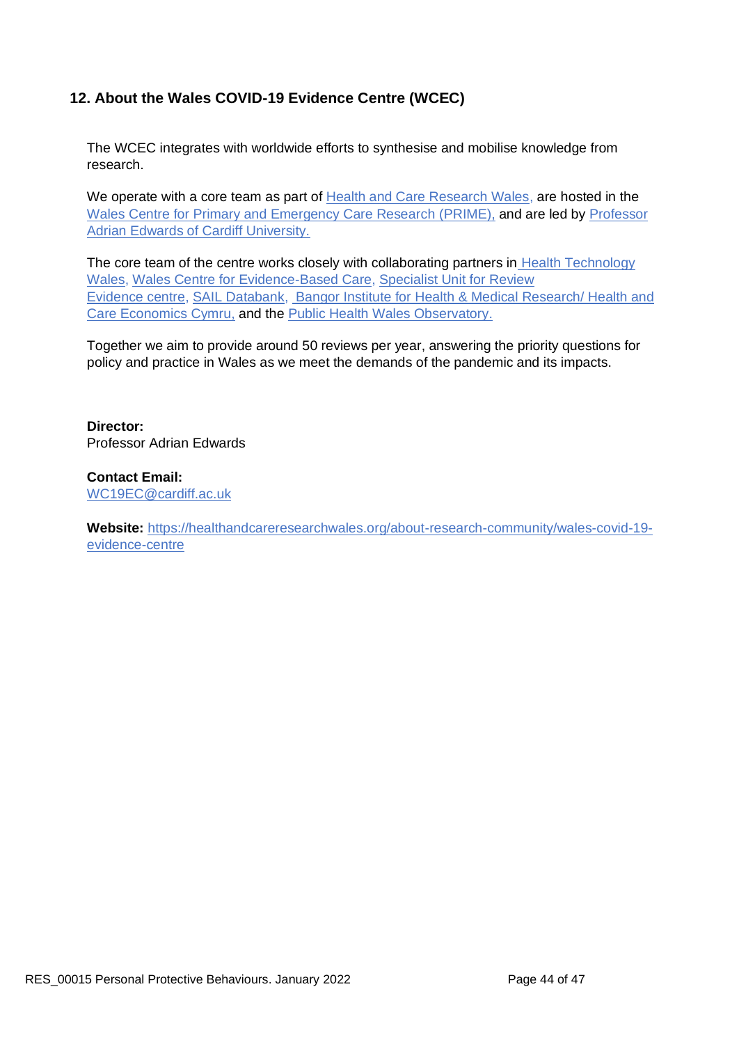## 12. About the Wales COVID-19 Evidence Centre (WCEC)

The WCEC integrates with worldwide efforts to synthesise and mobilise knowledge from research.

We operate with a core team as part of Health and Care Research Wales, are hosted in the Wales Centre for Primary and Emergency Care Research (PRIME), and are led by Professor Adrian Edwards of Cardiff University.

The core team of the centre works closely with collaborating partners in Health Technology Wales, Wales Centre for Evidence-Based Care, Specialist Unit for Review Evidence centre, SAIL Databank, Bangor Institute for Health & Medical Research/ Health and Care Economics Cymru, and the Public Health Wales Observatory.

Together we aim to provide around 50 reviews per year, answering the priority questions for policy and practice in Wales as we meet the demands of the pandemic and its impacts.

**Director:**
Professor Adrian Edwards

**Contact Email:**
WC19EC@cardiff.ac.uk

**Website:** https://healthandcareresearchwales.org/about-research-community/wales-covid-19-evidence-centre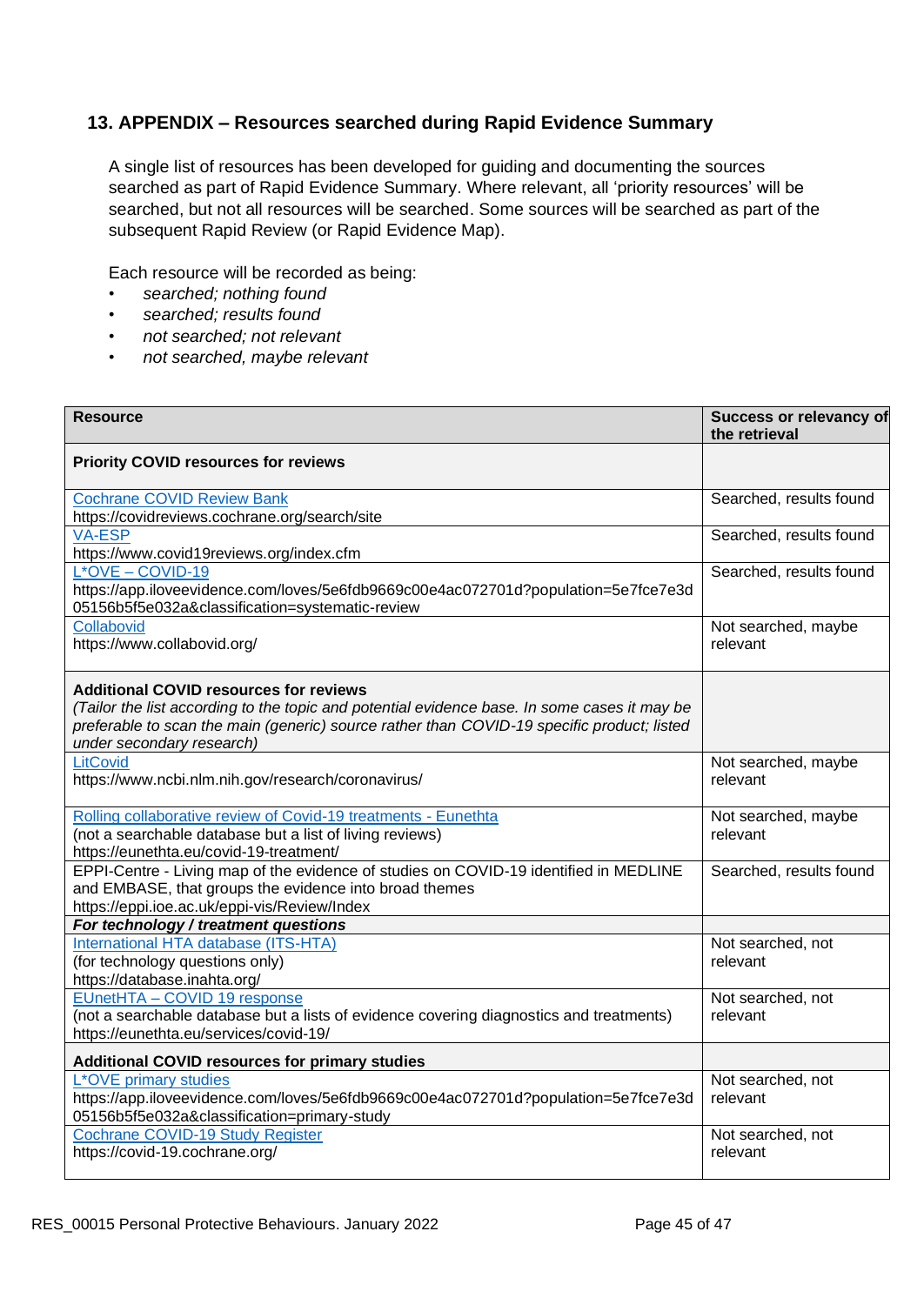## 13. APPENDIX – Resources searched during Rapid Evidence Summary

A single list of resources has been developed for guiding and documenting the sources searched as part of Rapid Evidence Summary. Where relevant, all 'priority resources' will be searched, but not all resources will be searched. Some sources will be searched as part of the subsequent Rapid Review (or Rapid Evidence Map).

Each resource will be recorded as being:

- *searched; nothing found*
- *searched; results found*
- *not searched; not relevant*
- *not searched, maybe relevant*

| Resource | Success or relevancy of the retrieval |
|---|---|
| **Priority COVID resources for reviews** | |
| Cochrane COVID Review Bank<br>https://covidreviews.cochrane.org/search/site | Searched, results found |
| VA-ESP<br>https://www.covid19reviews.org/index.cfm | Searched, results found |
| L*OVE – COVID-19<br>https://app.iloveevidence.com/loves/5e6fdb9669c00e4ac072701d?population=5e7fce7e3d05156b5f5e032a&classification=systematic-review | Searched, results found |
| Collabovid<br>https://www.collabovid.org/ | Not searched, maybe relevant |
| **Additional COVID resources for reviews**<br>*(Tailor the list according to the topic and potential evidence base. In some cases it may be preferable to scan the main (generic) source rather than COVID-19 specific product; listed under secondary research)* | |
| LitCovid<br>https://www.ncbi.nlm.nih.gov/research/coronavirus/ | Not searched, maybe relevant |
| Rolling collaborative review of Covid-19 treatments - Eunethta<br>(not a searchable database but a list of living reviews)<br>https://eunethta.eu/covid-19-treatment/ | Not searched, maybe relevant |
| EPPI-Centre - Living map of the evidence of studies on COVID-19 identified in MEDLINE and EMBASE, that groups the evidence into broad themes<br>https://eppi.ioe.ac.uk/eppi-vis/Review/Index | Searched, results found |
| ***For technology / treatment questions*** | |
| International HTA database (ITS-HTA)<br>(for technology questions only)<br>https://database.inahta.org/ | Not searched, not relevant |
| EUnetHTA – COVID 19 response<br>(not a searchable database but a lists of evidence covering diagnostics and treatments)<br>https://eunethta.eu/services/covid-19/ | Not searched, not relevant |
| **Additional COVID resources for primary studies** | |
| L*OVE primary studies<br>https://app.iloveevidence.com/loves/5e6fdb9669c00e4ac072701d?population=5e7fce7e3d05156b5f5e032a&classification=primary-study | Not searched, not relevant |
| Cochrane COVID-19 Study Register<br>https://covid-19.cochrane.org/ | Not searched, not relevant |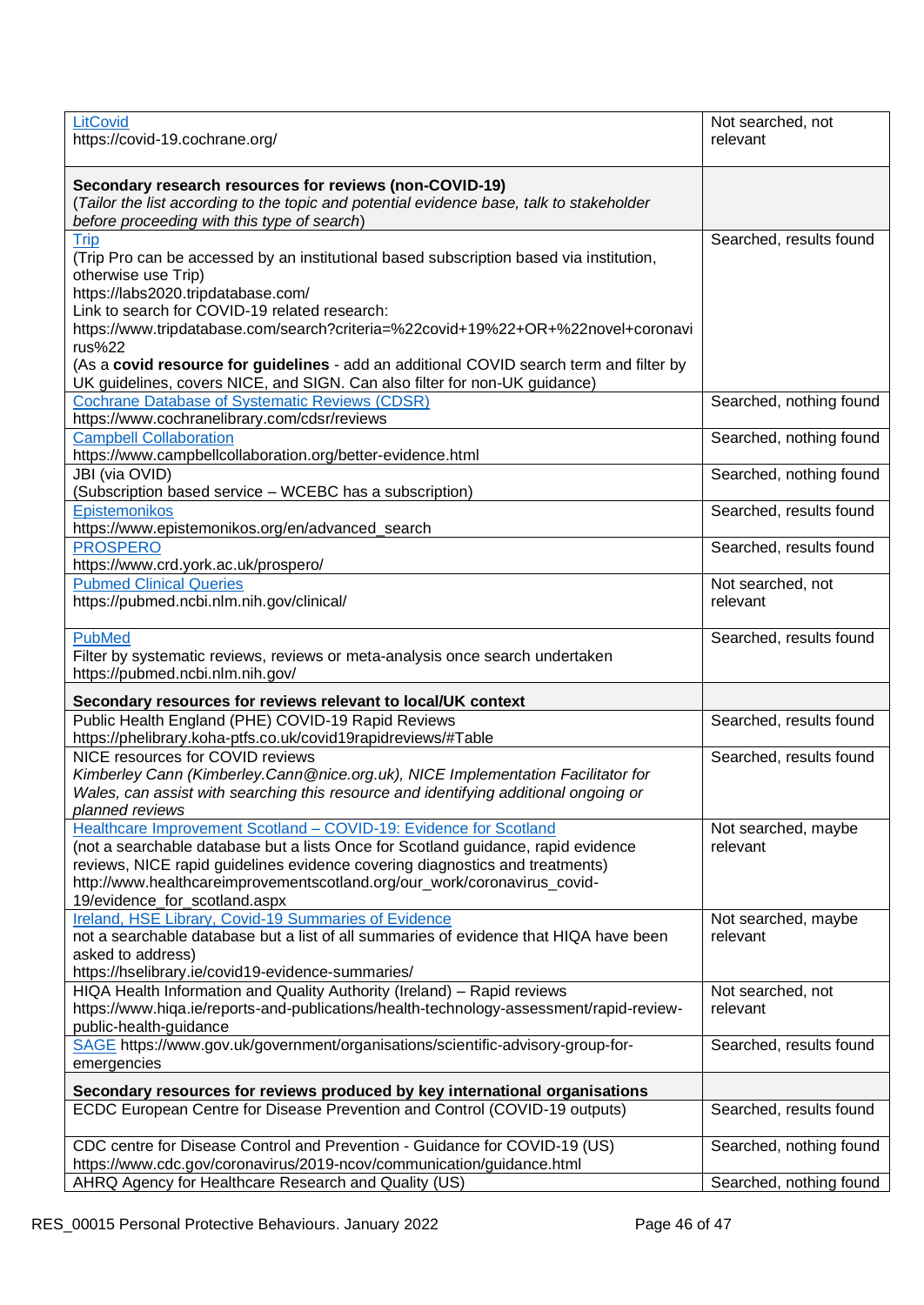| | |
|---|---|
| LitCovid<br>https://covid-19.cochrane.org/ | Not searched, not relevant |
| **Secondary research resources for reviews (non-COVID-19)**<br>*(Tailor the list according to the topic and potential evidence base, talk to stakeholder before proceeding with this type of search)* | |
| Trip<br>(Trip Pro can be accessed by an institutional based subscription based via institution, otherwise use Trip)<br>https://labs2020.tripdatabase.com/<br>Link to search for COVID-19 related research:<br>https://www.tripdatabase.com/search?criteria=%22covid+19%22+OR+%22novel+coronavirus%22<br>(As a **covid resource for guidelines** - add an additional COVID search term and filter by UK guidelines, covers NICE, and SIGN. Can also filter for non-UK guidance) | Searched, results found |
| Cochrane Database of Systematic Reviews (CDSR)<br>https://www.cochranelibrary.com/cdsr/reviews | Searched, nothing found |
| Campbell Collaboration<br>https://www.campbellcollaboration.org/better-evidence.html | Searched, nothing found |
| JBI (via OVID)<br>(Subscription based service – WCEBC has a subscription) | Searched, nothing found |
| Epistemonikos<br>https://www.epistemonikos.org/en/advanced_search | Searched, results found |
| PROSPERO<br>https://www.crd.york.ac.uk/prospero/ | Searched, results found |
| Pubmed Clinical Queries<br>https://pubmed.ncbi.nlm.nih.gov/clinical/ | Not searched, not relevant |
| PubMed<br>Filter by systematic reviews, reviews or meta-analysis once search undertaken<br>https://pubmed.ncbi.nlm.nih.gov/ | Searched, results found |
| **Secondary resources for reviews relevant to local/UK context** | |
| Public Health England (PHE) COVID-19 Rapid Reviews<br>https://phelibrary.koha-ptfs.co.uk/covid19rapidreviews/#Table | Searched, results found |
| NICE resources for COVID reviews<br>*Kimberley Cann (Kimberley.Cann@nice.org.uk), NICE Implementation Facilitator for Wales, can assist with searching this resource and identifying additional ongoing or planned reviews* | Searched, results found |
| Healthcare Improvement Scotland – COVID-19: Evidence for Scotland<br>(not a searchable database but a lists Once for Scotland guidance, rapid evidence reviews, NICE rapid guidelines evidence covering diagnostics and treatments)<br>http://www.healthcareimprovementscotland.org/our_work/coronavirus_covid-19/evidence_for_scotland.aspx | Not searched, maybe relevant |
| Ireland, HSE Library, Covid-19 Summaries of Evidence<br>not a searchable database but a list of all summaries of evidence that HIQA have been asked to address)<br>https://hselibrary.ie/covid19-evidence-summaries/ | Not searched, maybe relevant |
| HIQA Health Information and Quality Authority (Ireland) – Rapid reviews<br>https://www.hiqa.ie/reports-and-publications/health-technology-assessment/rapid-review-public-health-guidance | Not searched, not relevant |
| SAGE https://www.gov.uk/government/organisations/scientific-advisory-group-for-emergencies | Searched, results found |
| **Secondary resources for reviews produced by key international organisations** | |
| ECDC European Centre for Disease Prevention and Control (COVID-19 outputs) | Searched, results found |
| CDC centre for Disease Control and Prevention - Guidance for COVID-19 (US)<br>https://www.cdc.gov/coronavirus/2019-ncov/communication/guidance.html | Searched, nothing found |
| AHRQ Agency for Healthcare Research and Quality (US) | Searched, nothing found |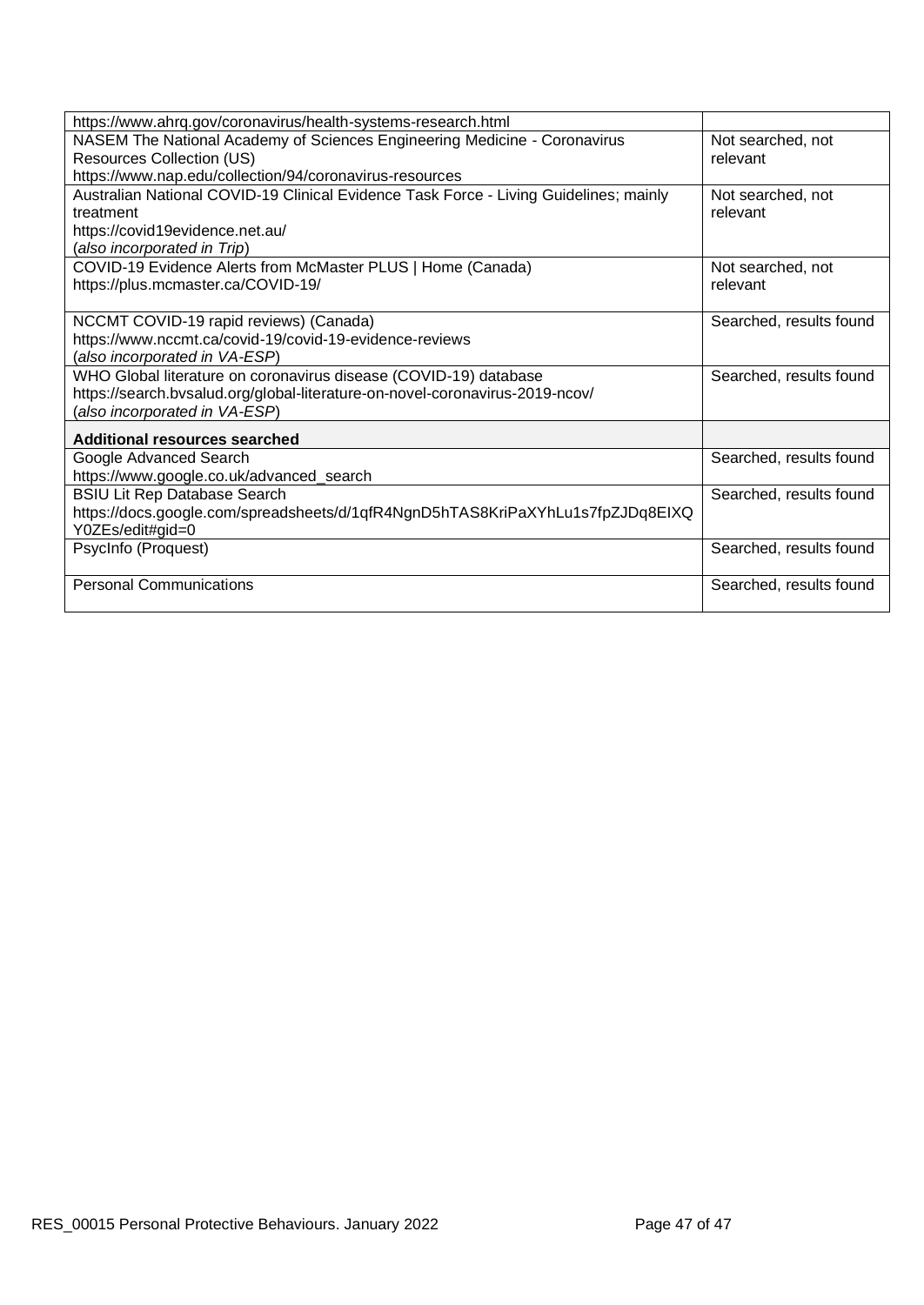| | |
|---|---|
| https://www.ahrq.gov/coronavirus/health-systems-research.html | |
| NASEM The National Academy of Sciences Engineering Medicine - Coronavirus Resources Collection (US)<br>https://www.nap.edu/collection/94/coronavirus-resources | Not searched, not relevant |
| Australian National COVID-19 Clinical Evidence Task Force - Living Guidelines; mainly treatment<br>https://covid19evidence.net.au/<br>(*also incorporated in Trip*) | Not searched, not relevant |
| COVID-19 Evidence Alerts from McMaster PLUS \| Home (Canada)<br>https://plus.mcmaster.ca/COVID-19/ | Not searched, not relevant |
| NCCMT COVID-19 rapid reviews) (Canada)<br>https://www.nccmt.ca/covid-19/covid-19-evidence-reviews<br>(*also incorporated in VA-ESP*) | Searched, results found |
| WHO Global literature on coronavirus disease (COVID-19) database<br>https://search.bvsalud.org/global-literature-on-novel-coronavirus-2019-ncov/<br>(*also incorporated in VA-ESP*) | Searched, results found |
| **Additional resources searched** | |
| Google Advanced Search<br>https://www.google.co.uk/advanced_search | Searched, results found |
| BSIU Lit Rep Database Search<br>https://docs.google.com/spreadsheets/d/1qfR4NgnD5hTAS8KriPaXYhLu1s7fpZJDq8EIXQY0ZEs/edit#gid=0 | Searched, results found |
| PsycInfo (Proquest) | Searched, results found |
| Personal Communications | Searched, results found |